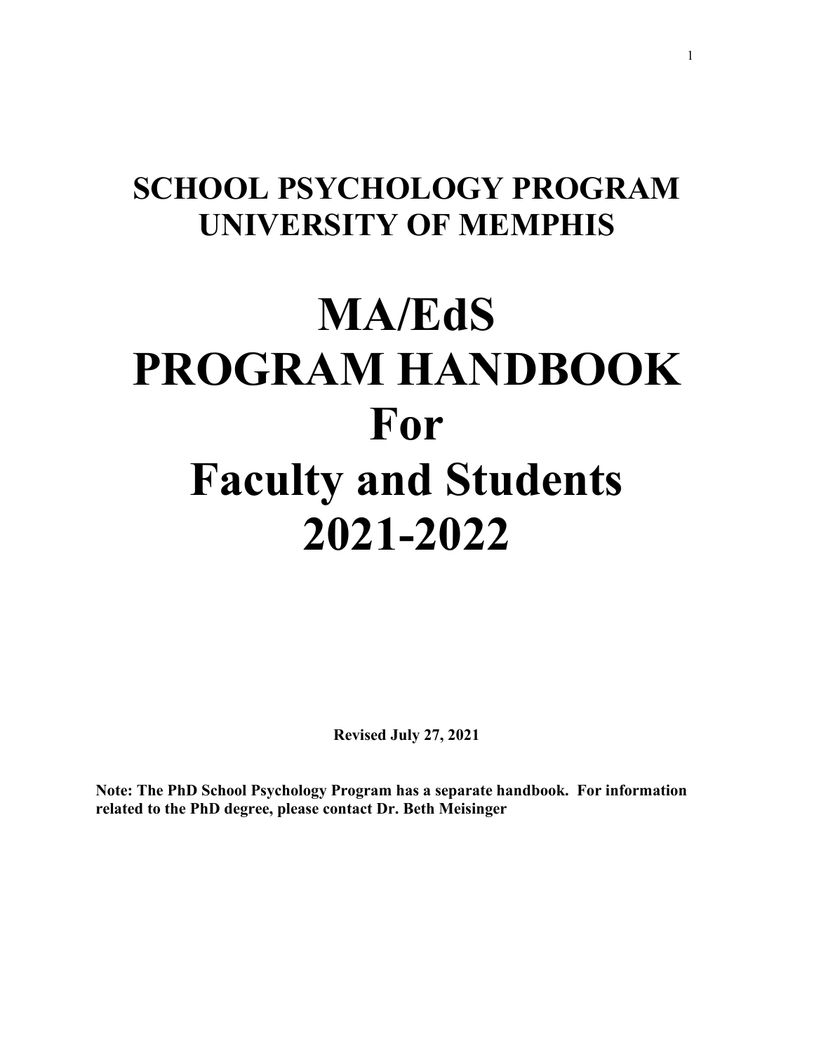# SCHOOL PSYCHOLOGY PROGRAM
# UNIVERSITY OF MEMPHIS

# MA/EdS PROGRAM HANDBOOK For Faculty and Students 2021-2022

**Revised July 27, 2021**

**Note: The PhD School Psychology Program has a separate handbook. For information related to the PhD degree, please contact Dr. Beth Meisinger**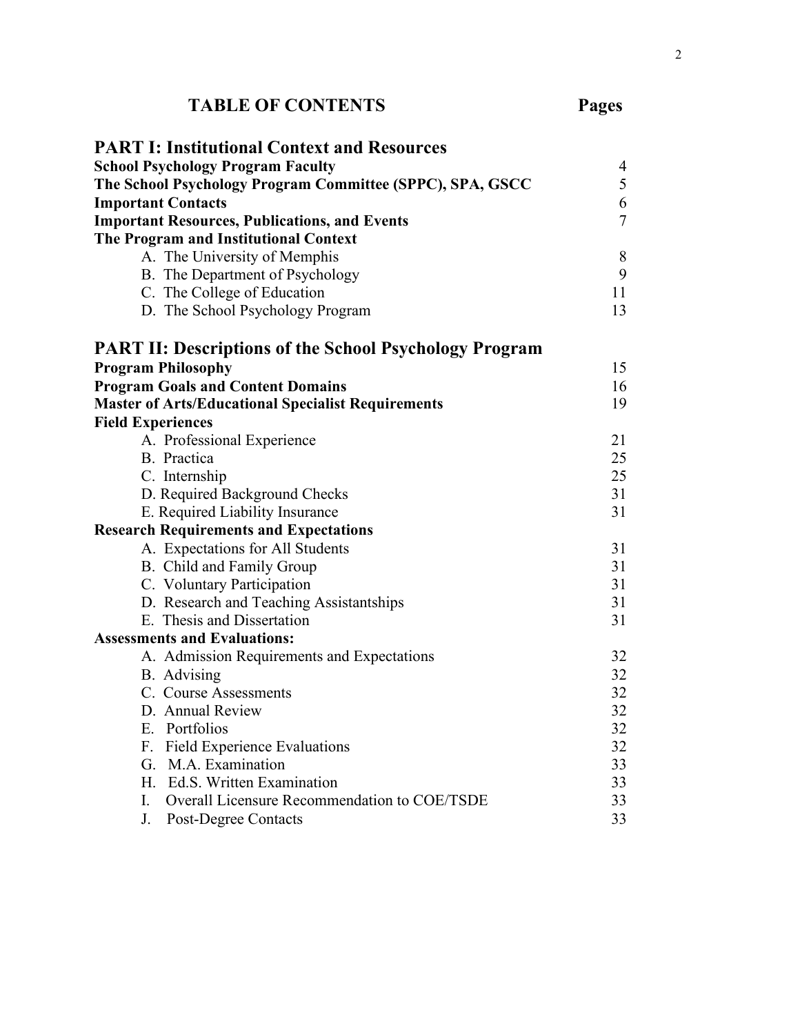# TABLE OF CONTENTS

| | Pages |
|---|---|
| **PART I: Institutional Context and Resources** | |
| **School Psychology Program Faculty** | 4 |
| **The School Psychology Program Committee (SPPC), SPA, GSCC** | 5 |
| **Important Contacts** | 6 |
| **Important Resources, Publications, and Events** | 7 |
| **The Program and Institutional Context** | |
| A. The University of Memphis | 8 |
| B. The Department of Psychology | 9 |
| C. The College of Education | 11 |
| D. The School Psychology Program | 13 |
| **PART II: Descriptions of the School Psychology Program** | |
| **Program Philosophy** | 15 |
| **Program Goals and Content Domains** | 16 |
| **Master of Arts/Educational Specialist Requirements** | 19 |
| **Field Experiences** | |
| A. Professional Experience | 21 |
| B. Practica | 25 |
| C. Internship | 25 |
| D. Required Background Checks | 31 |
| E. Required Liability Insurance | 31 |
| **Research Requirements and Expectations** | |
| A. Expectations for All Students | 31 |
| B. Child and Family Group | 31 |
| C. Voluntary Participation | 31 |
| D. Research and Teaching Assistantships | 31 |
| E. Thesis and Dissertation | 31 |
| **Assessments and Evaluations:** | |
| A. Admission Requirements and Expectations | 32 |
| B. Advising | 32 |
| C. Course Assessments | 32 |
| D. Annual Review | 32 |
| E. Portfolios | 32 |
| F. Field Experience Evaluations | 32 |
| G. M.A. Examination | 33 |
| H. Ed.S. Written Examination | 33 |
| I. Overall Licensure Recommendation to COE/TSDE | 33 |
| J. Post-Degree Contacts | 33 |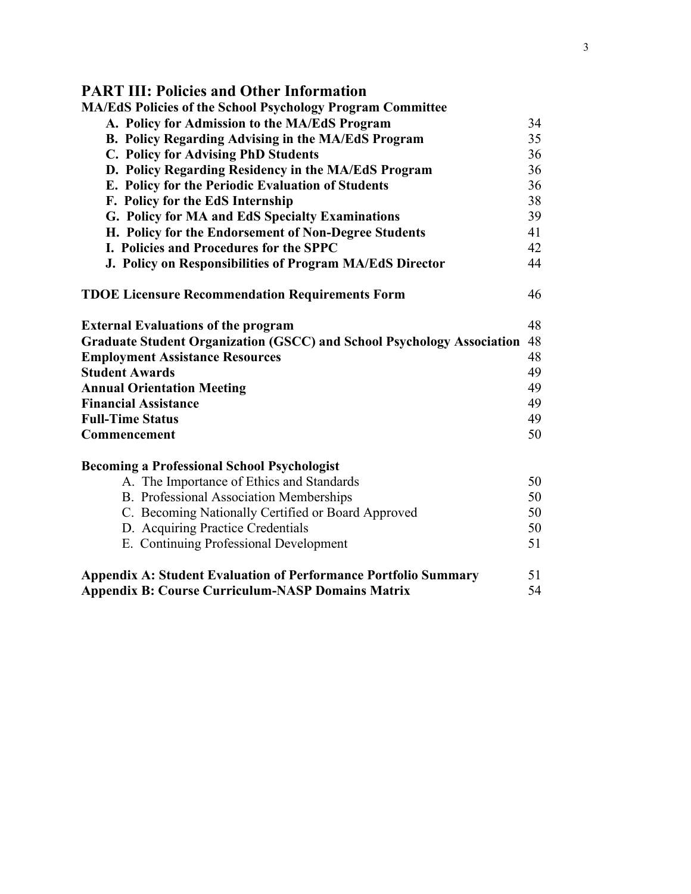## PART III: Policies and Other Information

**MA/EdS Policies of the School Psychology Program Committee**

| | |
|---|---|
| **A. Policy for Admission to the MA/EdS Program** | 34 |
| **B. Policy Regarding Advising in the MA/EdS Program** | 35 |
| **C. Policy for Advising PhD Students** | 36 |
| **D. Policy Regarding Residency in the MA/EdS Program** | 36 |
| **E. Policy for the Periodic Evaluation of Students** | 36 |
| **F. Policy for the EdS Internship** | 38 |
| **G. Policy for MA and EdS Specialty Examinations** | 39 |
| **H. Policy for the Endorsement of Non-Degree Students** | 41 |
| **I. Policies and Procedures for the SPPC** | 42 |
| **J. Policy on Responsibilities of Program MA/EdS Director** | 44 |

| | |
|---|---|
| **TDOE Licensure Recommendation Requirements Form** | 46 |

| | |
|---|---|
| **External Evaluations of the program** | 48 |
| **Graduate Student Organization (GSCC) and School Psychology Association** | 48 |
| **Employment Assistance Resources** | 48 |
| **Student Awards** | 49 |
| **Annual Orientation Meeting** | 49 |
| **Financial Assistance** | 49 |
| **Full-Time Status** | 49 |
| **Commencement** | 50 |

**Becoming a Professional School Psychologist**

| | |
|---|---|
| A. The Importance of Ethics and Standards | 50 |
| B. Professional Association Memberships | 50 |
| C. Becoming Nationally Certified or Board Approved | 50 |
| D. Acquiring Practice Credentials | 50 |
| E. Continuing Professional Development | 51 |

| | |
|---|---|
| **Appendix A: Student Evaluation of Performance Portfolio Summary** | 51 |
| **Appendix B: Course Curriculum-NASP Domains Matrix** | 54 |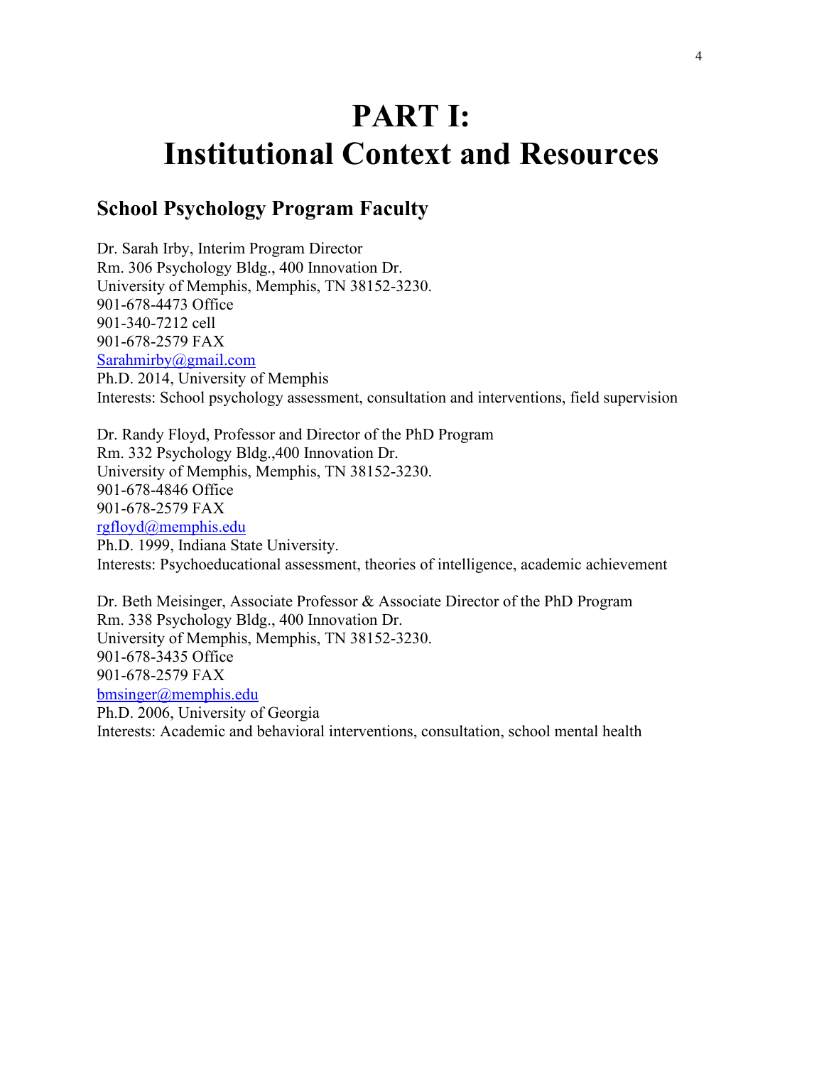# PART I:
# Institutional Context and Resources

## School Psychology Program Faculty

Dr. Sarah Irby, Interim Program Director
Rm. 306 Psychology Bldg., 400 Innovation Dr.
University of Memphis, Memphis, TN 38152-3230.
901-678-4473 Office
901-340-7212 cell
901-678-2579 FAX
Sarahmirby@gmail.com
Ph.D. 2014, University of Memphis
Interests: School psychology assessment, consultation and interventions, field supervision

Dr. Randy Floyd, Professor and Director of the PhD Program
Rm. 332 Psychology Bldg.,400 Innovation Dr.
University of Memphis, Memphis, TN 38152-3230.
901-678-4846 Office
901-678-2579 FAX
rgfloyd@memphis.edu
Ph.D. 1999, Indiana State University.
Interests: Psychoeducational assessment, theories of intelligence, academic achievement

Dr. Beth Meisinger, Associate Professor & Associate Director of the PhD Program
Rm. 338 Psychology Bldg., 400 Innovation Dr.
University of Memphis, Memphis, TN 38152-3230.
901-678-3435 Office
901-678-2579 FAX
bmsinger@memphis.edu
Ph.D. 2006, University of Georgia
Interests: Academic and behavioral interventions, consultation, school mental health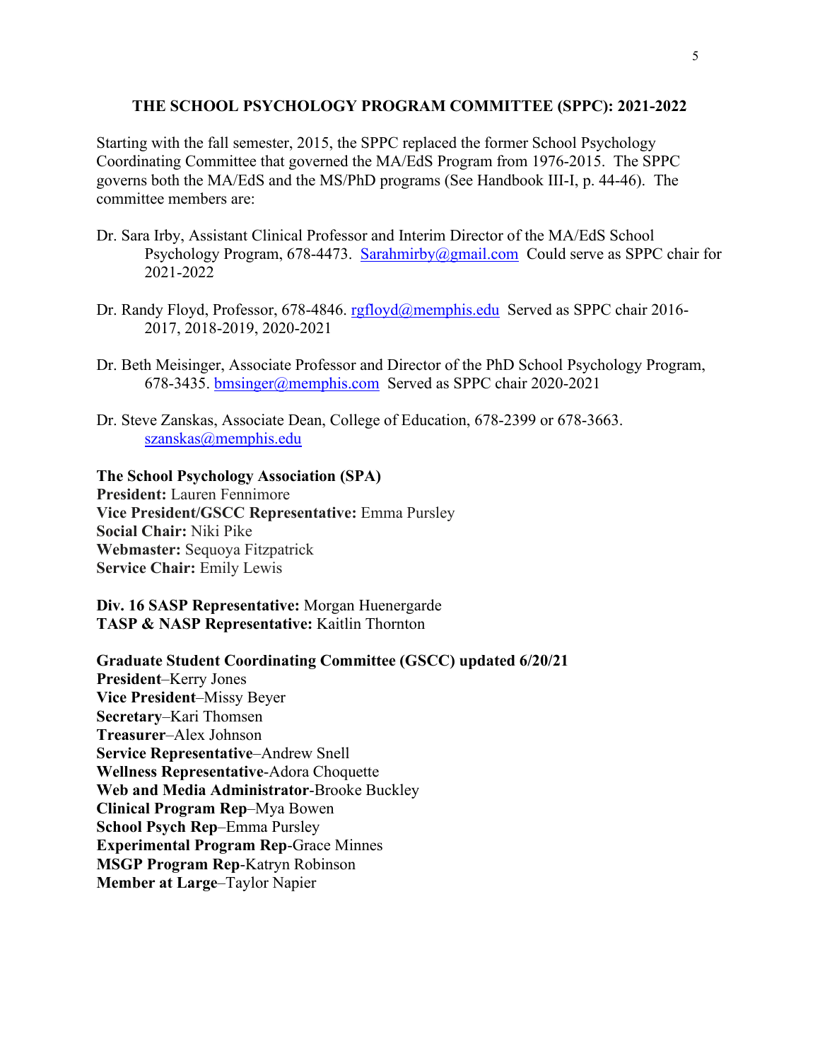## THE SCHOOL PSYCHOLOGY PROGRAM COMMITTEE (SPPC): 2021-2022

Starting with the fall semester, 2015, the SPPC replaced the former School Psychology Coordinating Committee that governed the MA/EdS Program from 1976-2015. The SPPC governs both the MA/EdS and the MS/PhD programs (See Handbook III-I, p. 44-46). The committee members are:

Dr. Sara Irby, Assistant Clinical Professor and Interim Director of the MA/EdS School Psychology Program, 678-4473. Sarahmirby@gmail.com Could serve as SPPC chair for 2021-2022

Dr. Randy Floyd, Professor, 678-4846. rgfloyd@memphis.edu Served as SPPC chair 2016-2017, 2018-2019, 2020-2021

Dr. Beth Meisinger, Associate Professor and Director of the PhD School Psychology Program, 678-3435. bmsinger@memphis.com Served as SPPC chair 2020-2021

Dr. Steve Zanskas, Associate Dean, College of Education, 678-2399 or 678-3663. szanskas@memphis.edu

**The School Psychology Association (SPA)**
**President:** Lauren Fennimore
**Vice President/GSCC Representative:** Emma Pursley
**Social Chair:** Niki Pike
**Webmaster:** Sequoya Fitzpatrick
**Service Chair:** Emily Lewis

**Div. 16 SASP Representative:** Morgan Huenergarde
**TASP & NASP Representative:** Kaitlin Thornton

**Graduate Student Coordinating Committee (GSCC) updated 6/20/21**
**President**–Kerry Jones
**Vice President**–Missy Beyer
**Secretary**–Kari Thomsen
**Treasurer**–Alex Johnson
**Service Representative**–Andrew Snell
**Wellness Representative**-Adora Choquette
**Web and Media Administrator**-Brooke Buckley
**Clinical Program Rep**–Mya Bowen
**School Psych Rep**–Emma Pursley
**Experimental Program Rep**-Grace Minnes
**MSGP Program Rep**-Katryn Robinson
**Member at Large**–Taylor Napier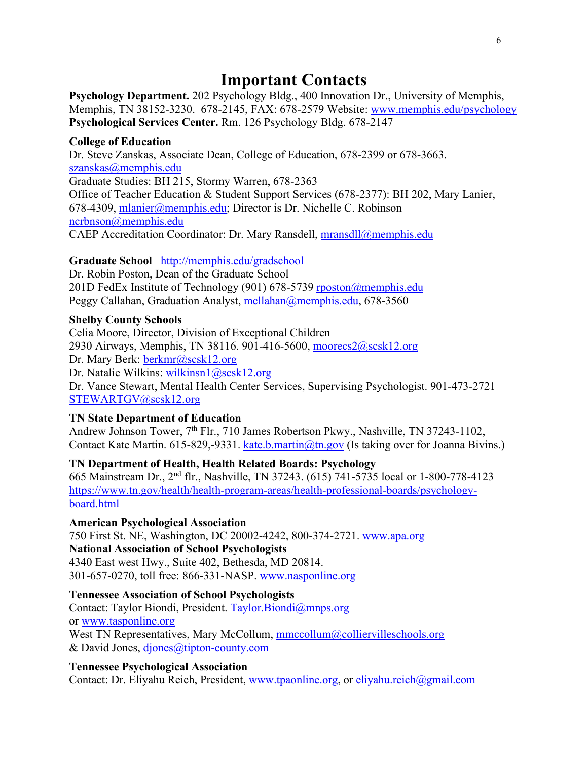# Important Contacts

**Psychology Department.** 202 Psychology Bldg., 400 Innovation Dr., University of Memphis, Memphis, TN 38152-3230. 678-2145, FAX: 678-2579 Website: www.memphis.edu/psychology
**Psychological Services Center.** Rm. 126 Psychology Bldg. 678-2147

**College of Education**
Dr. Steve Zanskas, Associate Dean, College of Education, 678-2399 or 678-3663. szanskas@memphis.edu
Graduate Studies: BH 215, Stormy Warren, 678-2363
Office of Teacher Education & Student Support Services (678-2377): BH 202, Mary Lanier, 678-4309, mlanier@memphis.edu; Director is Dr. Nichelle C. Robinson ncrbnson@memphis.edu
CAEP Accreditation Coordinator: Dr. Mary Ransdell, mransdll@memphis.edu

**Graduate School** http://memphis.edu/gradschool
Dr. Robin Poston, Dean of the Graduate School
201D FedEx Institute of Technology (901) 678-5739 rposton@memphis.edu
Peggy Callahan, Graduation Analyst, mcllahan@memphis.edu, 678-3560

**Shelby County Schools**
Celia Moore, Director, Division of Exceptional Children
2930 Airways, Memphis, TN 38116. 901-416-5600, moorecs2@scsk12.org
Dr. Mary Berk: berkmr@scsk12.org
Dr. Natalie Wilkins: wilkinsn1@scsk12.org
Dr. Vance Stewart, Mental Health Center Services, Supervising Psychologist. 901-473-2721 STEWARTGV@scsk12.org

**TN State Department of Education**
Andrew Johnson Tower, 7th Flr., 710 James Robertson Pkwy., Nashville, TN 37243-1102, Contact Kate Martin. 615-829,-9331. kate.b.martin@tn.gov (Is taking over for Joanna Bivins.)

**TN Department of Health, Health Related Boards: Psychology**
665 Mainstream Dr., 2nd flr., Nashville, TN 37243. (615) 741-5735 local or 1-800-778-4123 https://www.tn.gov/health/health-program-areas/health-professional-boards/psychology-board.html

**American Psychological Association**
750 First St. NE, Washington, DC 20002-4242, 800-374-2721. www.apa.org
**National Association of School Psychologists**
4340 East west Hwy., Suite 402, Bethesda, MD 20814.
301-657-0270, toll free: 866-331-NASP. www.nasponline.org

**Tennessee Association of School Psychologists**
Contact: Taylor Biondi, President. Taylor.Biondi@mnps.org
or www.tasponline.org
West TN Representatives, Mary McCollum, mmccollum@colliervilleschools.org
& David Jones, djones@tipton-county.com

**Tennessee Psychological Association**
Contact: Dr. Eliyahu Reich, President, www.tpaonline.org, or eliyahu.reich@gmail.com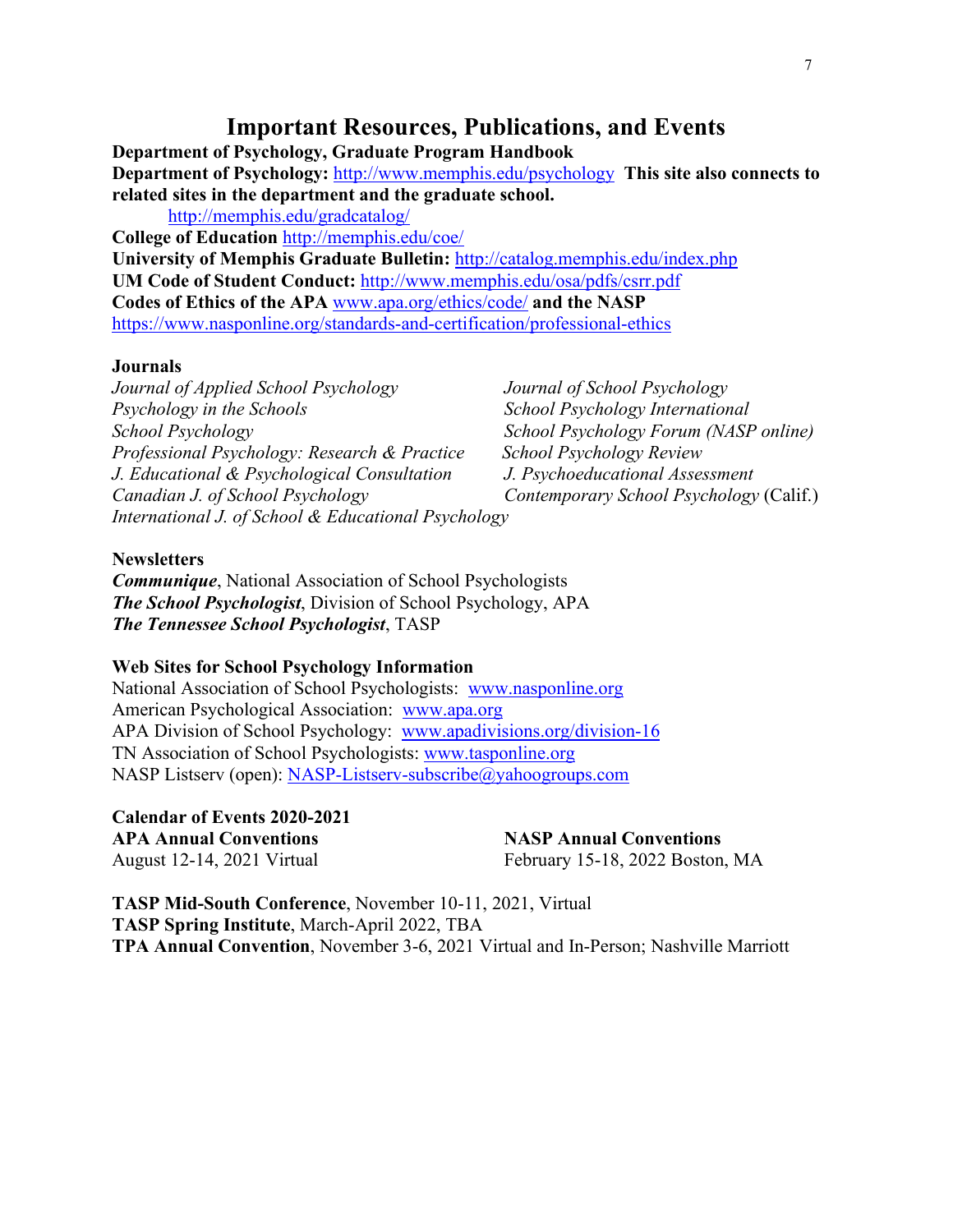# Important Resources, Publications, and Events

**Department of Psychology, Graduate Program Handbook**
**Department of Psychology:** http://www.memphis.edu/psychology **This site also connects to related sites in the department and the graduate school.**
http://memphis.edu/gradcatalog/
**College of Education** http://memphis.edu/coe/
**University of Memphis Graduate Bulletin:** http://catalog.memphis.edu/index.php
**UM Code of Student Conduct:** http://www.memphis.edu/osa/pdfs/csrr.pdf
**Codes of Ethics of the APA** www.apa.org/ethics/code/ **and the NASP** https://www.nasponline.org/standards-and-certification/professional-ethics

**Journals**

*Journal of Applied School Psychology*
*Journal of School Psychology*
*Psychology in the Schools*
*School Psychology International*
*School Psychology*
*School Psychology Forum (NASP online)*
*Professional Psychology: Research & Practice*
*School Psychology Review*
*J. Educational & Psychological Consultation*
*J. Psychoeducational Assessment*
*Canadian J. of School Psychology*
*Contemporary School Psychology* (Calif.)
*International J. of School & Educational Psychology*

**Newsletters**

***Communique***, National Association of School Psychologists
***The School Psychologist***, Division of School Psychology, APA
***The Tennessee School Psychologist***, TASP

**Web Sites for School Psychology Information**

National Association of School Psychologists: www.nasponline.org
American Psychological Association: www.apa.org
APA Division of School Psychology: www.apadivisions.org/division-16
TN Association of School Psychologists: www.tasponline.org
NASP Listserv (open): NASP-Listserv-subscribe@yahoogroups.com

**Calendar of Events 2020-2021**

**APA Annual Conventions**
August 12-14, 2021 Virtual

**NASP Annual Conventions**
February 15-18, 2022 Boston, MA

**TASP Mid-South Conference**, November 10-11, 2021, Virtual
**TASP Spring Institute**, March-April 2022, TBA
**TPA Annual Convention**, November 3-6, 2021 Virtual and In-Person; Nashville Marriott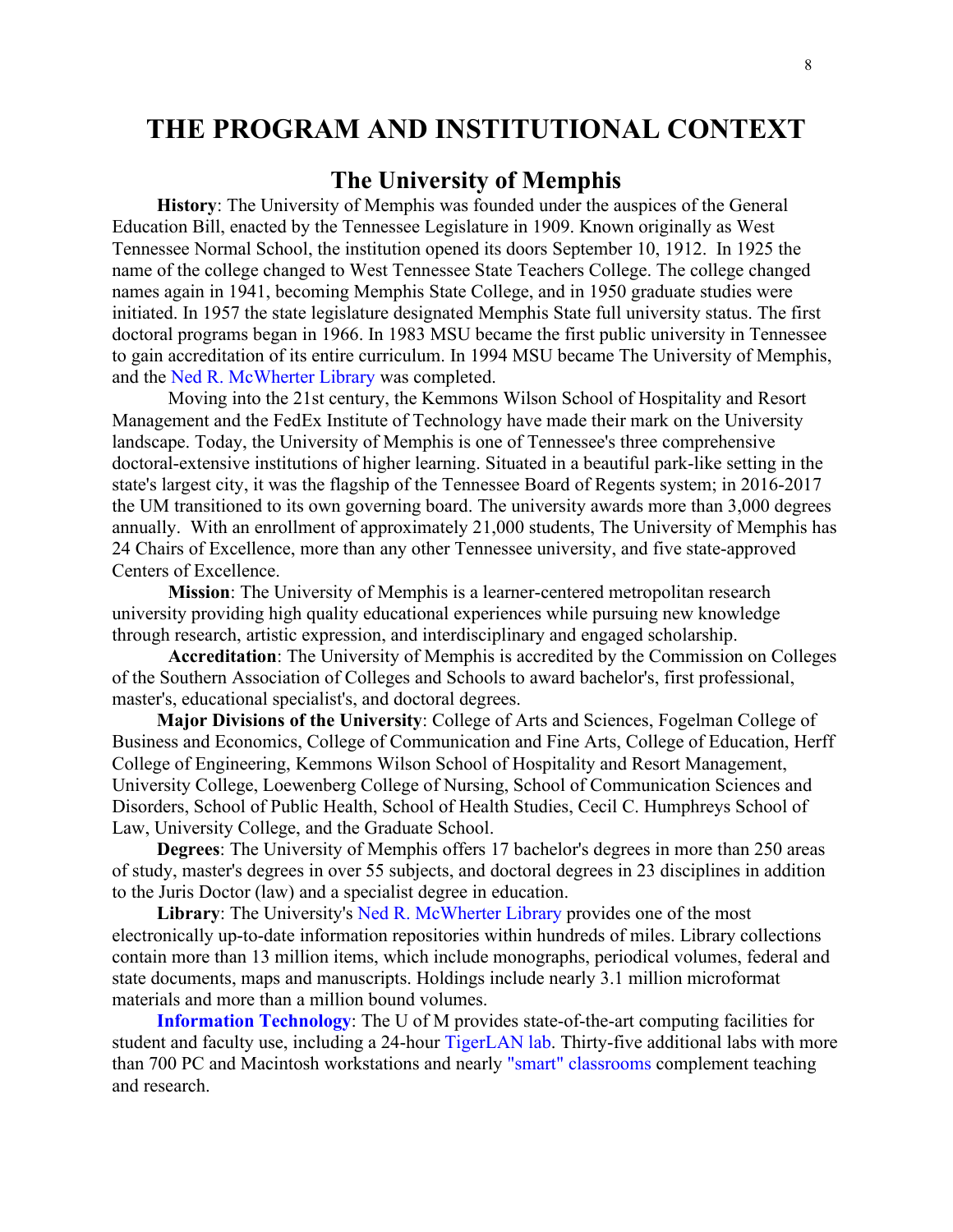# THE PROGRAM AND INSTITUTIONAL CONTEXT

## The University of Memphis

**History**: The University of Memphis was founded under the auspices of the General Education Bill, enacted by the Tennessee Legislature in 1909. Known originally as West Tennessee Normal School, the institution opened its doors September 10, 1912. In 1925 the name of the college changed to West Tennessee State Teachers College. The college changed names again in 1941, becoming Memphis State College, and in 1950 graduate studies were initiated. In 1957 the state legislature designated Memphis State full university status. The first doctoral programs began in 1966. In 1983 MSU became the first public university in Tennessee to gain accreditation of its entire curriculum. In 1994 MSU became The University of Memphis, and the Ned R. McWherter Library was completed.

Moving into the 21st century, the Kemmons Wilson School of Hospitality and Resort Management and the FedEx Institute of Technology have made their mark on the University landscape. Today, the University of Memphis is one of Tennessee's three comprehensive doctoral-extensive institutions of higher learning. Situated in a beautiful park-like setting in the state's largest city, it was the flagship of the Tennessee Board of Regents system; in 2016-2017 the UM transitioned to its own governing board. The university awards more than 3,000 degrees annually. With an enrollment of approximately 21,000 students, The University of Memphis has 24 Chairs of Excellence, more than any other Tennessee university, and five state-approved Centers of Excellence.

**Mission**: The University of Memphis is a learner-centered metropolitan research university providing high quality educational experiences while pursuing new knowledge through research, artistic expression, and interdisciplinary and engaged scholarship.

**Accreditation**: The University of Memphis is accredited by the Commission on Colleges of the Southern Association of Colleges and Schools to award bachelor's, first professional, master's, educational specialist's, and doctoral degrees.

**Major Divisions of the University**: College of Arts and Sciences, Fogelman College of Business and Economics, College of Communication and Fine Arts, College of Education, Herff College of Engineering, Kemmons Wilson School of Hospitality and Resort Management, University College, Loewenberg College of Nursing, School of Communication Sciences and Disorders, School of Public Health, School of Health Studies, Cecil C. Humphreys School of Law, University College, and the Graduate School.

**Degrees**: The University of Memphis offers 17 bachelor's degrees in more than 250 areas of study, master's degrees in over 55 subjects, and doctoral degrees in 23 disciplines in addition to the Juris Doctor (law) and a specialist degree in education.

**Library**: The University's Ned R. McWherter Library provides one of the most electronically up-to-date information repositories within hundreds of miles. Library collections contain more than 13 million items, which include monographs, periodical volumes, federal and state documents, maps and manuscripts. Holdings include nearly 3.1 million microformat materials and more than a million bound volumes.

**Information Technology**: The U of M provides state-of-the-art computing facilities for student and faculty use, including a 24-hour TigerLAN lab. Thirty-five additional labs with more than 700 PC and Macintosh workstations and nearly "smart" classrooms complement teaching and research.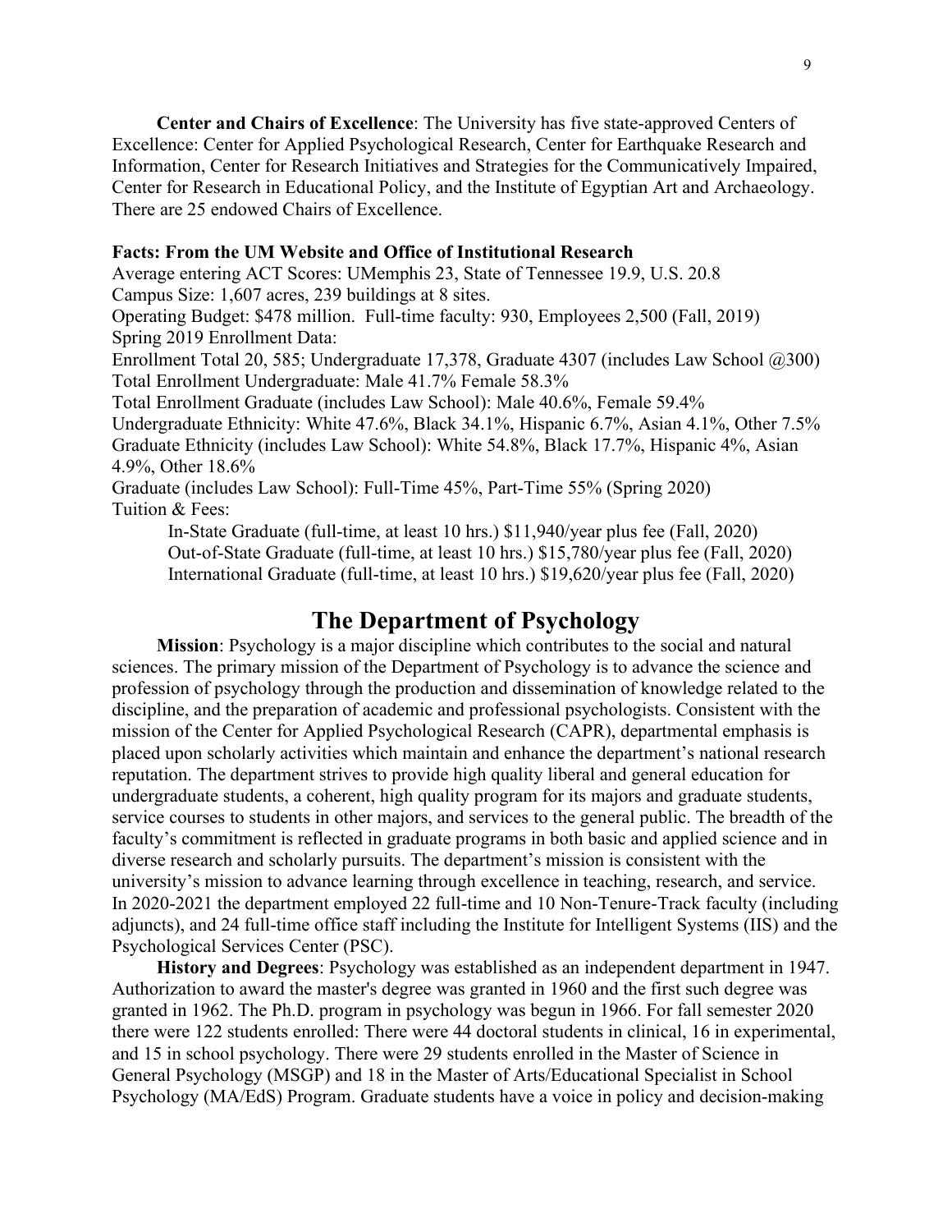**Center and Chairs of Excellence**: The University has five state-approved Centers of Excellence: Center for Applied Psychological Research, Center for Earthquake Research and Information, Center for Research Initiatives and Strategies for the Communicatively Impaired, Center for Research in Educational Policy, and the Institute of Egyptian Art and Archaeology. There are 25 endowed Chairs of Excellence.

**Facts: From the UM Website and Office of Institutional Research**

Average entering ACT Scores: UMemphis 23, State of Tennessee 19.9, U.S. 20.8
Campus Size: 1,607 acres, 239 buildings at 8 sites.
Operating Budget: $478 million. Full-time faculty: 930, Employees 2,500 (Fall, 2019)
Spring 2019 Enrollment Data:
Enrollment Total 20, 585; Undergraduate 17,378, Graduate 4307 (includes Law School @300)
Total Enrollment Undergraduate: Male 41.7% Female 58.3%
Total Enrollment Graduate (includes Law School): Male 40.6%, Female 59.4%
Undergraduate Ethnicity: White 47.6%, Black 34.1%, Hispanic 6.7%, Asian 4.1%, Other 7.5%
Graduate Ethnicity (includes Law School): White 54.8%, Black 17.7%, Hispanic 4%, Asian 4.9%, Other 18.6%
Graduate (includes Law School): Full-Time 45%, Part-Time 55% (Spring 2020)
Tuition & Fees:

In-State Graduate (full-time, at least 10 hrs.) $11,940/year plus fee (Fall, 2020)
Out-of-State Graduate (full-time, at least 10 hrs.) $15,780/year plus fee (Fall, 2020)
International Graduate (full-time, at least 10 hrs.) $19,620/year plus fee (Fall, 2020)

## The Department of Psychology

**Mission**: Psychology is a major discipline which contributes to the social and natural sciences. The primary mission of the Department of Psychology is to advance the science and profession of psychology through the production and dissemination of knowledge related to the discipline, and the preparation of academic and professional psychologists. Consistent with the mission of the Center for Applied Psychological Research (CAPR), departmental emphasis is placed upon scholarly activities which maintain and enhance the department's national research reputation. The department strives to provide high quality liberal and general education for undergraduate students, a coherent, high quality program for its majors and graduate students, service courses to students in other majors, and services to the general public. The breadth of the faculty's commitment is reflected in graduate programs in both basic and applied science and in diverse research and scholarly pursuits. The department's mission is consistent with the university's mission to advance learning through excellence in teaching, research, and service. In 2020-2021 the department employed 22 full-time and 10 Non-Tenure-Track faculty (including adjuncts), and 24 full-time office staff including the Institute for Intelligent Systems (IIS) and the Psychological Services Center (PSC).

**History and Degrees**: Psychology was established as an independent department in 1947. Authorization to award the master's degree was granted in 1960 and the first such degree was granted in 1962. The Ph.D. program in psychology was begun in 1966. For fall semester 2020 there were 122 students enrolled: There were 44 doctoral students in clinical, 16 in experimental, and 15 in school psychology. There were 29 students enrolled in the Master of Science in General Psychology (MSGP) and 18 in the Master of Arts/Educational Specialist in School Psychology (MA/EdS) Program. Graduate students have a voice in policy and decision-making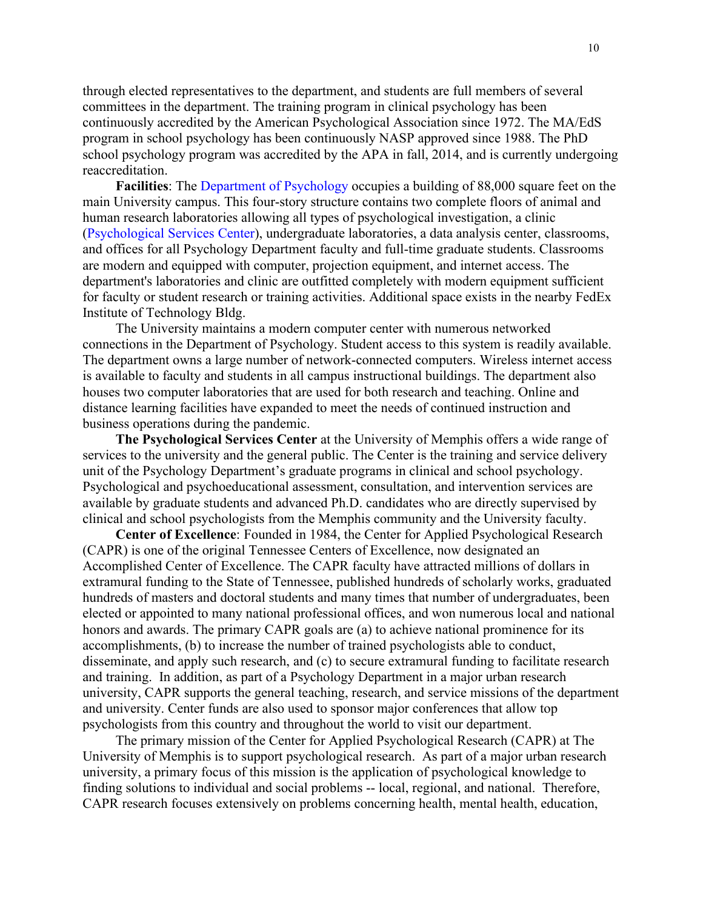through elected representatives to the department, and students are full members of several committees in the department. The training program in clinical psychology has been continuously accredited by the American Psychological Association since 1972. The MA/EdS program in school psychology has been continuously NASP approved since 1988. The PhD school psychology program was accredited by the APA in fall, 2014, and is currently undergoing reaccreditation.

**Facilities**: The Department of Psychology occupies a building of 88,000 square feet on the main University campus. This four-story structure contains two complete floors of animal and human research laboratories allowing all types of psychological investigation, a clinic (Psychological Services Center), undergraduate laboratories, a data analysis center, classrooms, and offices for all Psychology Department faculty and full-time graduate students. Classrooms are modern and equipped with computer, projection equipment, and internet access. The department's laboratories and clinic are outfitted completely with modern equipment sufficient for faculty or student research or training activities. Additional space exists in the nearby FedEx Institute of Technology Bldg.

The University maintains a modern computer center with numerous networked connections in the Department of Psychology. Student access to this system is readily available. The department owns a large number of network-connected computers. Wireless internet access is available to faculty and students in all campus instructional buildings. The department also houses two computer laboratories that are used for both research and teaching. Online and distance learning facilities have expanded to meet the needs of continued instruction and business operations during the pandemic.

**The Psychological Services Center** at the University of Memphis offers a wide range of services to the university and the general public. The Center is the training and service delivery unit of the Psychology Department's graduate programs in clinical and school psychology. Psychological and psychoeducational assessment, consultation, and intervention services are available by graduate students and advanced Ph.D. candidates who are directly supervised by clinical and school psychologists from the Memphis community and the University faculty.

**Center of Excellence**: Founded in 1984, the Center for Applied Psychological Research (CAPR) is one of the original Tennessee Centers of Excellence, now designated an Accomplished Center of Excellence. The CAPR faculty have attracted millions of dollars in extramural funding to the State of Tennessee, published hundreds of scholarly works, graduated hundreds of masters and doctoral students and many times that number of undergraduates, been elected or appointed to many national professional offices, and won numerous local and national honors and awards. The primary CAPR goals are (a) to achieve national prominence for its accomplishments, (b) to increase the number of trained psychologists able to conduct, disseminate, and apply such research, and (c) to secure extramural funding to facilitate research and training. In addition, as part of a Psychology Department in a major urban research university, CAPR supports the general teaching, research, and service missions of the department and university. Center funds are also used to sponsor major conferences that allow top psychologists from this country and throughout the world to visit our department.

The primary mission of the Center for Applied Psychological Research (CAPR) at The University of Memphis is to support psychological research. As part of a major urban research university, a primary focus of this mission is the application of psychological knowledge to finding solutions to individual and social problems -- local, regional, and national. Therefore, CAPR research focuses extensively on problems concerning health, mental health, education,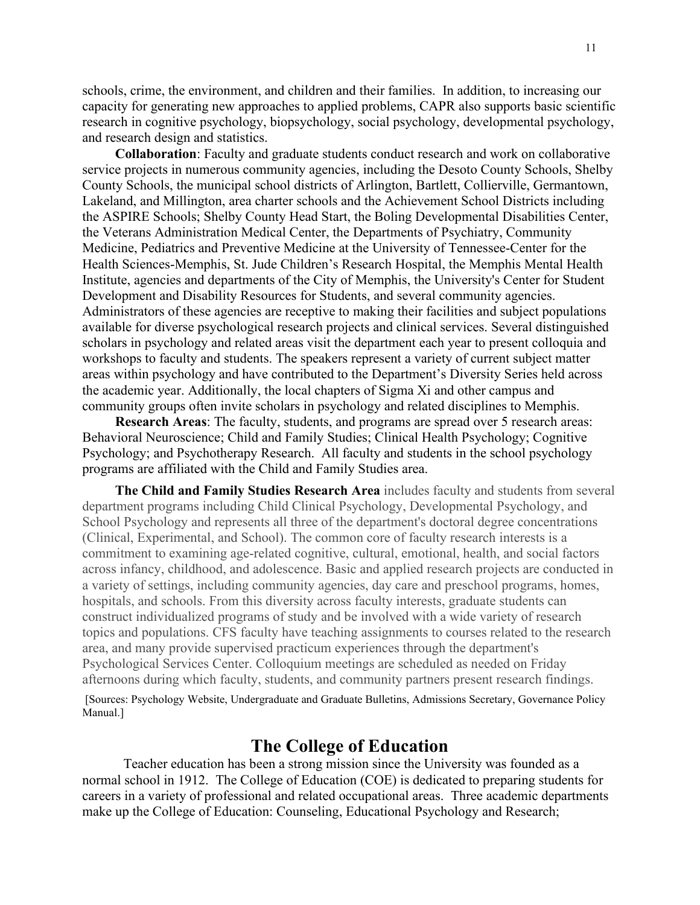schools, crime, the environment, and children and their families. In addition, to increasing our capacity for generating new approaches to applied problems, CAPR also supports basic scientific research in cognitive psychology, biopsychology, social psychology, developmental psychology, and research design and statistics.

**Collaboration**: Faculty and graduate students conduct research and work on collaborative service projects in numerous community agencies, including the Desoto County Schools, Shelby County Schools, the municipal school districts of Arlington, Bartlett, Collierville, Germantown, Lakeland, and Millington, area charter schools and the Achievement School Districts including the ASPIRE Schools; Shelby County Head Start, the Boling Developmental Disabilities Center, the Veterans Administration Medical Center, the Departments of Psychiatry, Community Medicine, Pediatrics and Preventive Medicine at the University of Tennessee-Center for the Health Sciences-Memphis, St. Jude Children's Research Hospital, the Memphis Mental Health Institute, agencies and departments of the City of Memphis, the University's Center for Student Development and Disability Resources for Students, and several community agencies. Administrators of these agencies are receptive to making their facilities and subject populations available for diverse psychological research projects and clinical services. Several distinguished scholars in psychology and related areas visit the department each year to present colloquia and workshops to faculty and students. The speakers represent a variety of current subject matter areas within psychology and have contributed to the Department's Diversity Series held across the academic year. Additionally, the local chapters of Sigma Xi and other campus and community groups often invite scholars in psychology and related disciplines to Memphis.

**Research Areas**: The faculty, students, and programs are spread over 5 research areas: Behavioral Neuroscience; Child and Family Studies; Clinical Health Psychology; Cognitive Psychology; and Psychotherapy Research. All faculty and students in the school psychology programs are affiliated with the Child and Family Studies area.

**The Child and Family Studies Research Area** includes faculty and students from several department programs including Child Clinical Psychology, Developmental Psychology, and School Psychology and represents all three of the department's doctoral degree concentrations (Clinical, Experimental, and School). The common core of faculty research interests is a commitment to examining age-related cognitive, cultural, emotional, health, and social factors across infancy, childhood, and adolescence. Basic and applied research projects are conducted in a variety of settings, including community agencies, day care and preschool programs, homes, hospitals, and schools. From this diversity across faculty interests, graduate students can construct individualized programs of study and be involved with a wide variety of research topics and populations. CFS faculty have teaching assignments to courses related to the research area, and many provide supervised practicum experiences through the department's Psychological Services Center. Colloquium meetings are scheduled as needed on Friday afternoons during which faculty, students, and community partners present research findings.

[Sources: Psychology Website, Undergraduate and Graduate Bulletins, Admissions Secretary, Governance Policy Manual.]

## The College of Education

Teacher education has been a strong mission since the University was founded as a normal school in 1912. The College of Education (COE) is dedicated to preparing students for careers in a variety of professional and related occupational areas. Three academic departments make up the College of Education: Counseling, Educational Psychology and Research;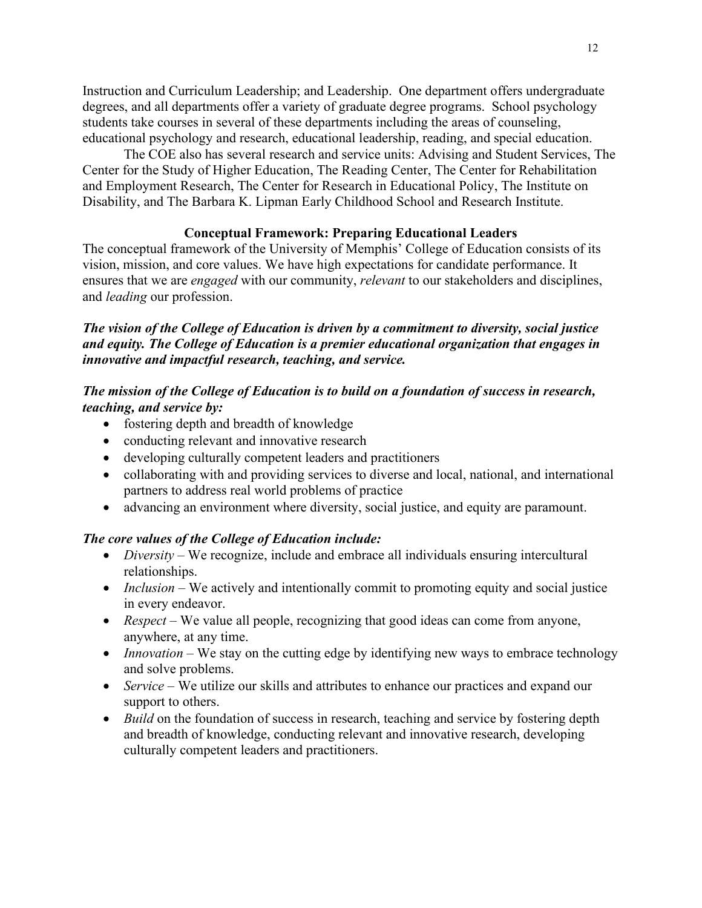Instruction and Curriculum Leadership; and Leadership. One department offers undergraduate degrees, and all departments offer a variety of graduate degree programs. School psychology students take courses in several of these departments including the areas of counseling, educational psychology and research, educational leadership, reading, and special education.

The COE also has several research and service units: Advising and Student Services, The Center for the Study of Higher Education, The Reading Center, The Center for Rehabilitation and Employment Research, The Center for Research in Educational Policy, The Institute on Disability, and The Barbara K. Lipman Early Childhood School and Research Institute.

## Conceptual Framework: Preparing Educational Leaders

The conceptual framework of the University of Memphis' College of Education consists of its vision, mission, and core values. We have high expectations for candidate performance. It ensures that we are *engaged* with our community, *relevant* to our stakeholders and disciplines, and *leading* our profession.

***The vision of the College of Education is driven by a commitment to diversity, social justice and equity. The College of Education is a premier educational organization that engages in innovative and impactful research, teaching, and service.***

***The mission of the College of Education is to build on a foundation of success in research, teaching, and service by:***

- fostering depth and breadth of knowledge
- conducting relevant and innovative research
- developing culturally competent leaders and practitioners
- collaborating with and providing services to diverse and local, national, and international partners to address real world problems of practice
- advancing an environment where diversity, social justice, and equity are paramount.

***The core values of the College of Education include:***

- *Diversity* – We recognize, include and embrace all individuals ensuring intercultural relationships.
- *Inclusion* – We actively and intentionally commit to promoting equity and social justice in every endeavor.
- *Respect* – We value all people, recognizing that good ideas can come from anyone, anywhere, at any time.
- *Innovation* – We stay on the cutting edge by identifying new ways to embrace technology and solve problems.
- *Service* – We utilize our skills and attributes to enhance our practices and expand our support to others.
- *Build* on the foundation of success in research, teaching and service by fostering depth and breadth of knowledge, conducting relevant and innovative research, developing culturally competent leaders and practitioners.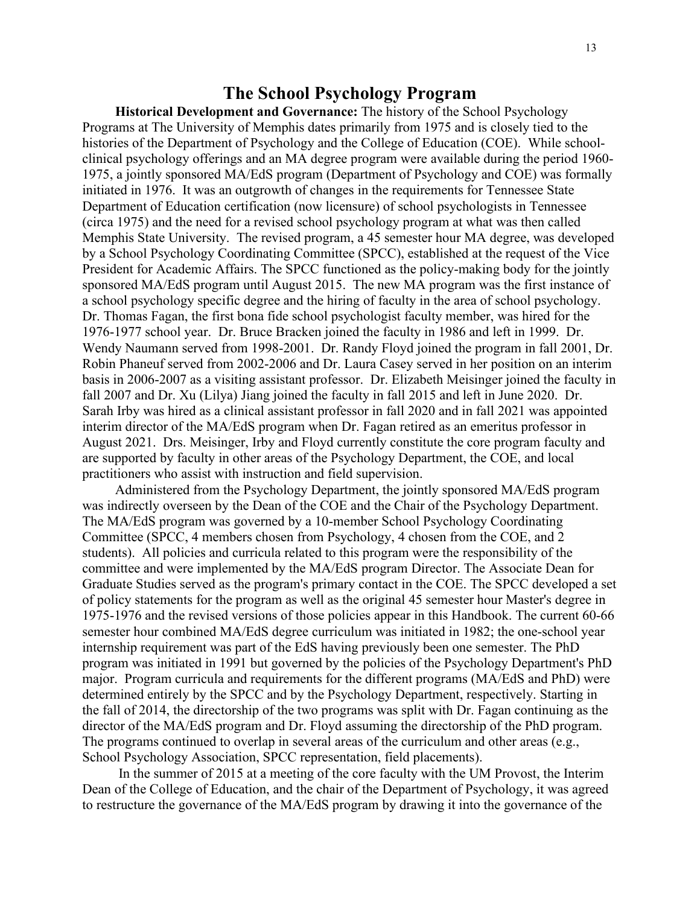# The School Psychology Program

**Historical Development and Governance:** The history of the School Psychology Programs at The University of Memphis dates primarily from 1975 and is closely tied to the histories of the Department of Psychology and the College of Education (COE). While school-clinical psychology offerings and an MA degree program were available during the period 1960-1975, a jointly sponsored MA/EdS program (Department of Psychology and COE) was formally initiated in 1976. It was an outgrowth of changes in the requirements for Tennessee State Department of Education certification (now licensure) of school psychologists in Tennessee (circa 1975) and the need for a revised school psychology program at what was then called Memphis State University. The revised program, a 45 semester hour MA degree, was developed by a School Psychology Coordinating Committee (SPCC), established at the request of the Vice President for Academic Affairs. The SPCC functioned as the policy-making body for the jointly sponsored MA/EdS program until August 2015. The new MA program was the first instance of a school psychology specific degree and the hiring of faculty in the area of school psychology. Dr. Thomas Fagan, the first bona fide school psychologist faculty member, was hired for the 1976-1977 school year. Dr. Bruce Bracken joined the faculty in 1986 and left in 1999. Dr. Wendy Naumann served from 1998-2001. Dr. Randy Floyd joined the program in fall 2001, Dr. Robin Phaneuf served from 2002-2006 and Dr. Laura Casey served in her position on an interim basis in 2006-2007 as a visiting assistant professor. Dr. Elizabeth Meisinger joined the faculty in fall 2007 and Dr. Xu (Lilya) Jiang joined the faculty in fall 2015 and left in June 2020. Dr. Sarah Irby was hired as a clinical assistant professor in fall 2020 and in fall 2021 was appointed interim director of the MA/EdS program when Dr. Fagan retired as an emeritus professor in August 2021. Drs. Meisinger, Irby and Floyd currently constitute the core program faculty and are supported by faculty in other areas of the Psychology Department, the COE, and local practitioners who assist with instruction and field supervision.

Administered from the Psychology Department, the jointly sponsored MA/EdS program was indirectly overseen by the Dean of the COE and the Chair of the Psychology Department. The MA/EdS program was governed by a 10-member School Psychology Coordinating Committee (SPCC, 4 members chosen from Psychology, 4 chosen from the COE, and 2 students). All policies and curricula related to this program were the responsibility of the committee and were implemented by the MA/EdS program Director. The Associate Dean for Graduate Studies served as the program's primary contact in the COE. The SPCC developed a set of policy statements for the program as well as the original 45 semester hour Master's degree in 1975-1976 and the revised versions of those policies appear in this Handbook. The current 60-66 semester hour combined MA/EdS degree curriculum was initiated in 1982; the one-school year internship requirement was part of the EdS having previously been one semester. The PhD program was initiated in 1991 but governed by the policies of the Psychology Department's PhD major. Program curricula and requirements for the different programs (MA/EdS and PhD) were determined entirely by the SPCC and by the Psychology Department, respectively. Starting in the fall of 2014, the directorship of the two programs was split with Dr. Fagan continuing as the director of the MA/EdS program and Dr. Floyd assuming the directorship of the PhD program. The programs continued to overlap in several areas of the curriculum and other areas (e.g., School Psychology Association, SPCC representation, field placements).

In the summer of 2015 at a meeting of the core faculty with the UM Provost, the Interim Dean of the College of Education, and the chair of the Department of Psychology, it was agreed to restructure the governance of the MA/EdS program by drawing it into the governance of the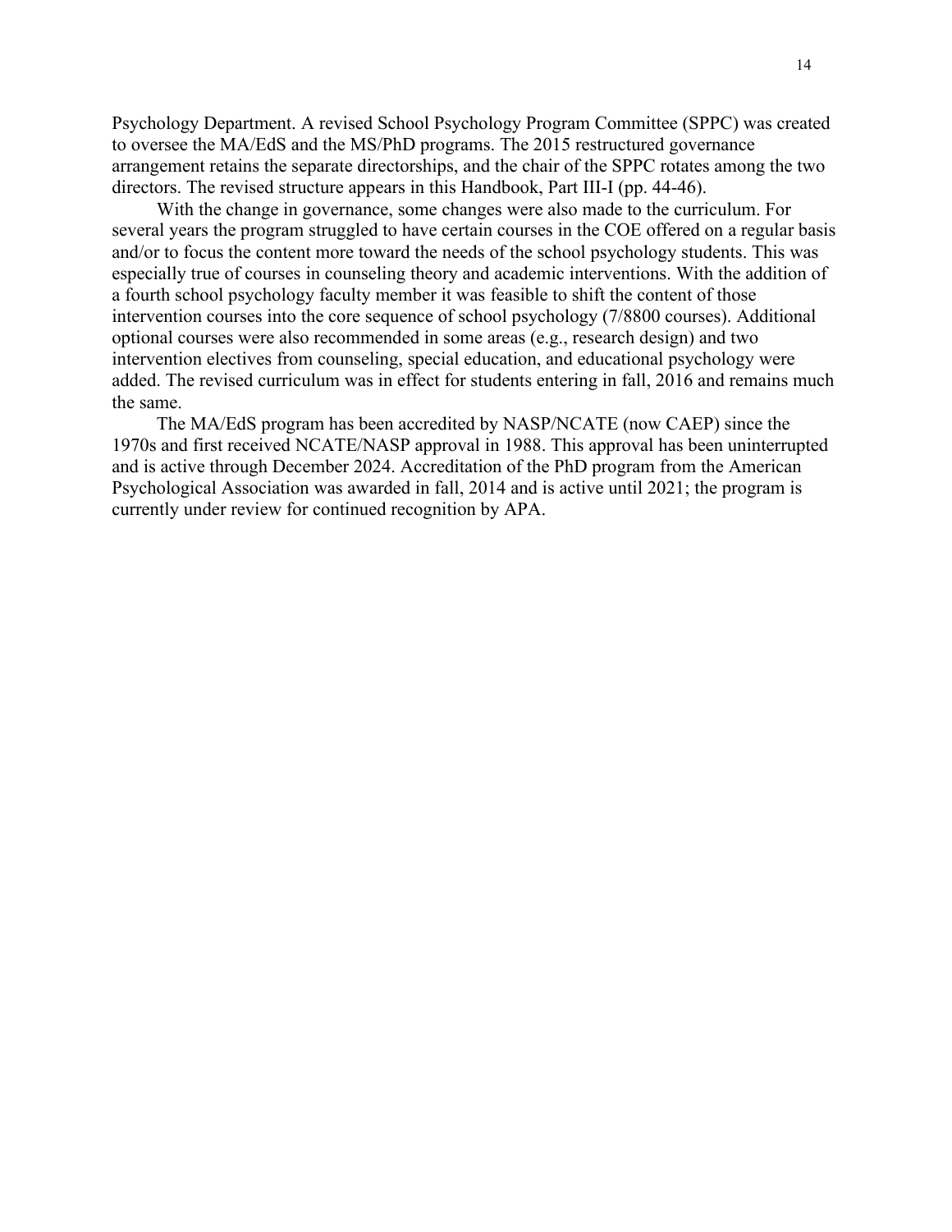Psychology Department. A revised School Psychology Program Committee (SPPC) was created to oversee the MA/EdS and the MS/PhD programs. The 2015 restructured governance arrangement retains the separate directorships, and the chair of the SPPC rotates among the two directors. The revised structure appears in this Handbook, Part III-I (pp. 44-46).

With the change in governance, some changes were also made to the curriculum. For several years the program struggled to have certain courses in the COE offered on a regular basis and/or to focus the content more toward the needs of the school psychology students. This was especially true of courses in counseling theory and academic interventions. With the addition of a fourth school psychology faculty member it was feasible to shift the content of those intervention courses into the core sequence of school psychology (7/8800 courses). Additional optional courses were also recommended in some areas (e.g., research design) and two intervention electives from counseling, special education, and educational psychology were added. The revised curriculum was in effect for students entering in fall, 2016 and remains much the same.

The MA/EdS program has been accredited by NASP/NCATE (now CAEP) since the 1970s and first received NCATE/NASP approval in 1988. This approval has been uninterrupted and is active through December 2024. Accreditation of the PhD program from the American Psychological Association was awarded in fall, 2014 and is active until 2021; the program is currently under review for continued recognition by APA.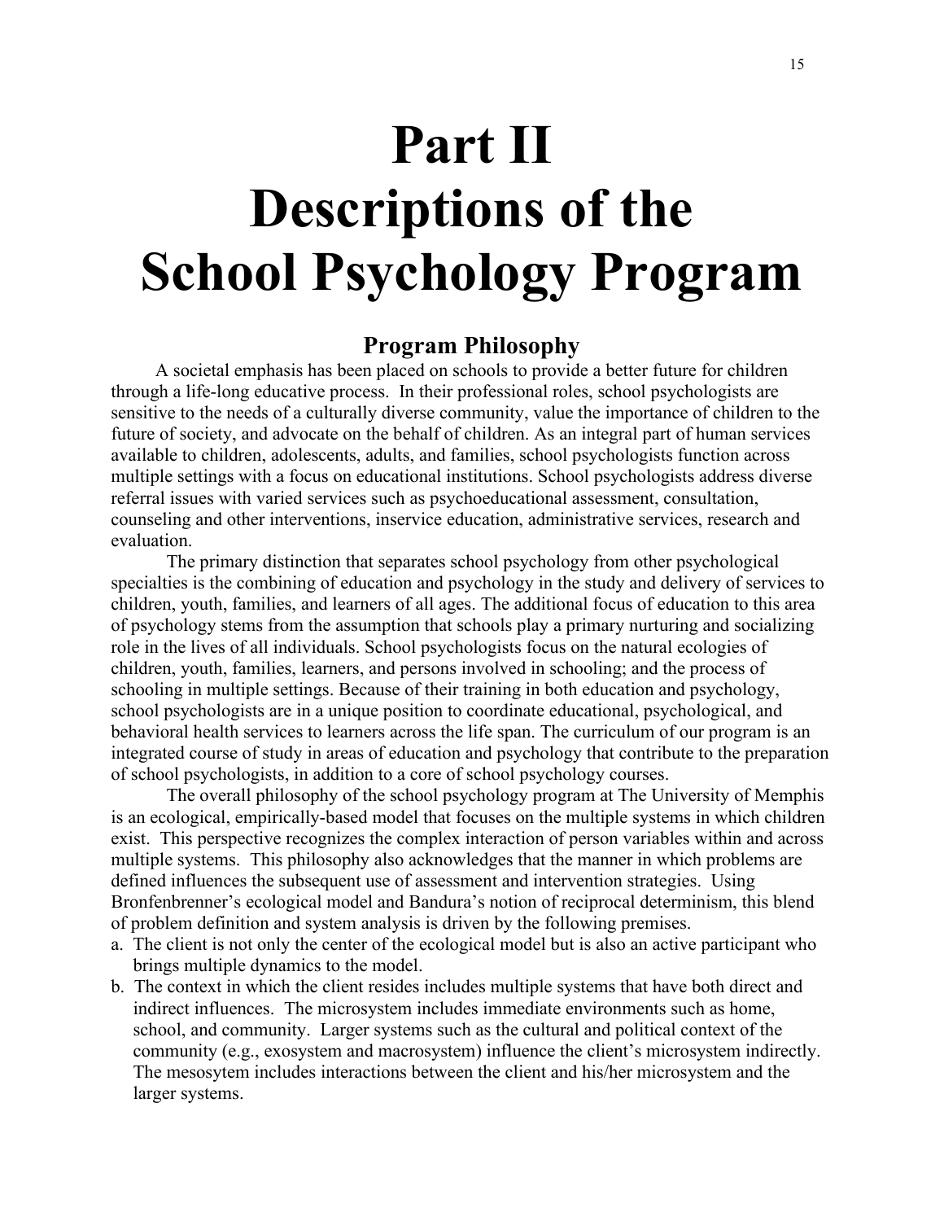# Part II Descriptions of the School Psychology Program

## Program Philosophy

A societal emphasis has been placed on schools to provide a better future for children through a life-long educative process. In their professional roles, school psychologists are sensitive to the needs of a culturally diverse community, value the importance of children to the future of society, and advocate on the behalf of children. As an integral part of human services available to children, adolescents, adults, and families, school psychologists function across multiple settings with a focus on educational institutions. School psychologists address diverse referral issues with varied services such as psychoeducational assessment, consultation, counseling and other interventions, inservice education, administrative services, research and evaluation.

The primary distinction that separates school psychology from other psychological specialties is the combining of education and psychology in the study and delivery of services to children, youth, families, and learners of all ages. The additional focus of education to this area of psychology stems from the assumption that schools play a primary nurturing and socializing role in the lives of all individuals. School psychologists focus on the natural ecologies of children, youth, families, learners, and persons involved in schooling; and the process of schooling in multiple settings. Because of their training in both education and psychology, school psychologists are in a unique position to coordinate educational, psychological, and behavioral health services to learners across the life span. The curriculum of our program is an integrated course of study in areas of education and psychology that contribute to the preparation of school psychologists, in addition to a core of school psychology courses.

The overall philosophy of the school psychology program at The University of Memphis is an ecological, empirically-based model that focuses on the multiple systems in which children exist. This perspective recognizes the complex interaction of person variables within and across multiple systems. This philosophy also acknowledges that the manner in which problems are defined influences the subsequent use of assessment and intervention strategies. Using Bronfenbrenner's ecological model and Bandura's notion of reciprocal determinism, this blend of problem definition and system analysis is driven by the following premises.

a. The client is not only the center of the ecological model but is also an active participant who brings multiple dynamics to the model.
b. The context in which the client resides includes multiple systems that have both direct and indirect influences. The microsystem includes immediate environments such as home, school, and community. Larger systems such as the cultural and political context of the community (e.g., exosystem and macrosystem) influence the client's microsystem indirectly. The mesosytem includes interactions between the client and his/her microsystem and the larger systems.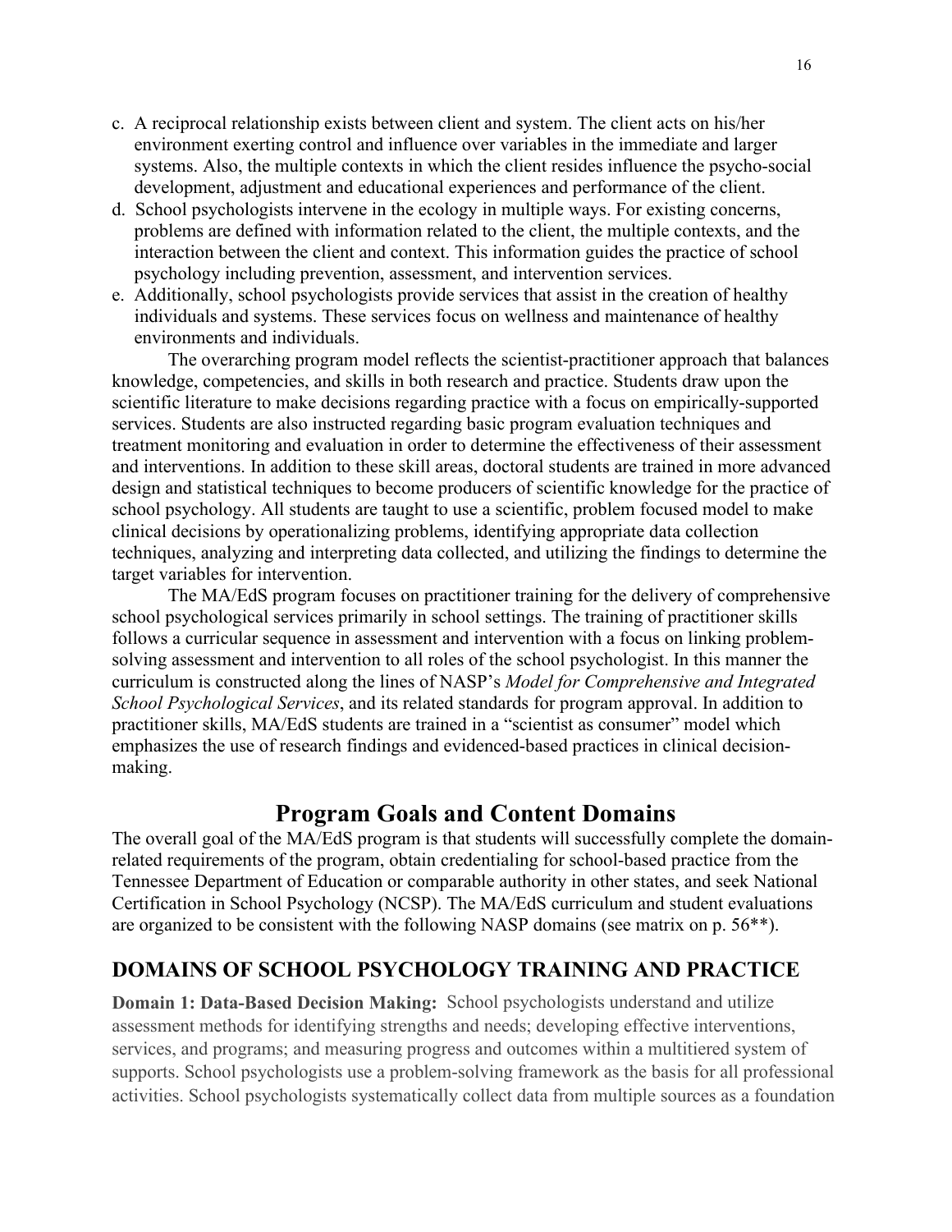c. A reciprocal relationship exists between client and system. The client acts on his/her environment exerting control and influence over variables in the immediate and larger systems. Also, the multiple contexts in which the client resides influence the psycho-social development, adjustment and educational experiences and performance of the client.
d. School psychologists intervene in the ecology in multiple ways. For existing concerns, problems are defined with information related to the client, the multiple contexts, and the interaction between the client and context. This information guides the practice of school psychology including prevention, assessment, and intervention services.
e. Additionally, school psychologists provide services that assist in the creation of healthy individuals and systems. These services focus on wellness and maintenance of healthy environments and individuals.

The overarching program model reflects the scientist-practitioner approach that balances knowledge, competencies, and skills in both research and practice. Students draw upon the scientific literature to make decisions regarding practice with a focus on empirically-supported services. Students are also instructed regarding basic program evaluation techniques and treatment monitoring and evaluation in order to determine the effectiveness of their assessment and interventions. In addition to these skill areas, doctoral students are trained in more advanced design and statistical techniques to become producers of scientific knowledge for the practice of school psychology. All students are taught to use a scientific, problem focused model to make clinical decisions by operationalizing problems, identifying appropriate data collection techniques, analyzing and interpreting data collected, and utilizing the findings to determine the target variables for intervention.

The MA/EdS program focuses on practitioner training for the delivery of comprehensive school psychological services primarily in school settings. The training of practitioner skills follows a curricular sequence in assessment and intervention with a focus on linking problem-solving assessment and intervention to all roles of the school psychologist. In this manner the curriculum is constructed along the lines of NASP's *Model for Comprehensive and Integrated School Psychological Services*, and its related standards for program approval. In addition to practitioner skills, MA/EdS students are trained in a "scientist as consumer" model which emphasizes the use of research findings and evidenced-based practices in clinical decision-making.

# Program Goals and Content Domains

The overall goal of the MA/EdS program is that students will successfully complete the domain-related requirements of the program, obtain credentialing for school-based practice from the Tennessee Department of Education or comparable authority in other states, and seek National Certification in School Psychology (NCSP). The MA/EdS curriculum and student evaluations are organized to be consistent with the following NASP domains (see matrix on p. 56**).

## DOMAINS OF SCHOOL PSYCHOLOGY TRAINING AND PRACTICE

**Domain 1: Data-Based Decision Making:** School psychologists understand and utilize assessment methods for identifying strengths and needs; developing effective interventions, services, and programs; and measuring progress and outcomes within a multitiered system of supports. School psychologists use a problem-solving framework as the basis for all professional activities. School psychologists systematically collect data from multiple sources as a foundation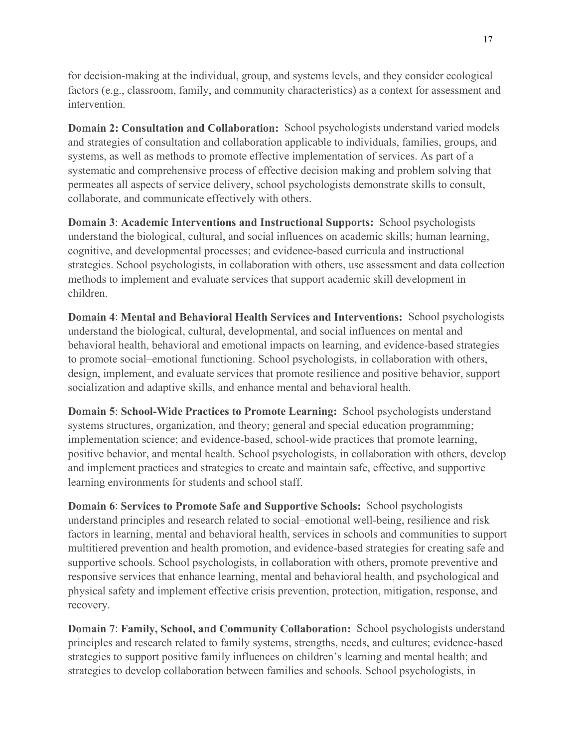for decision-making at the individual, group, and systems levels, and they consider ecological factors (e.g., classroom, family, and community characteristics) as a context for assessment and intervention.

**Domain 2: Consultation and Collaboration:** School psychologists understand varied models and strategies of consultation and collaboration applicable to individuals, families, groups, and systems, as well as methods to promote effective implementation of services. As part of a systematic and comprehensive process of effective decision making and problem solving that permeates all aspects of service delivery, school psychologists demonstrate skills to consult, collaborate, and communicate effectively with others.

**Domain 3**: **Academic Interventions and Instructional Supports:** School psychologists understand the biological, cultural, and social influences on academic skills; human learning, cognitive, and developmental processes; and evidence-based curricula and instructional strategies. School psychologists, in collaboration with others, use assessment and data collection methods to implement and evaluate services that support academic skill development in children.

**Domain 4**: **Mental and Behavioral Health Services and Interventions:** School psychologists understand the biological, cultural, developmental, and social influences on mental and behavioral health, behavioral and emotional impacts on learning, and evidence-based strategies to promote social–emotional functioning. School psychologists, in collaboration with others, design, implement, and evaluate services that promote resilience and positive behavior, support socialization and adaptive skills, and enhance mental and behavioral health.

**Domain 5**: **School-Wide Practices to Promote Learning:** School psychologists understand systems structures, organization, and theory; general and special education programming; implementation science; and evidence-based, school-wide practices that promote learning, positive behavior, and mental health. School psychologists, in collaboration with others, develop and implement practices and strategies to create and maintain safe, effective, and supportive learning environments for students and school staff.

**Domain 6**: **Services to Promote Safe and Supportive Schools:** School psychologists understand principles and research related to social–emotional well-being, resilience and risk factors in learning, mental and behavioral health, services in schools and communities to support multitiered prevention and health promotion, and evidence-based strategies for creating safe and supportive schools. School psychologists, in collaboration with others, promote preventive and responsive services that enhance learning, mental and behavioral health, and psychological and physical safety and implement effective crisis prevention, protection, mitigation, response, and recovery.

**Domain 7**: **Family, School, and Community Collaboration:** School psychologists understand principles and research related to family systems, strengths, needs, and cultures; evidence-based strategies to support positive family influences on children's learning and mental health; and strategies to develop collaboration between families and schools. School psychologists, in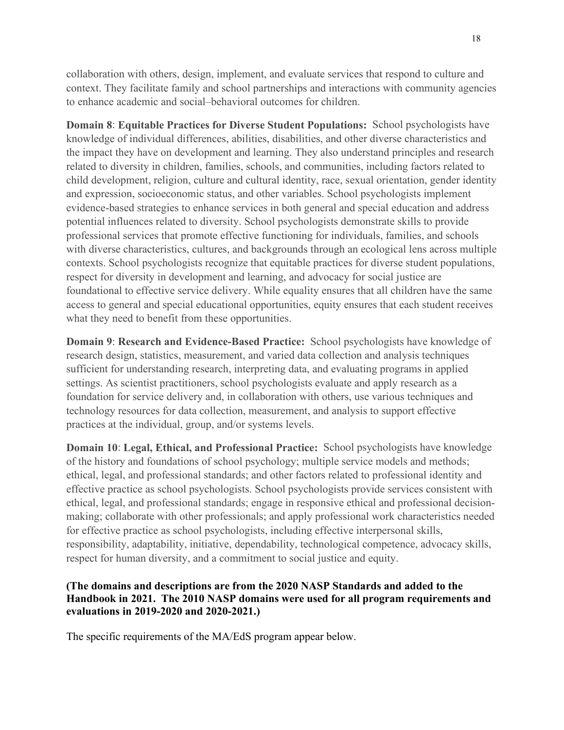collaboration with others, design, implement, and evaluate services that respond to culture and context. They facilitate family and school partnerships and interactions with community agencies to enhance academic and social–behavioral outcomes for children.

**Domain 8**: **Equitable Practices for Diverse Student Populations:** School psychologists have knowledge of individual differences, abilities, disabilities, and other diverse characteristics and the impact they have on development and learning. They also understand principles and research related to diversity in children, families, schools, and communities, including factors related to child development, religion, culture and cultural identity, race, sexual orientation, gender identity and expression, socioeconomic status, and other variables. School psychologists implement evidence-based strategies to enhance services in both general and special education and address potential influences related to diversity. School psychologists demonstrate skills to provide professional services that promote effective functioning for individuals, families, and schools with diverse characteristics, cultures, and backgrounds through an ecological lens across multiple contexts. School psychologists recognize that equitable practices for diverse student populations, respect for diversity in development and learning, and advocacy for social justice are foundational to effective service delivery. While equality ensures that all children have the same access to general and special educational opportunities, equity ensures that each student receives what they need to benefit from these opportunities.

**Domain 9**: **Research and Evidence-Based Practice:** School psychologists have knowledge of research design, statistics, measurement, and varied data collection and analysis techniques sufficient for understanding research, interpreting data, and evaluating programs in applied settings. As scientist practitioners, school psychologists evaluate and apply research as a foundation for service delivery and, in collaboration with others, use various techniques and technology resources for data collection, measurement, and analysis to support effective practices at the individual, group, and/or systems levels.

**Domain 10**: **Legal, Ethical, and Professional Practice:** School psychologists have knowledge of the history and foundations of school psychology; multiple service models and methods; ethical, legal, and professional standards; and other factors related to professional identity and effective practice as school psychologists. School psychologists provide services consistent with ethical, legal, and professional standards; engage in responsive ethical and professional decision-making; collaborate with other professionals; and apply professional work characteristics needed for effective practice as school psychologists, including effective interpersonal skills, responsibility, adaptability, initiative, dependability, technological competence, advocacy skills, respect for human diversity, and a commitment to social justice and equity.

**(The domains and descriptions are from the 2020 NASP Standards and added to the Handbook in 2021. The 2010 NASP domains were used for all program requirements and evaluations in 2019-2020 and 2020-2021.)**

The specific requirements of the MA/EdS program appear below.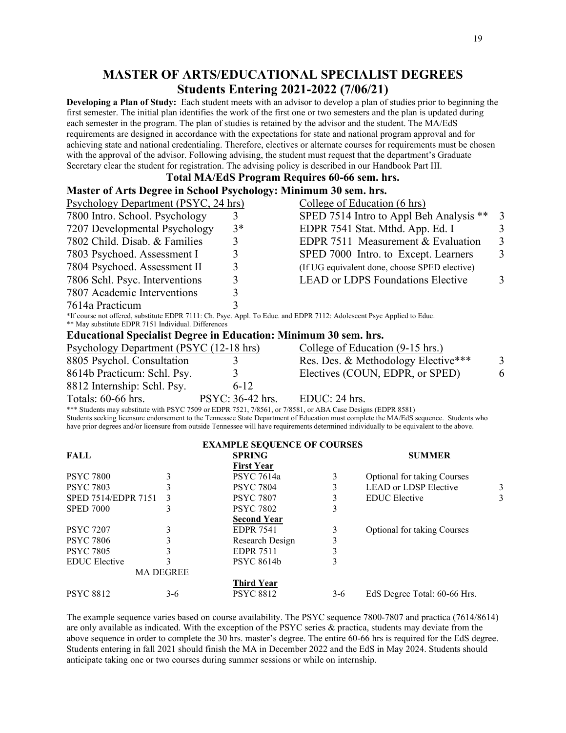# MASTER OF ARTS/EDUCATIONAL SPECIALIST DEGREES
## Students Entering 2021-2022 (7/06/21)

**Developing a Plan of Study:** Each student meets with an advisor to develop a plan of studies prior to beginning the first semester. The initial plan identifies the work of the first one or two semesters and the plan is updated during each semester in the program. The plan of studies is retained by the advisor and the student. The MA/EdS requirements are designed in accordance with the expectations for state and national program approval and for achieving state and national credentialing. Therefore, electives or alternate courses for requirements must be chosen with the approval of the advisor. Following advising, the student must request that the department's Graduate Secretary clear the student for registration. The advising policy is described in our Handbook Part III.

### Total MA/EdS Program Requires 60-66 sem. hrs.

### Master of Arts Degree in School Psychology: Minimum 30 sem. hrs.

| Psychology Department (PSYC, 24 hrs) | | College of Education (6 hrs) | |
|---|---|---|---|
| 7800 Intro. School. Psychology | 3 | SPED 7514 Intro to Appl Beh Analysis ** | 3 |
| 7207 Developmental Psychology | 3* | EDPR 7541 Stat. Mthd. App. Ed. I | 3 |
| 7802 Child. Disab. & Families | 3 | EDPR 7511 Measurement & Evaluation | 3 |
| 7803 Psychoed. Assessment I | 3 | SPED 7000 Intro. to Except. Learners | 3 |
| 7804 Psychoed. Assessment II | 3 | (If UG equivalent done, choose SPED elective) | |
| 7806 Schl. Psyc. Interventions | 3 | LEAD or LDPS Foundations Elective | 3 |
| 7807 Academic Interventions | 3 | | |
| 7614a Practicum | 3 | | |

*If course not offered, substitute EDPR 7111: Ch. Psyc. Appl. To Educ. and EDPR 7112: Adolescent Psyc Applied to Educ.
** May substitute EDPR 7151 Individual. Differences

### Educational Specialist Degree in Education: Minimum 30 sem. hrs.

| Psychology Department (PSYC (12-18 hrs) | | College of Education (9-15 hrs.) | |
|---|---|---|---|
| 8805 Psychol. Consultation | 3 | Res. Des. & Methodology Elective*** | 3 |
| 8614b Practicum: Schl. Psy. | 3 | Electives (COUN, EDPR, or SPED) | 6 |
| 8812 Internship: Schl. Psy. | 6-12 | | |
| Totals: 60-66 hrs. | PSYC: 36-42 hrs. | EDUC: 24 hrs. | |

*** Students may substitute with PSYC 7509 or EDPR 7521, 7/8561, or 7/8581, or ABA Case Designs (EDPR 8581)
Students seeking licensure endorsement to the Tennessee State Department of Education must complete the MA/EdS sequence. Students who have prior degrees and/or licensure from outside Tennessee will have requirements determined individually to be equivalent to the above.

### EXAMPLE SEQUENCE OF COURSES

| FALL | | SPRING | | SUMMER | |
|---|---|---|---|---|---|
| | | **First Year** | | | |
| PSYC 7800 | 3 | PSYC 7614a | 3 | Optional for taking Courses | |
| PSYC 7803 | 3 | PSYC 7804 | 3 | LEAD or LDSP Elective | 3 |
| SPED 7514/EDPR 7151 | 3 | PSYC 7807 | 3 | EDUC Elective | 3 |
| SPED 7000 | 3 | PSYC 7802 | 3 | | |
| | | **Second Year** | | | |
| PSYC 7207 | 3 | EDPR 7541 | 3 | Optional for taking Courses | |
| PSYC 7806 | 3 | Research Design | 3 | | |
| PSYC 7805 | 3 | EDPR 7511 | 3 | | |
| EDUC Elective | 3 | PSYC 8614b | 3 | | |
| MA DEGREE | | | | | |
| | | **Third Year** | | | |
| PSYC 8812 | 3-6 | PSYC 8812 | 3-6 | EdS Degree Total: 60-66 Hrs. | |

The example sequence varies based on course availability. The PSYC sequence 7800-7807 and practica (7614/8614) are only available as indicated. With the exception of the PSYC series & practica, students may deviate from the above sequence in order to complete the 30 hrs. master's degree. The entire 60-66 hrs is required for the EdS degree. Students entering in fall 2021 should finish the MA in December 2022 and the EdS in May 2024. Students should anticipate taking one or two courses during summer sessions or while on internship.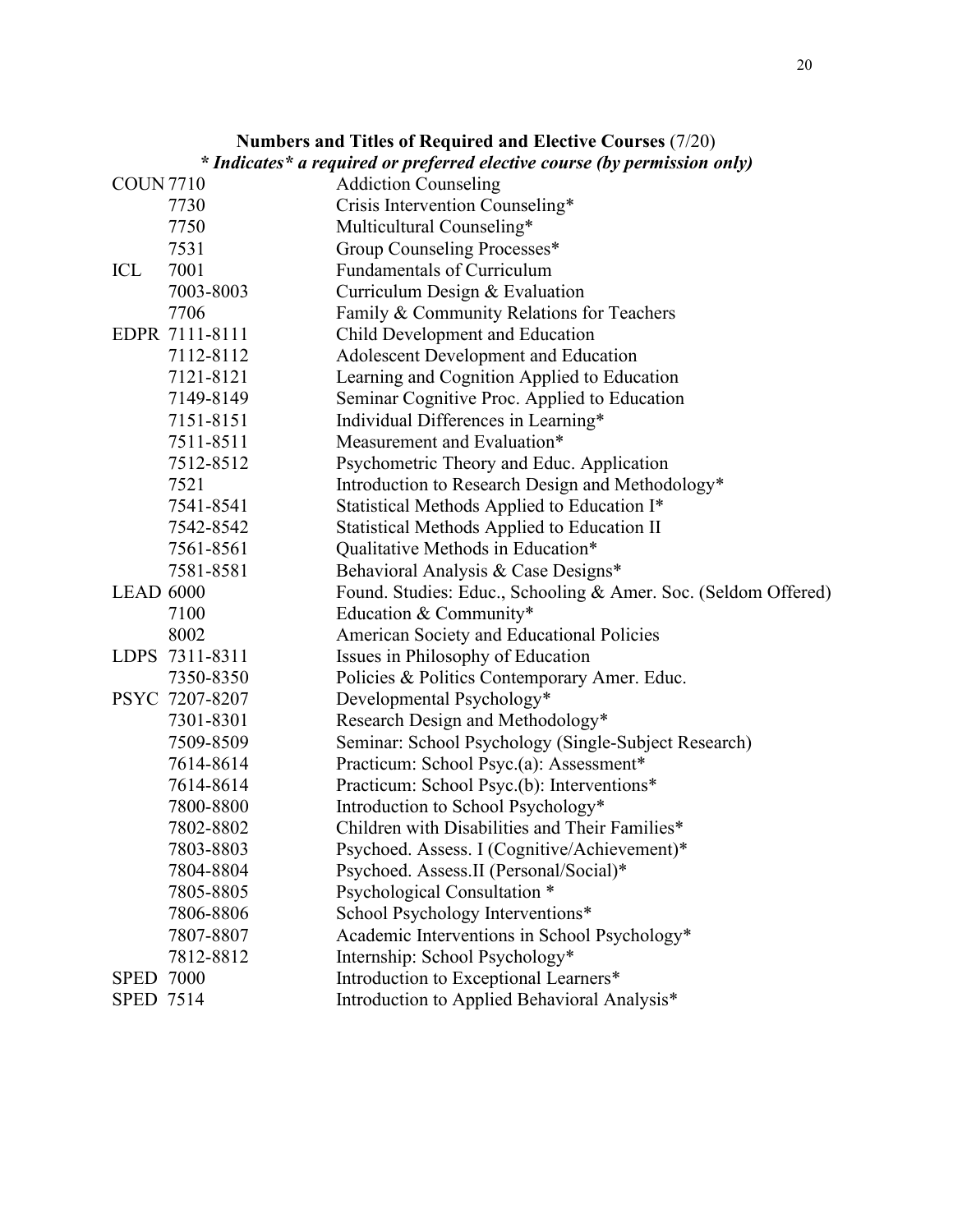**Numbers and Titles of Required and Elective Courses** (7/20)

***Indicates* a required or preferred elective course (by permission only)**

| | | |
|---|---|---|
| COUN | 7710 | Addiction Counseling |
| | 7730 | Crisis Intervention Counseling* |
| | 7750 | Multicultural Counseling* |
| | 7531 | Group Counseling Processes* |
| ICL | 7001 | Fundamentals of Curriculum |
| | 7003-8003 | Curriculum Design & Evaluation |
| | 7706 | Family & Community Relations for Teachers |
| EDPR | 7111-8111 | Child Development and Education |
| | 7112-8112 | Adolescent Development and Education |
| | 7121-8121 | Learning and Cognition Applied to Education |
| | 7149-8149 | Seminar Cognitive Proc. Applied to Education |
| | 7151-8151 | Individual Differences in Learning* |
| | 7511-8511 | Measurement and Evaluation* |
| | 7512-8512 | Psychometric Theory and Educ. Application |
| | 7521 | Introduction to Research Design and Methodology* |
| | 7541-8541 | Statistical Methods Applied to Education I* |
| | 7542-8542 | Statistical Methods Applied to Education II |
| | 7561-8561 | Qualitative Methods in Education* |
| | 7581-8581 | Behavioral Analysis & Case Designs* |
| LEAD | 6000 | Found. Studies: Educ., Schooling & Amer. Soc. (Seldom Offered) |
| | 7100 | Education & Community* |
| | 8002 | American Society and Educational Policies |
| LDPS | 7311-8311 | Issues in Philosophy of Education |
| | 7350-8350 | Policies & Politics Contemporary Amer. Educ. |
| PSYC | 7207-8207 | Developmental Psychology* |
| | 7301-8301 | Research Design and Methodology* |
| | 7509-8509 | Seminar: School Psychology (Single-Subject Research) |
| | 7614-8614 | Practicum: School Psyc.(a): Assessment* |
| | 7614-8614 | Practicum: School Psyc.(b): Interventions* |
| | 7800-8800 | Introduction to School Psychology* |
| | 7802-8802 | Children with Disabilities and Their Families* |
| | 7803-8803 | Psychoed. Assess. I (Cognitive/Achievement)* |
| | 7804-8804 | Psychoed. Assess.II (Personal/Social)* |
| | 7805-8805 | Psychological Consultation * |
| | 7806-8806 | School Psychology Interventions* |
| | 7807-8807 | Academic Interventions in School Psychology* |
| | 7812-8812 | Internship: School Psychology* |
| SPED | 7000 | Introduction to Exceptional Learners* |
| SPED | 7514 | Introduction to Applied Behavioral Analysis* |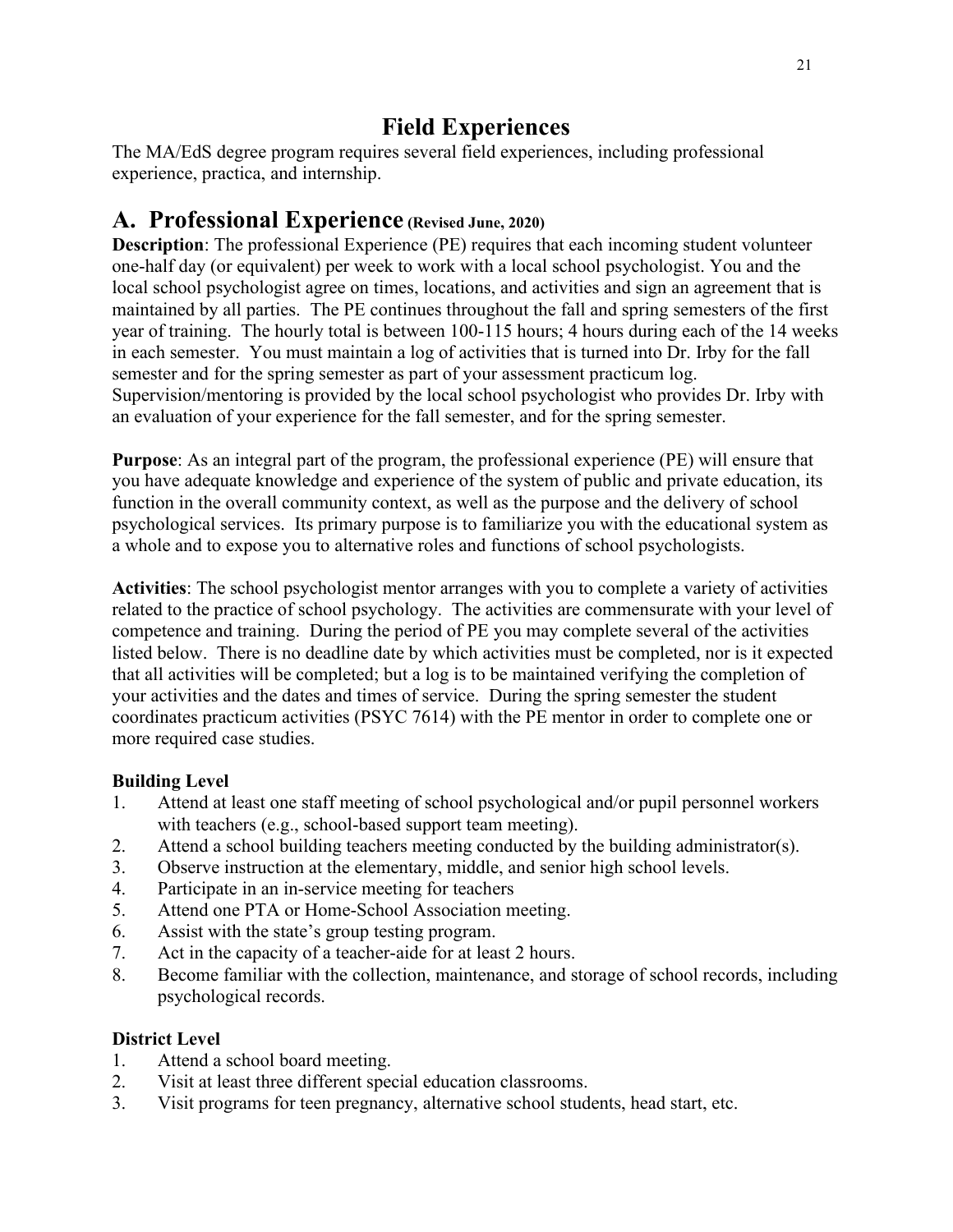# Field Experiences

The MA/EdS degree program requires several field experiences, including professional experience, practica, and internship.

## A. Professional Experience (Revised June, 2020)

**Description**: The professional Experience (PE) requires that each incoming student volunteer one-half day (or equivalent) per week to work with a local school psychologist. You and the local school psychologist agree on times, locations, and activities and sign an agreement that is maintained by all parties. The PE continues throughout the fall and spring semesters of the first year of training. The hourly total is between 100-115 hours; 4 hours during each of the 14 weeks in each semester. You must maintain a log of activities that is turned into Dr. Irby for the fall semester and for the spring semester as part of your assessment practicum log. Supervision/mentoring is provided by the local school psychologist who provides Dr. Irby with an evaluation of your experience for the fall semester, and for the spring semester.

**Purpose**: As an integral part of the program, the professional experience (PE) will ensure that you have adequate knowledge and experience of the system of public and private education, its function in the overall community context, as well as the purpose and the delivery of school psychological services. Its primary purpose is to familiarize you with the educational system as a whole and to expose you to alternative roles and functions of school psychologists.

**Activities**: The school psychologist mentor arranges with you to complete a variety of activities related to the practice of school psychology. The activities are commensurate with your level of competence and training. During the period of PE you may complete several of the activities listed below. There is no deadline date by which activities must be completed, nor is it expected that all activities will be completed; but a log is to be maintained verifying the completion of your activities and the dates and times of service. During the spring semester the student coordinates practicum activities (PSYC 7614) with the PE mentor in order to complete one or more required case studies.

**Building Level**

1. Attend at least one staff meeting of school psychological and/or pupil personnel workers with teachers (e.g., school-based support team meeting).
2. Attend a school building teachers meeting conducted by the building administrator(s).
3. Observe instruction at the elementary, middle, and senior high school levels.
4. Participate in an in-service meeting for teachers
5. Attend one PTA or Home-School Association meeting.
6. Assist with the state's group testing program.
7. Act in the capacity of a teacher-aide for at least 2 hours.
8. Become familiar with the collection, maintenance, and storage of school records, including psychological records.

**District Level**

1. Attend a school board meeting.
2. Visit at least three different special education classrooms.
3. Visit programs for teen pregnancy, alternative school students, head start, etc.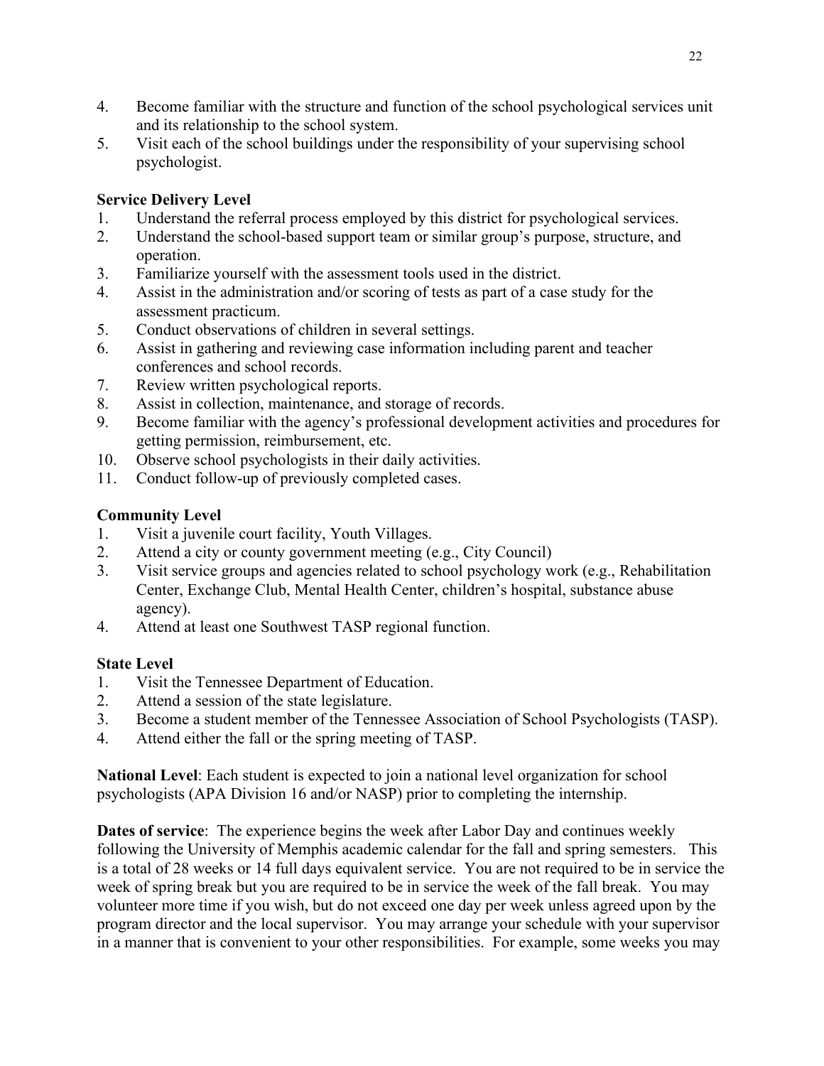4. Become familiar with the structure and function of the school psychological services unit and its relationship to the school system.
5. Visit each of the school buildings under the responsibility of your supervising school psychologist.

**Service Delivery Level**

1. Understand the referral process employed by this district for psychological services.
2. Understand the school-based support team or similar group's purpose, structure, and operation.
3. Familiarize yourself with the assessment tools used in the district.
4. Assist in the administration and/or scoring of tests as part of a case study for the assessment practicum.
5. Conduct observations of children in several settings.
6. Assist in gathering and reviewing case information including parent and teacher conferences and school records.
7. Review written psychological reports.
8. Assist in collection, maintenance, and storage of records.
9. Become familiar with the agency's professional development activities and procedures for getting permission, reimbursement, etc.
10. Observe school psychologists in their daily activities.
11. Conduct follow-up of previously completed cases.

**Community Level**

1. Visit a juvenile court facility, Youth Villages.
2. Attend a city or county government meeting (e.g., City Council)
3. Visit service groups and agencies related to school psychology work (e.g., Rehabilitation Center, Exchange Club, Mental Health Center, children's hospital, substance abuse agency).
4. Attend at least one Southwest TASP regional function.

**State Level**

1. Visit the Tennessee Department of Education.
2. Attend a session of the state legislature.
3. Become a student member of the Tennessee Association of School Psychologists (TASP).
4. Attend either the fall or the spring meeting of TASP.

**National Level**: Each student is expected to join a national level organization for school psychologists (APA Division 16 and/or NASP) prior to completing the internship.

**Dates of service**: The experience begins the week after Labor Day and continues weekly following the University of Memphis academic calendar for the fall and spring semesters. This is a total of 28 weeks or 14 full days equivalent service. You are not required to be in service the week of spring break but you are required to be in service the week of the fall break. You may volunteer more time if you wish, but do not exceed one day per week unless agreed upon by the program director and the local supervisor. You may arrange your schedule with your supervisor in a manner that is convenient to your other responsibilities. For example, some weeks you may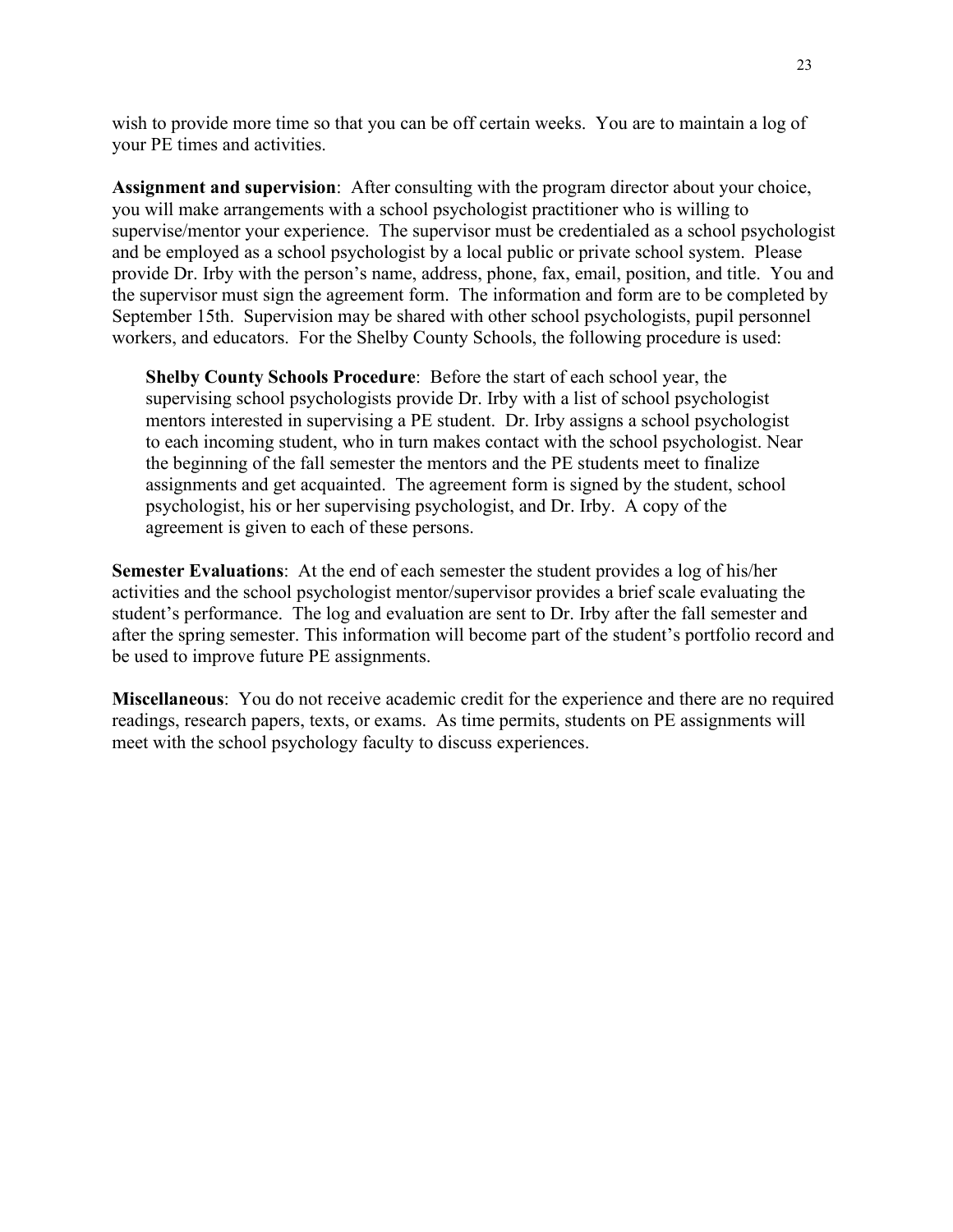wish to provide more time so that you can be off certain weeks. You are to maintain a log of your PE times and activities.

**Assignment and supervision**: After consulting with the program director about your choice, you will make arrangements with a school psychologist practitioner who is willing to supervise/mentor your experience. The supervisor must be credentialed as a school psychologist and be employed as a school psychologist by a local public or private school system. Please provide Dr. Irby with the person's name, address, phone, fax, email, position, and title. You and the supervisor must sign the agreement form. The information and form are to be completed by September 15th. Supervision may be shared with other school psychologists, pupil personnel workers, and educators. For the Shelby County Schools, the following procedure is used:

> **Shelby County Schools Procedure**: Before the start of each school year, the supervising school psychologists provide Dr. Irby with a list of school psychologist mentors interested in supervising a PE student. Dr. Irby assigns a school psychologist to each incoming student, who in turn makes contact with the school psychologist. Near the beginning of the fall semester the mentors and the PE students meet to finalize assignments and get acquainted. The agreement form is signed by the student, school psychologist, his or her supervising psychologist, and Dr. Irby. A copy of the agreement is given to each of these persons.

**Semester Evaluations**: At the end of each semester the student provides a log of his/her activities and the school psychologist mentor/supervisor provides a brief scale evaluating the student's performance. The log and evaluation are sent to Dr. Irby after the fall semester and after the spring semester. This information will become part of the student's portfolio record and be used to improve future PE assignments.

**Miscellaneous**: You do not receive academic credit for the experience and there are no required readings, research papers, texts, or exams. As time permits, students on PE assignments will meet with the school psychology faculty to discuss experiences.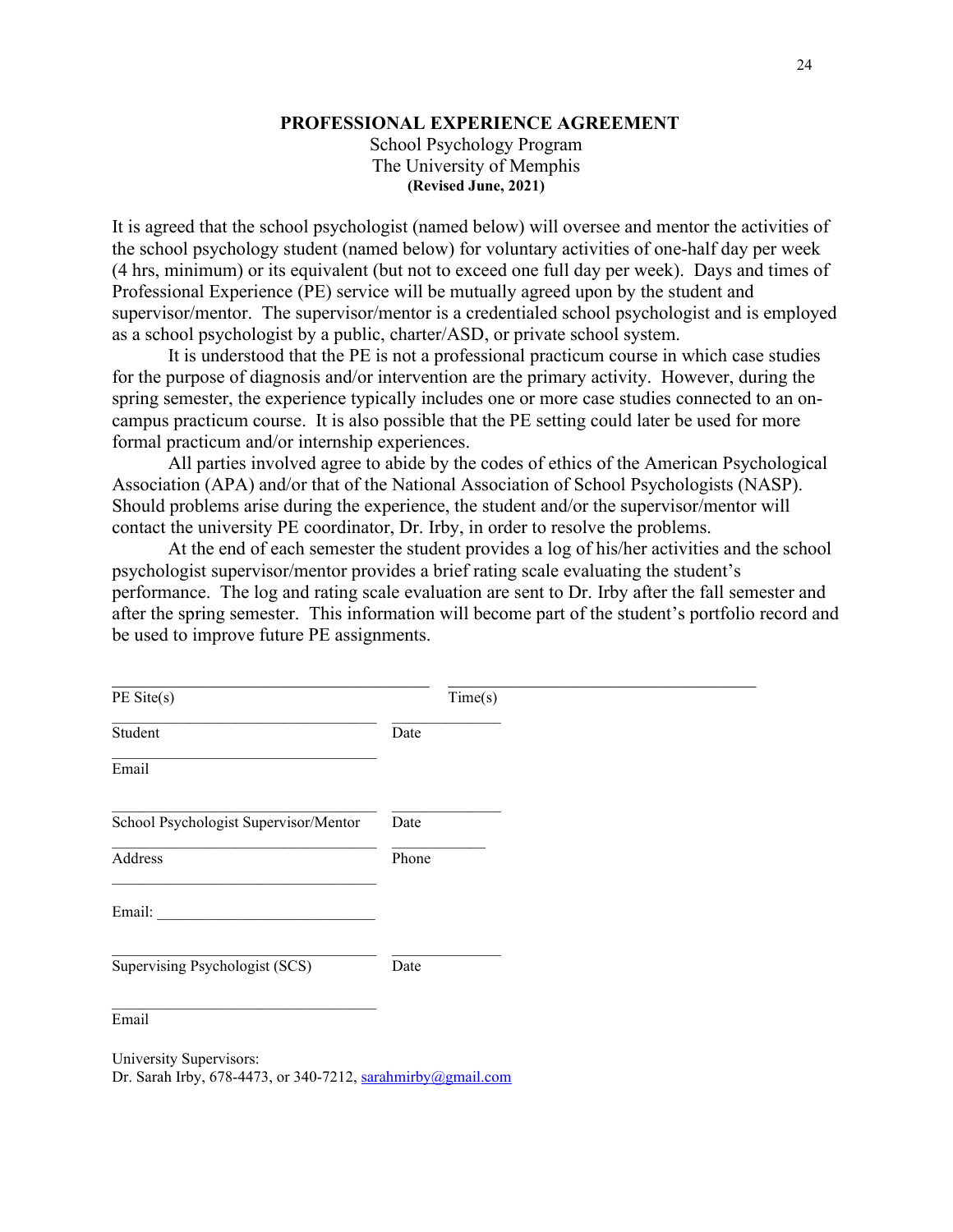**PROFESSIONAL EXPERIENCE AGREEMENT**

School Psychology Program

The University of Memphis

**(Revised June, 2021)**

It is agreed that the school psychologist (named below) will oversee and mentor the activities of the school psychology student (named below) for voluntary activities of one-half day per week (4 hrs, minimum) or its equivalent (but not to exceed one full day per week). Days and times of Professional Experience (PE) service will be mutually agreed upon by the student and supervisor/mentor. The supervisor/mentor is a credentialed school psychologist and is employed as a school psychologist by a public, charter/ASD, or private school system.

It is understood that the PE is not a professional practicum course in which case studies for the purpose of diagnosis and/or intervention are the primary activity. However, during the spring semester, the experience typically includes one or more case studies connected to an on-campus practicum course. It is also possible that the PE setting could later be used for more formal practicum and/or internship experiences.

All parties involved agree to abide by the codes of ethics of the American Psychological Association (APA) and/or that of the National Association of School Psychologists (NASP). Should problems arise during the experience, the student and/or the supervisor/mentor will contact the university PE coordinator, Dr. Irby, in order to resolve the problems.

At the end of each semester the student provides a log of his/her activities and the school psychologist supervisor/mentor provides a brief rating scale evaluating the student's performance. The log and rating scale evaluation are sent to Dr. Irby after the fall semester and after the spring semester. This information will become part of the student's portfolio record and be used to improve future PE assignments.

\_\_\_\_\_\_\_\_\_\_\_\_\_\_\_\_\_\_\_\_\_\_\_\_\_\_\_\_\_\_\_\_\_\_\_\_ \_\_\_\_\_\_\_\_\_\_\_\_\_\_\_\_\_\_\_\_\_\_\_\_\_\_\_\_\_\_\_\_\_\_\_
PE Site(s) Time(s)

\_\_\_\_\_\_\_\_\_\_\_\_\_\_\_\_\_\_\_\_\_\_\_\_\_\_\_\_\_\_ \_\_\_\_\_\_\_\_\_\_\_\_
Student Date

\_\_\_\_\_\_\_\_\_\_\_\_\_\_\_\_\_\_\_\_\_\_\_\_\_\_\_\_\_\_
Email

\_\_\_\_\_\_\_\_\_\_\_\_\_\_\_\_\_\_\_\_\_\_\_\_\_\_\_\_\_\_ \_\_\_\_\_\_\_\_\_\_\_\_
School Psychologist Supervisor/Mentor Date

\_\_\_\_\_\_\_\_\_\_\_\_\_\_\_\_\_\_\_\_\_\_\_\_\_\_\_\_\_\_ \_\_\_\_\_\_\_\_\_\_\_
Address Phone

\_\_\_\_\_\_\_\_\_\_\_\_\_\_\_\_\_\_\_\_\_\_\_\_\_\_\_\_\_\_

Email: \_\_\_\_\_\_\_\_\_\_\_\_\_\_\_\_\_\_\_\_\_\_\_\_\_\_

\_\_\_\_\_\_\_\_\_\_\_\_\_\_\_\_\_\_\_\_\_\_\_\_\_\_\_\_\_\_ \_\_\_\_\_\_\_\_\_\_\_\_
Supervising Psychologist (SCS) Date

\_\_\_\_\_\_\_\_\_\_\_\_\_\_\_\_\_\_\_\_\_\_\_\_\_\_\_\_\_\_
Email

University Supervisors:
Dr. Sarah Irby, 678-4473, or 340-7212, sarahmirby@gmail.com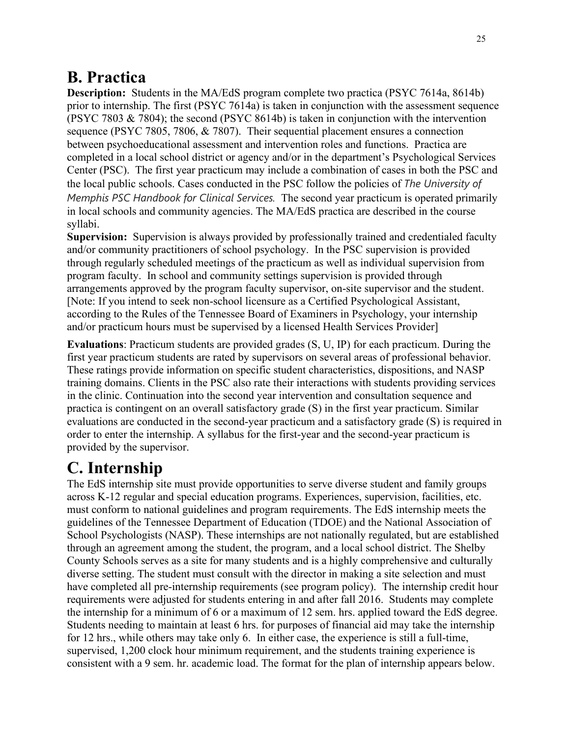## B. Practica

**Description:** Students in the MA/EdS program complete two practica (PSYC 7614a, 8614b) prior to internship. The first (PSYC 7614a) is taken in conjunction with the assessment sequence (PSYC 7803 & 7804); the second (PSYC 8614b) is taken in conjunction with the intervention sequence (PSYC 7805, 7806, & 7807). Their sequential placement ensures a connection between psychoeducational assessment and intervention roles and functions. Practica are completed in a local school district or agency and/or in the department's Psychological Services Center (PSC). The first year practicum may include a combination of cases in both the PSC and the local public schools. Cases conducted in the PSC follow the policies of *The University of Memphis PSC Handbook for Clinical Services.* The second year practicum is operated primarily in local schools and community agencies. The MA/EdS practica are described in the course syllabi.

**Supervision:** Supervision is always provided by professionally trained and credentialed faculty and/or community practitioners of school psychology. In the PSC supervision is provided through regularly scheduled meetings of the practicum as well as individual supervision from program faculty. In school and community settings supervision is provided through arrangements approved by the program faculty supervisor, on-site supervisor and the student. [Note: If you intend to seek non-school licensure as a Certified Psychological Assistant, according to the Rules of the Tennessee Board of Examiners in Psychology, your internship and/or practicum hours must be supervised by a licensed Health Services Provider]

**Evaluations**: Practicum students are provided grades (S, U, IP) for each practicum. During the first year practicum students are rated by supervisors on several areas of professional behavior. These ratings provide information on specific student characteristics, dispositions, and NASP training domains. Clients in the PSC also rate their interactions with students providing services in the clinic. Continuation into the second year intervention and consultation sequence and practica is contingent on an overall satisfactory grade (S) in the first year practicum. Similar evaluations are conducted in the second-year practicum and a satisfactory grade (S) is required in order to enter the internship. A syllabus for the first-year and the second-year practicum is provided by the supervisor.

## C. Internship

The EdS internship site must provide opportunities to serve diverse student and family groups across K-12 regular and special education programs. Experiences, supervision, facilities, etc. must conform to national guidelines and program requirements. The EdS internship meets the guidelines of the Tennessee Department of Education (TDOE) and the National Association of School Psychologists (NASP). These internships are not nationally regulated, but are established through an agreement among the student, the program, and a local school district. The Shelby County Schools serves as a site for many students and is a highly comprehensive and culturally diverse setting. The student must consult with the director in making a site selection and must have completed all pre-internship requirements (see program policy). The internship credit hour requirements were adjusted for students entering in and after fall 2016. Students may complete the internship for a minimum of 6 or a maximum of 12 sem. hrs. applied toward the EdS degree. Students needing to maintain at least 6 hrs. for purposes of financial aid may take the internship for 12 hrs., while others may take only 6. In either case, the experience is still a full-time, supervised, 1,200 clock hour minimum requirement, and the students training experience is consistent with a 9 sem. hr. academic load. The format for the plan of internship appears below.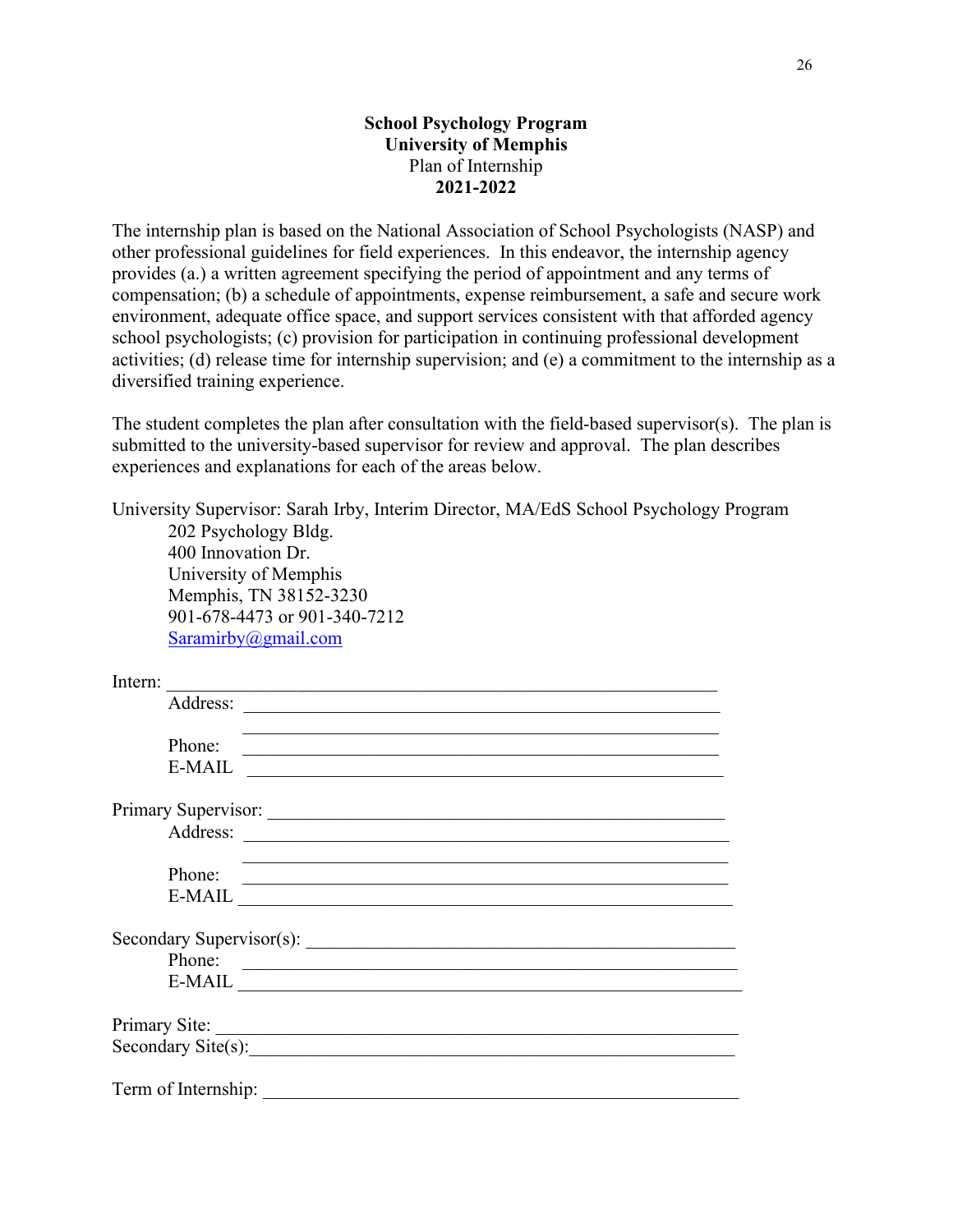**School Psychology Program**
**University of Memphis**
Plan of Internship
**2021-2022**

The internship plan is based on the National Association of School Psychologists (NASP) and other professional guidelines for field experiences. In this endeavor, the internship agency provides (a.) a written agreement specifying the period of appointment and any terms of compensation; (b) a schedule of appointments, expense reimbursement, a safe and secure work environment, adequate office space, and support services consistent with that afforded agency school psychologists; (c) provision for participation in continuing professional development activities; (d) release time for internship supervision; and (e) a commitment to the internship as a diversified training experience.

The student completes the plan after consultation with the field-based supervisor(s). The plan is submitted to the university-based supervisor for review and approval. The plan describes experiences and explanations for each of the areas below.

University Supervisor: Sarah Irby, Interim Director, MA/EdS School Psychology Program
202 Psychology Bldg.
400 Innovation Dr.
University of Memphis
Memphis, TN 38152-3230
901-678-4473 or 901-340-7212
[Saramirby@gmail.com](mailto:Saramirby@gmail.com)

Intern: ____________________________________________________________
Address: ____________________________________________________
____________________________________________________
Phone: ____________________________________________________
E-MAIL ____________________________________________________

Primary Supervisor: ____________________________________________
Address: ____________________________________________________
____________________________________________________
Phone: ____________________________________________________
E-MAIL ____________________________________________________

Secondary Supervisor(s): ________________________________________
Phone: ____________________________________________________
E-MAIL ____________________________________________________

Primary Site: __________________________________________________
Secondary Site(s):_______________________________________________

Term of Internship: _____________________________________________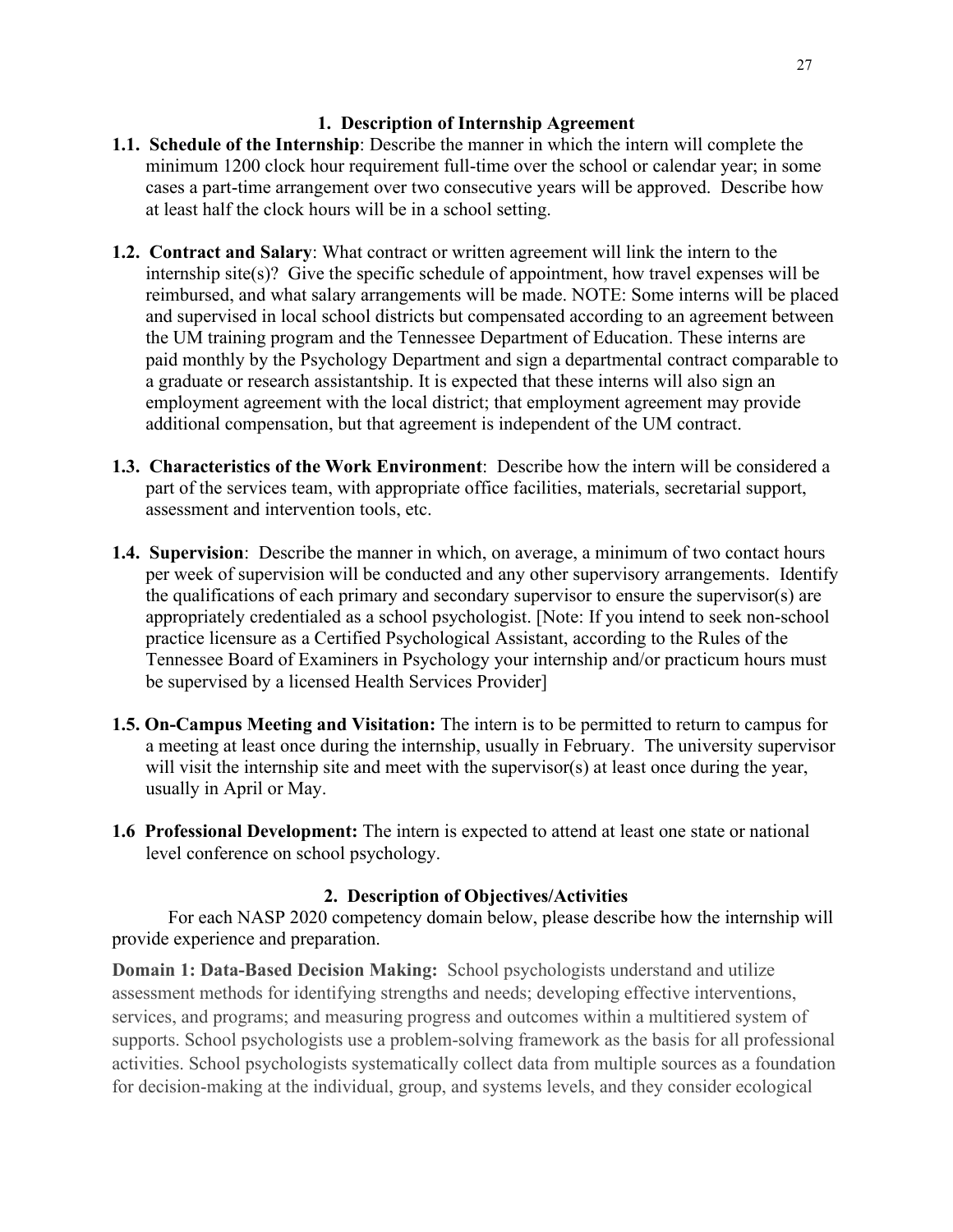## 1. Description of Internship Agreement

**1.1. Schedule of the Internship**: Describe the manner in which the intern will complete the minimum 1200 clock hour requirement full-time over the school or calendar year; in some cases a part-time arrangement over two consecutive years will be approved. Describe how at least half the clock hours will be in a school setting.

**1.2. Contract and Salary**: What contract or written agreement will link the intern to the internship site(s)? Give the specific schedule of appointment, how travel expenses will be reimbursed, and what salary arrangements will be made. NOTE: Some interns will be placed and supervised in local school districts but compensated according to an agreement between the UM training program and the Tennessee Department of Education. These interns are paid monthly by the Psychology Department and sign a departmental contract comparable to a graduate or research assistantship. It is expected that these interns will also sign an employment agreement with the local district; that employment agreement may provide additional compensation, but that agreement is independent of the UM contract.

**1.3. Characteristics of the Work Environment**: Describe how the intern will be considered a part of the services team, with appropriate office facilities, materials, secretarial support, assessment and intervention tools, etc.

**1.4. Supervision**: Describe the manner in which, on average, a minimum of two contact hours per week of supervision will be conducted and any other supervisory arrangements. Identify the qualifications of each primary and secondary supervisor to ensure the supervisor(s) are appropriately credentialed as a school psychologist. [Note: If you intend to seek non-school practice licensure as a Certified Psychological Assistant, according to the Rules of the Tennessee Board of Examiners in Psychology your internship and/or practicum hours must be supervised by a licensed Health Services Provider]

**1.5. On-Campus Meeting and Visitation:** The intern is to be permitted to return to campus for a meeting at least once during the internship, usually in February. The university supervisor will visit the internship site and meet with the supervisor(s) at least once during the year, usually in April or May.

**1.6 Professional Development:** The intern is expected to attend at least one state or national level conference on school psychology.

## 2. Description of Objectives/Activities

For each NASP 2020 competency domain below, please describe how the internship will provide experience and preparation.

**Domain 1: Data-Based Decision Making:** School psychologists understand and utilize assessment methods for identifying strengths and needs; developing effective interventions, services, and programs; and measuring progress and outcomes within a multitiered system of supports. School psychologists use a problem-solving framework as the basis for all professional activities. School psychologists systematically collect data from multiple sources as a foundation for decision-making at the individual, group, and systems levels, and they consider ecological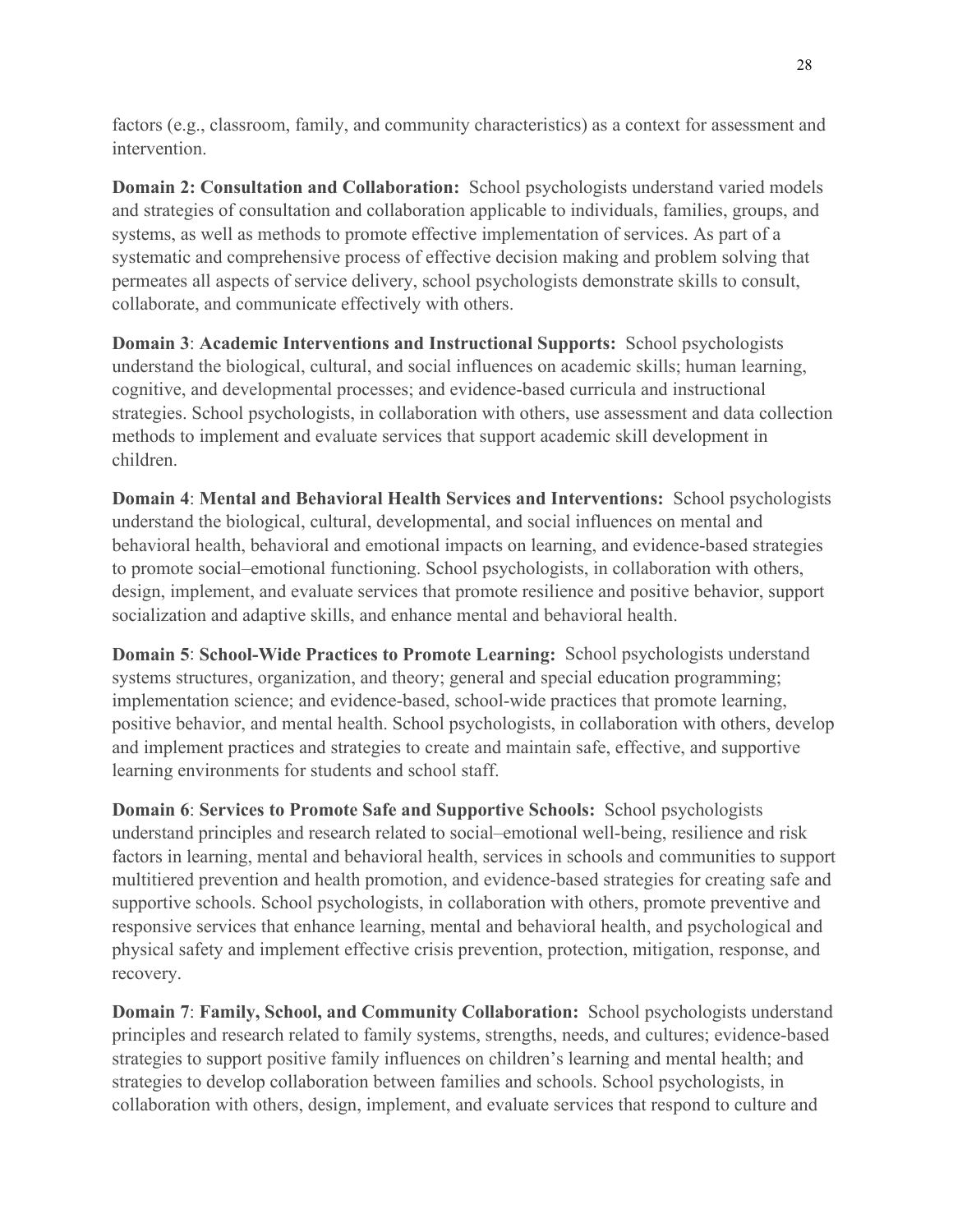factors (e.g., classroom, family, and community characteristics) as a context for assessment and intervention.

**Domain 2: Consultation and Collaboration:** School psychologists understand varied models and strategies of consultation and collaboration applicable to individuals, families, groups, and systems, as well as methods to promote effective implementation of services. As part of a systematic and comprehensive process of effective decision making and problem solving that permeates all aspects of service delivery, school psychologists demonstrate skills to consult, collaborate, and communicate effectively with others.

**Domain 3**: **Academic Interventions and Instructional Supports:** School psychologists understand the biological, cultural, and social influences on academic skills; human learning, cognitive, and developmental processes; and evidence-based curricula and instructional strategies. School psychologists, in collaboration with others, use assessment and data collection methods to implement and evaluate services that support academic skill development in children.

**Domain 4**: **Mental and Behavioral Health Services and Interventions:** School psychologists understand the biological, cultural, developmental, and social influences on mental and behavioral health, behavioral and emotional impacts on learning, and evidence-based strategies to promote social–emotional functioning. School psychologists, in collaboration with others, design, implement, and evaluate services that promote resilience and positive behavior, support socialization and adaptive skills, and enhance mental and behavioral health.

**Domain 5**: **School-Wide Practices to Promote Learning:** School psychologists understand systems structures, organization, and theory; general and special education programming; implementation science; and evidence-based, school-wide practices that promote learning, positive behavior, and mental health. School psychologists, in collaboration with others, develop and implement practices and strategies to create and maintain safe, effective, and supportive learning environments for students and school staff.

**Domain 6**: **Services to Promote Safe and Supportive Schools:** School psychologists understand principles and research related to social–emotional well-being, resilience and risk factors in learning, mental and behavioral health, services in schools and communities to support multitiered prevention and health promotion, and evidence-based strategies for creating safe and supportive schools. School psychologists, in collaboration with others, promote preventive and responsive services that enhance learning, mental and behavioral health, and psychological and physical safety and implement effective crisis prevention, protection, mitigation, response, and recovery.

**Domain 7**: **Family, School, and Community Collaboration:** School psychologists understand principles and research related to family systems, strengths, needs, and cultures; evidence-based strategies to support positive family influences on children's learning and mental health; and strategies to develop collaboration between families and schools. School psychologists, in collaboration with others, design, implement, and evaluate services that respond to culture and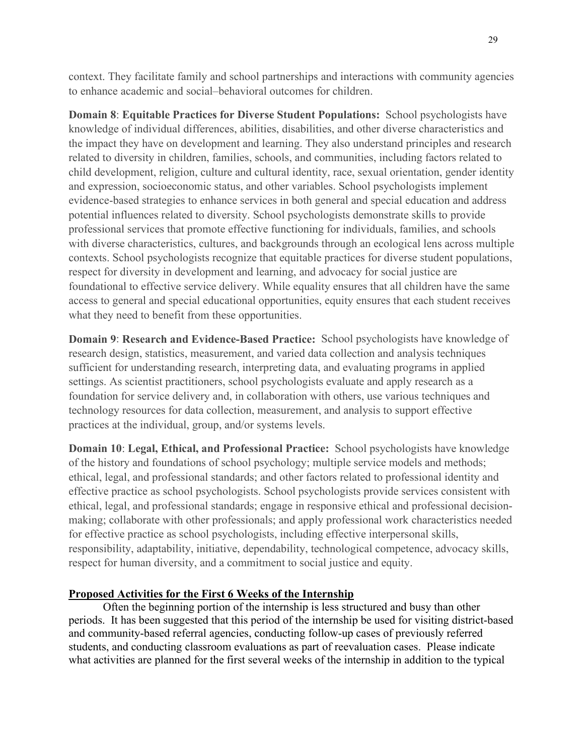context. They facilitate family and school partnerships and interactions with community agencies to enhance academic and social–behavioral outcomes for children.

**Domain 8**: **Equitable Practices for Diverse Student Populations:** School psychologists have knowledge of individual differences, abilities, disabilities, and other diverse characteristics and the impact they have on development and learning. They also understand principles and research related to diversity in children, families, schools, and communities, including factors related to child development, religion, culture and cultural identity, race, sexual orientation, gender identity and expression, socioeconomic status, and other variables. School psychologists implement evidence-based strategies to enhance services in both general and special education and address potential influences related to diversity. School psychologists demonstrate skills to provide professional services that promote effective functioning for individuals, families, and schools with diverse characteristics, cultures, and backgrounds through an ecological lens across multiple contexts. School psychologists recognize that equitable practices for diverse student populations, respect for diversity in development and learning, and advocacy for social justice are foundational to effective service delivery. While equality ensures that all children have the same access to general and special educational opportunities, equity ensures that each student receives what they need to benefit from these opportunities.

**Domain 9**: **Research and Evidence-Based Practice:** School psychologists have knowledge of research design, statistics, measurement, and varied data collection and analysis techniques sufficient for understanding research, interpreting data, and evaluating programs in applied settings. As scientist practitioners, school psychologists evaluate and apply research as a foundation for service delivery and, in collaboration with others, use various techniques and technology resources for data collection, measurement, and analysis to support effective practices at the individual, group, and/or systems levels.

**Domain 10**: **Legal, Ethical, and Professional Practice:** School psychologists have knowledge of the history and foundations of school psychology; multiple service models and methods; ethical, legal, and professional standards; and other factors related to professional identity and effective practice as school psychologists. School psychologists provide services consistent with ethical, legal, and professional standards; engage in responsive ethical and professional decision-making; collaborate with other professionals; and apply professional work characteristics needed for effective practice as school psychologists, including effective interpersonal skills, responsibility, adaptability, initiative, dependability, technological competence, advocacy skills, respect for human diversity, and a commitment to social justice and equity.

## Proposed Activities for the First 6 Weeks of the Internship

Often the beginning portion of the internship is less structured and busy than other periods. It has been suggested that this period of the internship be used for visiting district-based and community-based referral agencies, conducting follow-up cases of previously referred students, and conducting classroom evaluations as part of reevaluation cases. Please indicate what activities are planned for the first several weeks of the internship in addition to the typical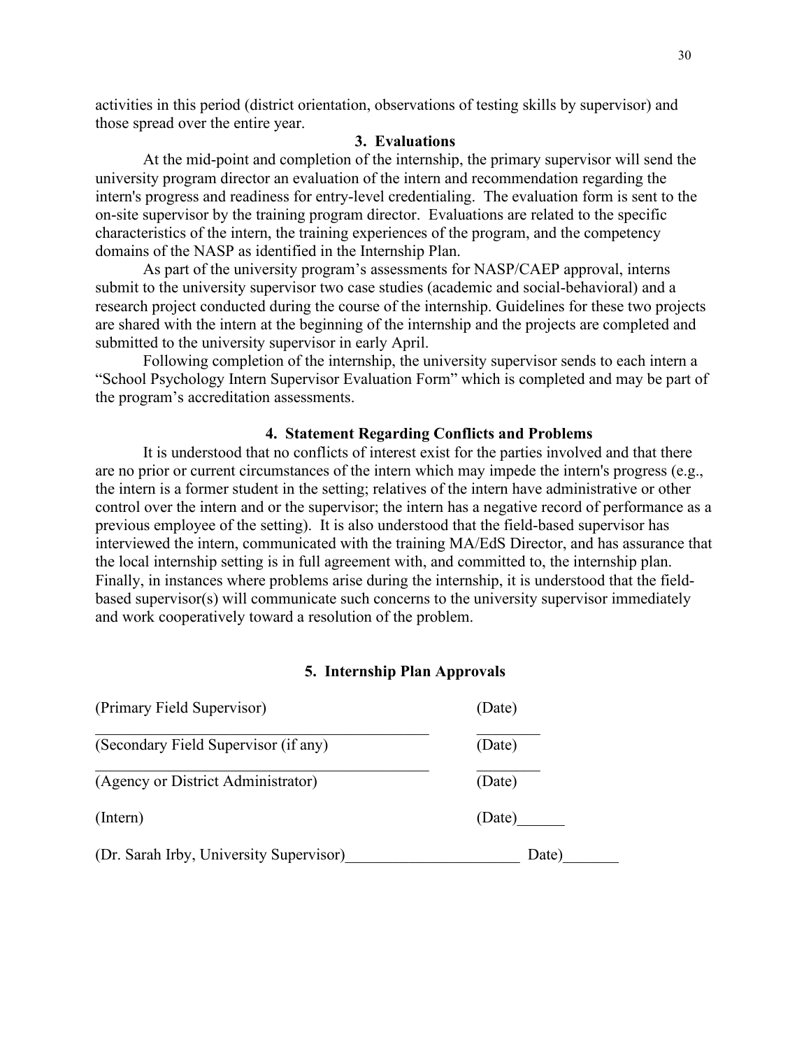activities in this period (district orientation, observations of testing skills by supervisor) and those spread over the entire year.

### 3. Evaluations

At the mid-point and completion of the internship, the primary supervisor will send the university program director an evaluation of the intern and recommendation regarding the intern's progress and readiness for entry-level credentialing. The evaluation form is sent to the on-site supervisor by the training program director. Evaluations are related to the specific characteristics of the intern, the training experiences of the program, and the competency domains of the NASP as identified in the Internship Plan.

As part of the university program's assessments for NASP/CAEP approval, interns submit to the university supervisor two case studies (academic and social-behavioral) and a research project conducted during the course of the internship. Guidelines for these two projects are shared with the intern at the beginning of the internship and the projects are completed and submitted to the university supervisor in early April.

Following completion of the internship, the university supervisor sends to each intern a "School Psychology Intern Supervisor Evaluation Form" which is completed and may be part of the program's accreditation assessments.

### 4. Statement Regarding Conflicts and Problems

It is understood that no conflicts of interest exist for the parties involved and that there are no prior or current circumstances of the intern which may impede the intern's progress (e.g., the intern is a former student in the setting; relatives of the intern have administrative or other control over the intern and or the supervisor; the intern has a negative record of performance as a previous employee of the setting). It is also understood that the field-based supervisor has interviewed the intern, communicated with the training MA/EdS Director, and has assurance that the local internship setting is in full agreement with, and committed to, the internship plan. Finally, in instances where problems arise during the internship, it is understood that the field-based supervisor(s) will communicate such concerns to the university supervisor immediately and work cooperatively toward a resolution of the problem.

### 5. Internship Plan Approvals

(Primary Field Supervisor) (Date)

\_\_\_\_\_\_\_\_\_\_\_\_\_\_\_\_\_\_\_\_\_\_\_\_\_\_\_\_\_\_\_\_\_\_\_\_\_\_\_\_\_\_\_\_ \_\_\_\_\_\_\_\_

(Secondary Field Supervisor (if any) (Date)

\_\_\_\_\_\_\_\_\_\_\_\_\_\_\_\_\_\_\_\_\_\_\_\_\_\_\_\_\_\_\_\_\_\_\_\_\_\_\_\_\_\_\_\_ \_\_\_\_\_\_\_\_

(Agency or District Administrator) (Date)

(Intern) (Date)\_\_\_\_\_\_

(Dr. Sarah Irby, University Supervisor)\_\_\_\_\_\_\_\_\_\_\_\_\_\_\_\_\_\_\_\_\_\_ Date)\_\_\_\_\_\_\_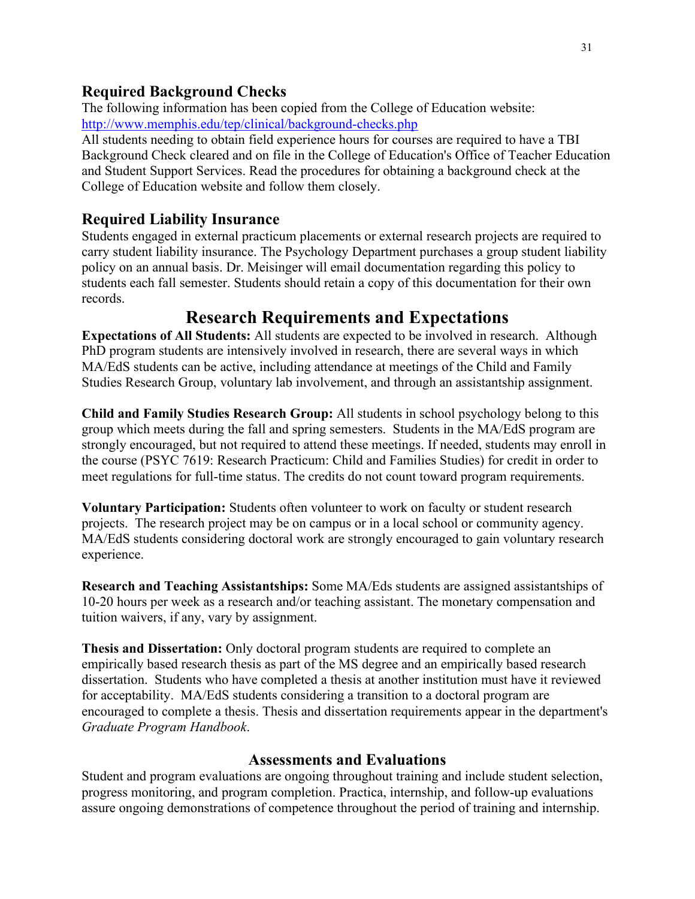## Required Background Checks

The following information has been copied from the College of Education website: [http://www.memphis.edu/tep/clinical/background-checks.php](http://www.memphis.edu/tep/clinical/background-checks.php)

All students needing to obtain field experience hours for courses are required to have a TBI Background Check cleared and on file in the College of Education's Office of Teacher Education and Student Support Services. Read the procedures for obtaining a background check at the College of Education website and follow them closely.

## Required Liability Insurance

Students engaged in external practicum placements or external research projects are required to carry student liability insurance. The Psychology Department purchases a group student liability policy on an annual basis. Dr. Meisinger will email documentation regarding this policy to students each fall semester. Students should retain a copy of this documentation for their own records.

# Research Requirements and Expectations

**Expectations of All Students:** All students are expected to be involved in research. Although PhD program students are intensively involved in research, there are several ways in which MA/EdS students can be active, including attendance at meetings of the Child and Family Studies Research Group, voluntary lab involvement, and through an assistantship assignment.

**Child and Family Studies Research Group:** All students in school psychology belong to this group which meets during the fall and spring semesters. Students in the MA/EdS program are strongly encouraged, but not required to attend these meetings. If needed, students may enroll in the course (PSYC 7619: Research Practicum: Child and Families Studies) for credit in order to meet regulations for full-time status. The credits do not count toward program requirements.

**Voluntary Participation:** Students often volunteer to work on faculty or student research projects. The research project may be on campus or in a local school or community agency. MA/EdS students considering doctoral work are strongly encouraged to gain voluntary research experience.

**Research and Teaching Assistantships:** Some MA/Eds students are assigned assistantships of 10-20 hours per week as a research and/or teaching assistant. The monetary compensation and tuition waivers, if any, vary by assignment.

**Thesis and Dissertation:** Only doctoral program students are required to complete an empirically based research thesis as part of the MS degree and an empirically based research dissertation. Students who have completed a thesis at another institution must have it reviewed for acceptability. MA/EdS students considering a transition to a doctoral program are encouraged to complete a thesis. Thesis and dissertation requirements appear in the department's *Graduate Program Handbook*.

## Assessments and Evaluations

Student and program evaluations are ongoing throughout training and include student selection, progress monitoring, and program completion. Practica, internship, and follow-up evaluations assure ongoing demonstrations of competence throughout the period of training and internship.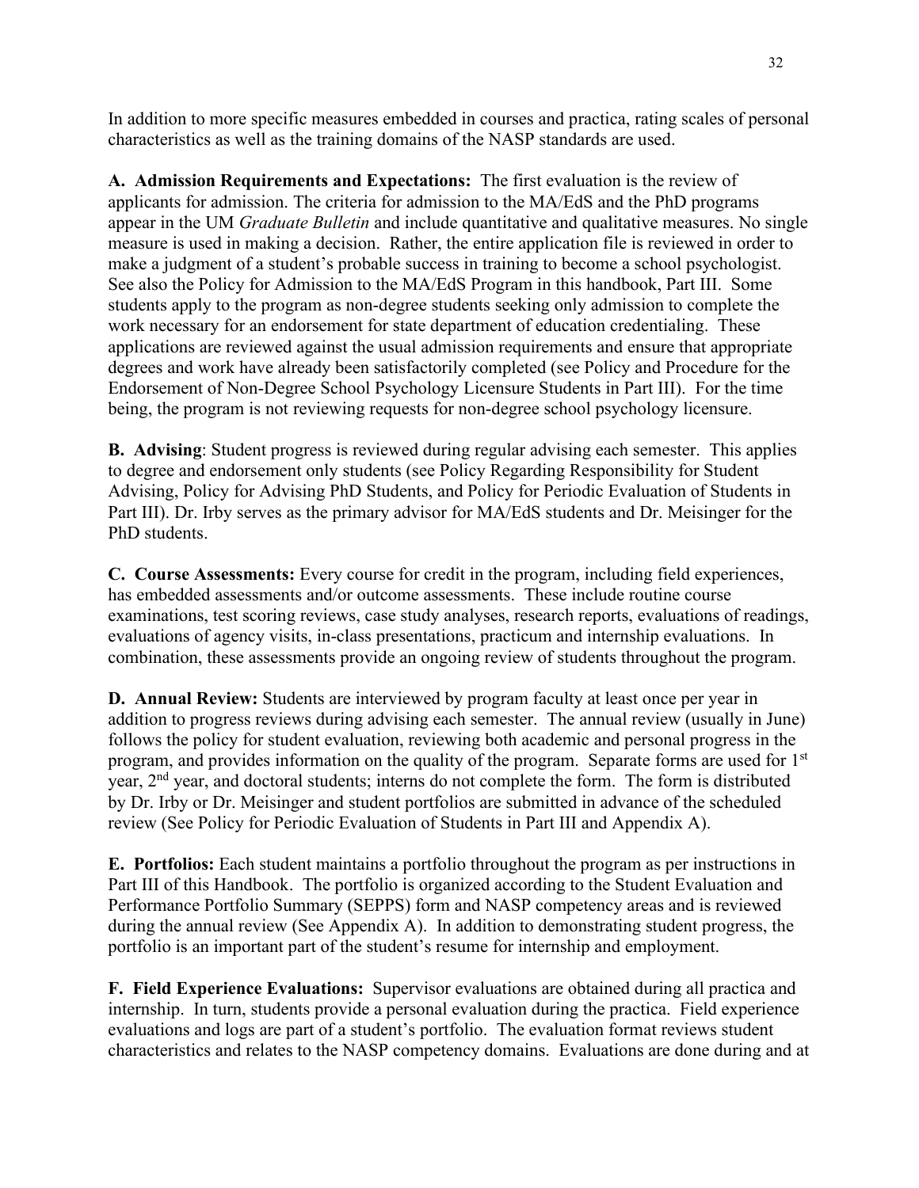In addition to more specific measures embedded in courses and practica, rating scales of personal characteristics as well as the training domains of the NASP standards are used.

**A. Admission Requirements and Expectations:** The first evaluation is the review of applicants for admission. The criteria for admission to the MA/EdS and the PhD programs appear in the UM *Graduate Bulletin* and include quantitative and qualitative measures. No single measure is used in making a decision. Rather, the entire application file is reviewed in order to make a judgment of a student's probable success in training to become a school psychologist. See also the Policy for Admission to the MA/EdS Program in this handbook, Part III. Some students apply to the program as non-degree students seeking only admission to complete the work necessary for an endorsement for state department of education credentialing. These applications are reviewed against the usual admission requirements and ensure that appropriate degrees and work have already been satisfactorily completed (see Policy and Procedure for the Endorsement of Non-Degree School Psychology Licensure Students in Part III). For the time being, the program is not reviewing requests for non-degree school psychology licensure.

**B. Advising**: Student progress is reviewed during regular advising each semester. This applies to degree and endorsement only students (see Policy Regarding Responsibility for Student Advising, Policy for Advising PhD Students, and Policy for Periodic Evaluation of Students in Part III). Dr. Irby serves as the primary advisor for MA/EdS students and Dr. Meisinger for the PhD students.

**C. Course Assessments:** Every course for credit in the program, including field experiences, has embedded assessments and/or outcome assessments. These include routine course examinations, test scoring reviews, case study analyses, research reports, evaluations of readings, evaluations of agency visits, in-class presentations, practicum and internship evaluations. In combination, these assessments provide an ongoing review of students throughout the program.

**D. Annual Review:** Students are interviewed by program faculty at least once per year in addition to progress reviews during advising each semester. The annual review (usually in June) follows the policy for student evaluation, reviewing both academic and personal progress in the program, and provides information on the quality of the program. Separate forms are used for 1st year, 2nd year, and doctoral students; interns do not complete the form. The form is distributed by Dr. Irby or Dr. Meisinger and student portfolios are submitted in advance of the scheduled review (See Policy for Periodic Evaluation of Students in Part III and Appendix A).

**E. Portfolios:** Each student maintains a portfolio throughout the program as per instructions in Part III of this Handbook. The portfolio is organized according to the Student Evaluation and Performance Portfolio Summary (SEPPS) form and NASP competency areas and is reviewed during the annual review (See Appendix A). In addition to demonstrating student progress, the portfolio is an important part of the student's resume for internship and employment.

**F. Field Experience Evaluations:** Supervisor evaluations are obtained during all practica and internship. In turn, students provide a personal evaluation during the practica. Field experience evaluations and logs are part of a student's portfolio. The evaluation format reviews student characteristics and relates to the NASP competency domains. Evaluations are done during and at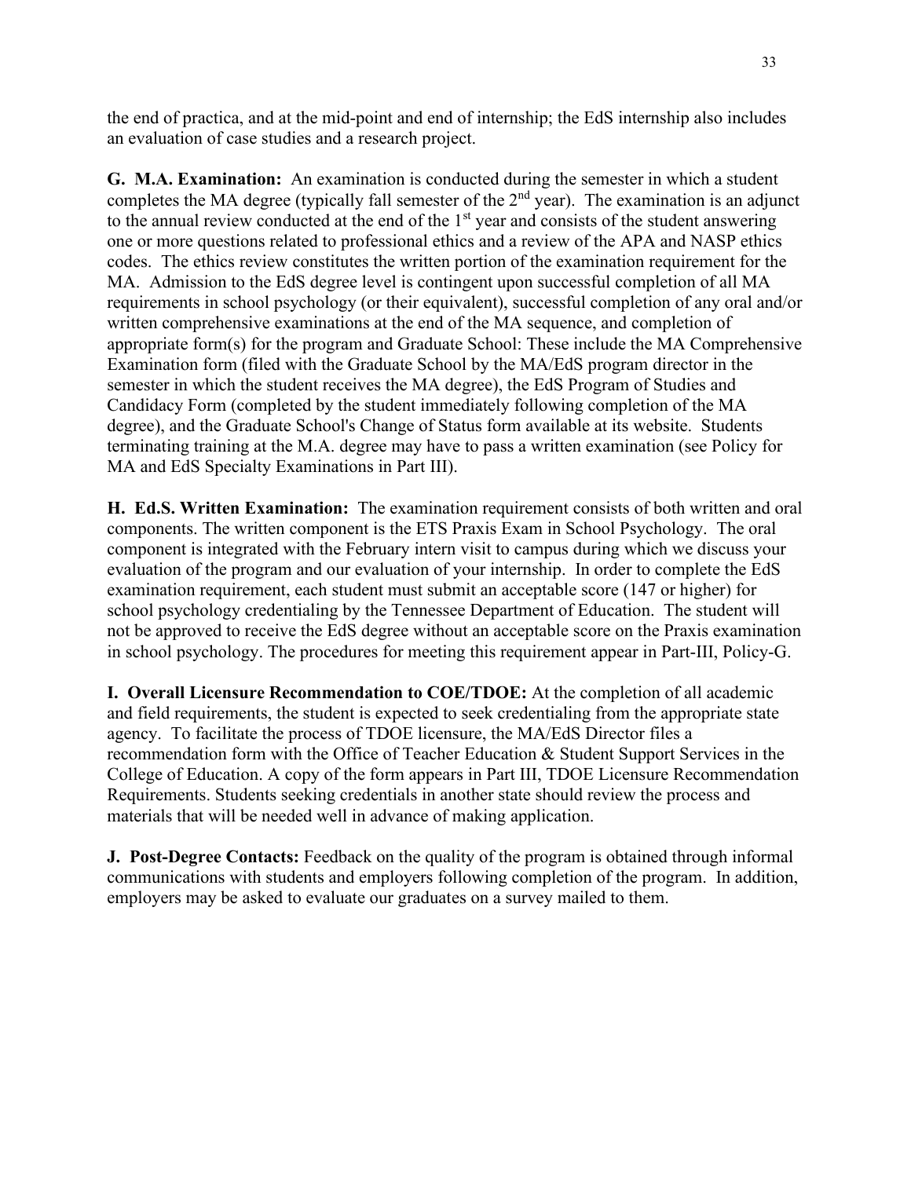the end of practica, and at the mid-point and end of internship; the EdS internship also includes an evaluation of case studies and a research project.

**G. M.A. Examination:** An examination is conducted during the semester in which a student completes the MA degree (typically fall semester of the 2nd year). The examination is an adjunct to the annual review conducted at the end of the 1st year and consists of the student answering one or more questions related to professional ethics and a review of the APA and NASP ethics codes. The ethics review constitutes the written portion of the examination requirement for the MA. Admission to the EdS degree level is contingent upon successful completion of all MA requirements in school psychology (or their equivalent), successful completion of any oral and/or written comprehensive examinations at the end of the MA sequence, and completion of appropriate form(s) for the program and Graduate School: These include the MA Comprehensive Examination form (filed with the Graduate School by the MA/EdS program director in the semester in which the student receives the MA degree), the EdS Program of Studies and Candidacy Form (completed by the student immediately following completion of the MA degree), and the Graduate School's Change of Status form available at its website. Students terminating training at the M.A. degree may have to pass a written examination (see Policy for MA and EdS Specialty Examinations in Part III).

**H. Ed.S. Written Examination:** The examination requirement consists of both written and oral components. The written component is the ETS Praxis Exam in School Psychology. The oral component is integrated with the February intern visit to campus during which we discuss your evaluation of the program and our evaluation of your internship. In order to complete the EdS examination requirement, each student must submit an acceptable score (147 or higher) for school psychology credentialing by the Tennessee Department of Education. The student will not be approved to receive the EdS degree without an acceptable score on the Praxis examination in school psychology. The procedures for meeting this requirement appear in Part-III, Policy-G.

**I. Overall Licensure Recommendation to COE/TDOE:** At the completion of all academic and field requirements, the student is expected to seek credentialing from the appropriate state agency. To facilitate the process of TDOE licensure, the MA/EdS Director files a recommendation form with the Office of Teacher Education & Student Support Services in the College of Education. A copy of the form appears in Part III, TDOE Licensure Recommendation Requirements. Students seeking credentials in another state should review the process and materials that will be needed well in advance of making application.

**J. Post-Degree Contacts:** Feedback on the quality of the program is obtained through informal communications with students and employers following completion of the program. In addition, employers may be asked to evaluate our graduates on a survey mailed to them.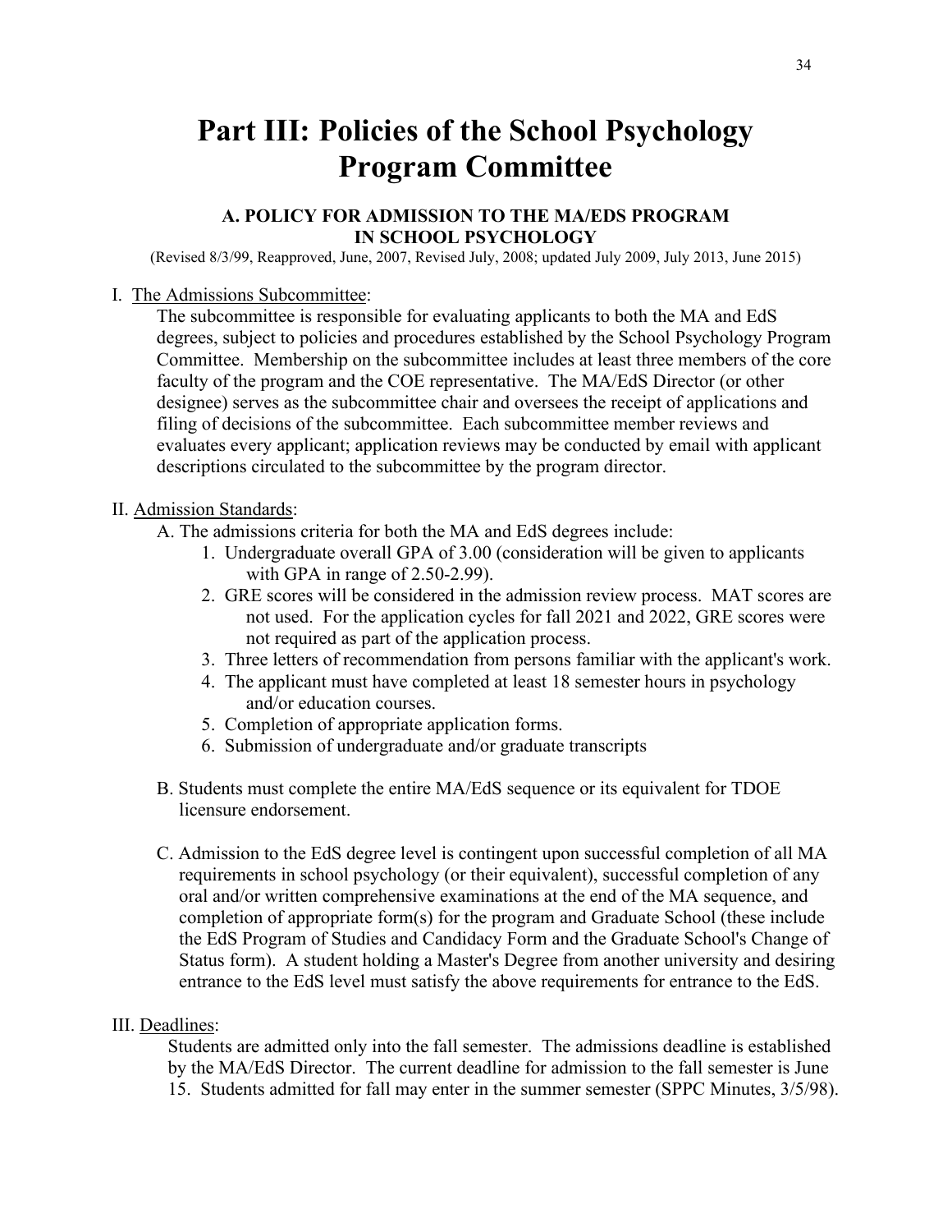# Part III: Policies of the School Psychology Program Committee

### A. POLICY FOR ADMISSION TO THE MA/EDS PROGRAM IN SCHOOL PSYCHOLOGY

(Revised 8/3/99, Reapproved, June, 2007, Revised July, 2008; updated July 2009, July 2013, June 2015)

I. <u>The Admissions Subcommittee</u>:

The subcommittee is responsible for evaluating applicants to both the MA and EdS degrees, subject to policies and procedures established by the School Psychology Program Committee. Membership on the subcommittee includes at least three members of the core faculty of the program and the COE representative. The MA/EdS Director (or other designee) serves as the subcommittee chair and oversees the receipt of applications and filing of decisions of the subcommittee. Each subcommittee member reviews and evaluates every applicant; application reviews may be conducted by email with applicant descriptions circulated to the subcommittee by the program director.

II. <u>Admission Standards</u>:

A. The admissions criteria for both the MA and EdS degrees include:

1. Undergraduate overall GPA of 3.00 (consideration will be given to applicants with GPA in range of 2.50-2.99).
2. GRE scores will be considered in the admission review process. MAT scores are not used. For the application cycles for fall 2021 and 2022, GRE scores were not required as part of the application process.
3. Three letters of recommendation from persons familiar with the applicant's work.
4. The applicant must have completed at least 18 semester hours in psychology and/or education courses.
5. Completion of appropriate application forms.
6. Submission of undergraduate and/or graduate transcripts

B. Students must complete the entire MA/EdS sequence or its equivalent for TDOE licensure endorsement.

C. Admission to the EdS degree level is contingent upon successful completion of all MA requirements in school psychology (or their equivalent), successful completion of any oral and/or written comprehensive examinations at the end of the MA sequence, and completion of appropriate form(s) for the program and Graduate School (these include the EdS Program of Studies and Candidacy Form and the Graduate School's Change of Status form). A student holding a Master's Degree from another university and desiring entrance to the EdS level must satisfy the above requirements for entrance to the EdS.

III. <u>Deadlines</u>:

Students are admitted only into the fall semester. The admissions deadline is established by the MA/EdS Director. The current deadline for admission to the fall semester is June 15. Students admitted for fall may enter in the summer semester (SPPC Minutes, 3/5/98).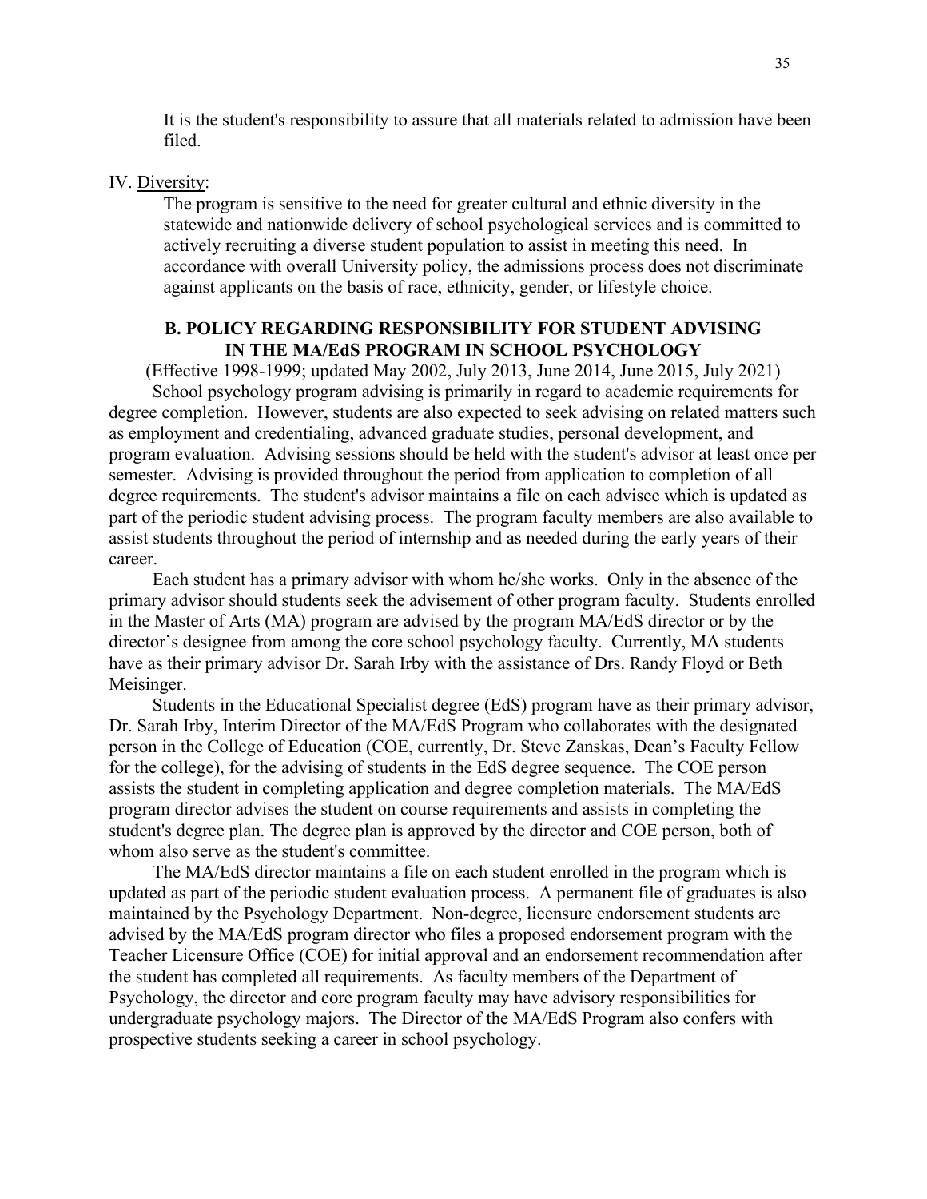It is the student's responsibility to assure that all materials related to admission have been filed.

IV. Diversity:

The program is sensitive to the need for greater cultural and ethnic diversity in the statewide and nationwide delivery of school psychological services and is committed to actively recruiting a diverse student population to assist in meeting this need. In accordance with overall University policy, the admissions process does not discriminate against applicants on the basis of race, ethnicity, gender, or lifestyle choice.

## B. POLICY REGARDING RESPONSIBILITY FOR STUDENT ADVISING IN THE MA/EdS PROGRAM IN SCHOOL PSYCHOLOGY

(Effective 1998-1999; updated May 2002, July 2013, June 2014, June 2015, July 2021)

School psychology program advising is primarily in regard to academic requirements for degree completion. However, students are also expected to seek advising on related matters such as employment and credentialing, advanced graduate studies, personal development, and program evaluation. Advising sessions should be held with the student's advisor at least once per semester. Advising is provided throughout the period from application to completion of all degree requirements. The student's advisor maintains a file on each advisee which is updated as part of the periodic student advising process. The program faculty members are also available to assist students throughout the period of internship and as needed during the early years of their career.

Each student has a primary advisor with whom he/she works. Only in the absence of the primary advisor should students seek the advisement of other program faculty. Students enrolled in the Master of Arts (MA) program are advised by the program MA/EdS director or by the director's designee from among the core school psychology faculty. Currently, MA students have as their primary advisor Dr. Sarah Irby with the assistance of Drs. Randy Floyd or Beth Meisinger.

Students in the Educational Specialist degree (EdS) program have as their primary advisor, Dr. Sarah Irby, Interim Director of the MA/EdS Program who collaborates with the designated person in the College of Education (COE, currently, Dr. Steve Zanskas, Dean's Faculty Fellow for the college), for the advising of students in the EdS degree sequence. The COE person assists the student in completing application and degree completion materials. The MA/EdS program director advises the student on course requirements and assists in completing the student's degree plan. The degree plan is approved by the director and COE person, both of whom also serve as the student's committee.

The MA/EdS director maintains a file on each student enrolled in the program which is updated as part of the periodic student evaluation process. A permanent file of graduates is also maintained by the Psychology Department. Non-degree, licensure endorsement students are advised by the MA/EdS program director who files a proposed endorsement program with the Teacher Licensure Office (COE) for initial approval and an endorsement recommendation after the student has completed all requirements. As faculty members of the Department of Psychology, the director and core program faculty may have advisory responsibilities for undergraduate psychology majors. The Director of the MA/EdS Program also confers with prospective students seeking a career in school psychology.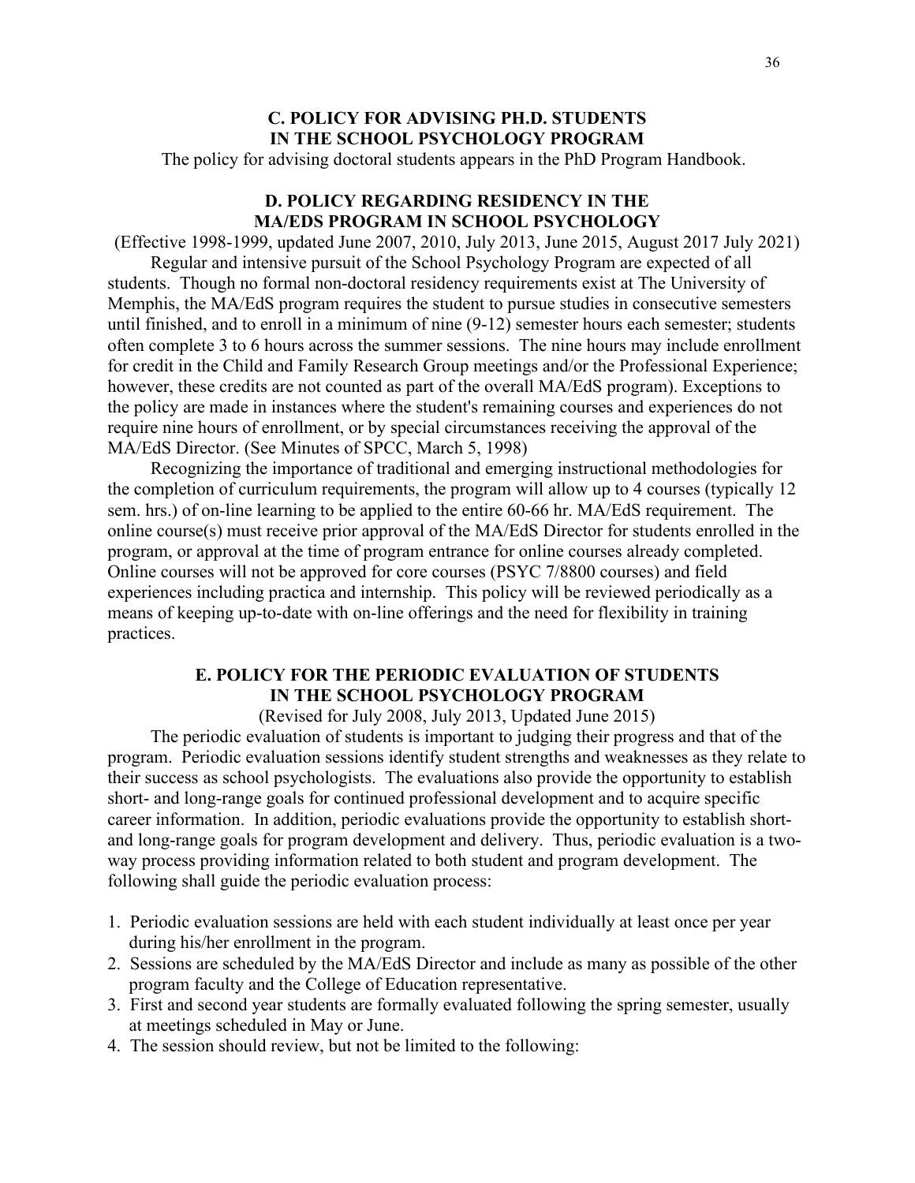## C. POLICY FOR ADVISING PH.D. STUDENTS IN THE SCHOOL PSYCHOLOGY PROGRAM

The policy for advising doctoral students appears in the PhD Program Handbook.

## D. POLICY REGARDING RESIDENCY IN THE MA/EDS PROGRAM IN SCHOOL PSYCHOLOGY

(Effective 1998-1999, updated June 2007, 2010, July 2013, June 2015, August 2017 July 2021)

Regular and intensive pursuit of the School Psychology Program are expected of all students. Though no formal non-doctoral residency requirements exist at The University of Memphis, the MA/EdS program requires the student to pursue studies in consecutive semesters until finished, and to enroll in a minimum of nine (9-12) semester hours each semester; students often complete 3 to 6 hours across the summer sessions. The nine hours may include enrollment for credit in the Child and Family Research Group meetings and/or the Professional Experience; however, these credits are not counted as part of the overall MA/EdS program). Exceptions to the policy are made in instances where the student's remaining courses and experiences do not require nine hours of enrollment, or by special circumstances receiving the approval of the MA/EdS Director. (See Minutes of SPCC, March 5, 1998)

Recognizing the importance of traditional and emerging instructional methodologies for the completion of curriculum requirements, the program will allow up to 4 courses (typically 12 sem. hrs.) of on-line learning to be applied to the entire 60-66 hr. MA/EdS requirement. The online course(s) must receive prior approval of the MA/EdS Director for students enrolled in the program, or approval at the time of program entrance for online courses already completed. Online courses will not be approved for core courses (PSYC 7/8800 courses) and field experiences including practica and internship. This policy will be reviewed periodically as a means of keeping up-to-date with on-line offerings and the need for flexibility in training practices.

## E. POLICY FOR THE PERIODIC EVALUATION OF STUDENTS IN THE SCHOOL PSYCHOLOGY PROGRAM

(Revised for July 2008, July 2013, Updated June 2015)

The periodic evaluation of students is important to judging their progress and that of the program. Periodic evaluation sessions identify student strengths and weaknesses as they relate to their success as school psychologists. The evaluations also provide the opportunity to establish short- and long-range goals for continued professional development and to acquire specific career information. In addition, periodic evaluations provide the opportunity to establish short- and long-range goals for program development and delivery. Thus, periodic evaluation is a two-way process providing information related to both student and program development. The following shall guide the periodic evaluation process:

1. Periodic evaluation sessions are held with each student individually at least once per year during his/her enrollment in the program.
2. Sessions are scheduled by the MA/EdS Director and include as many as possible of the other program faculty and the College of Education representative.
3. First and second year students are formally evaluated following the spring semester, usually at meetings scheduled in May or June.
4. The session should review, but not be limited to the following: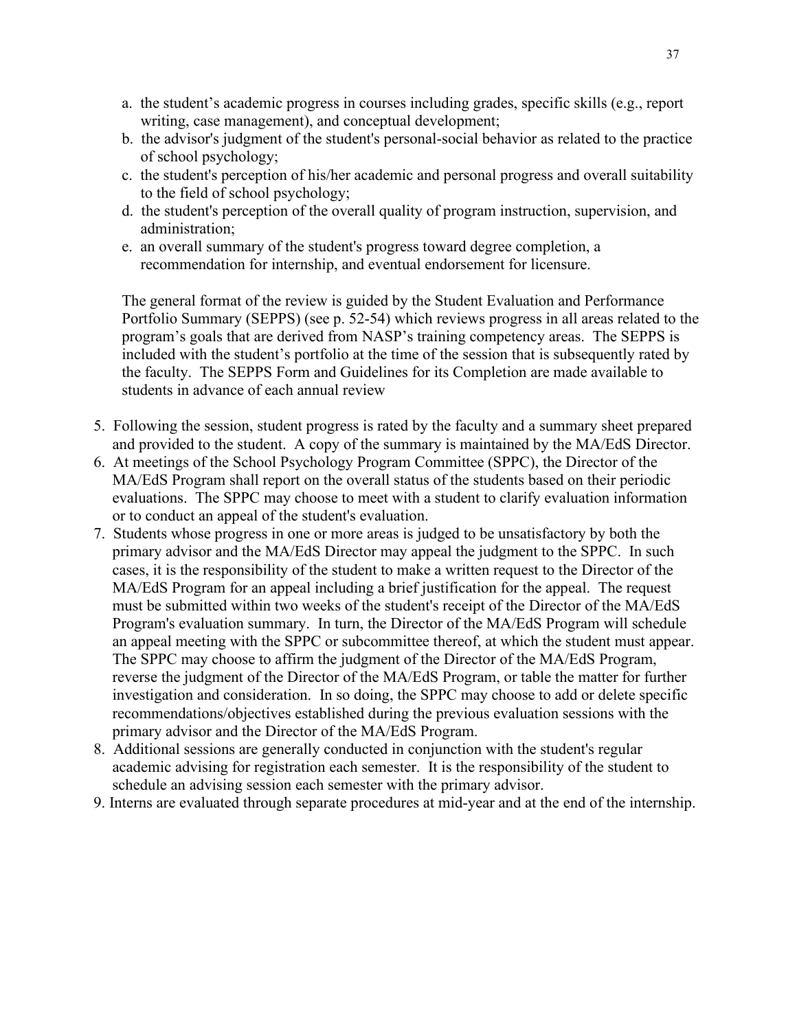a. the student's academic progress in courses including grades, specific skills (e.g., report writing, case management), and conceptual development;
b. the advisor's judgment of the student's personal-social behavior as related to the practice of school psychology;
c. the student's perception of his/her academic and personal progress and overall suitability to the field of school psychology;
d. the student's perception of the overall quality of program instruction, supervision, and administration;
e. an overall summary of the student's progress toward degree completion, a recommendation for internship, and eventual endorsement for licensure.

The general format of the review is guided by the Student Evaluation and Performance Portfolio Summary (SEPPS) (see p. 52-54) which reviews progress in all areas related to the program's goals that are derived from NASP's training competency areas. The SEPPS is included with the student's portfolio at the time of the session that is subsequently rated by the faculty. The SEPPS Form and Guidelines for its Completion are made available to students in advance of each annual review

5. Following the session, student progress is rated by the faculty and a summary sheet prepared and provided to the student. A copy of the summary is maintained by the MA/EdS Director.
6. At meetings of the School Psychology Program Committee (SPPC), the Director of the MA/EdS Program shall report on the overall status of the students based on their periodic evaluations. The SPPC may choose to meet with a student to clarify evaluation information or to conduct an appeal of the student's evaluation.
7. Students whose progress in one or more areas is judged to be unsatisfactory by both the primary advisor and the MA/EdS Director may appeal the judgment to the SPPC. In such cases, it is the responsibility of the student to make a written request to the Director of the MA/EdS Program for an appeal including a brief justification for the appeal. The request must be submitted within two weeks of the student's receipt of the Director of the MA/EdS Program's evaluation summary. In turn, the Director of the MA/EdS Program will schedule an appeal meeting with the SPPC or subcommittee thereof, at which the student must appear. The SPPC may choose to affirm the judgment of the Director of the MA/EdS Program, reverse the judgment of the Director of the MA/EdS Program, or table the matter for further investigation and consideration. In so doing, the SPPC may choose to add or delete specific recommendations/objectives established during the previous evaluation sessions with the primary advisor and the Director of the MA/EdS Program.
8. Additional sessions are generally conducted in conjunction with the student's regular academic advising for registration each semester. It is the responsibility of the student to schedule an advising session each semester with the primary advisor.
9. Interns are evaluated through separate procedures at mid-year and at the end of the internship.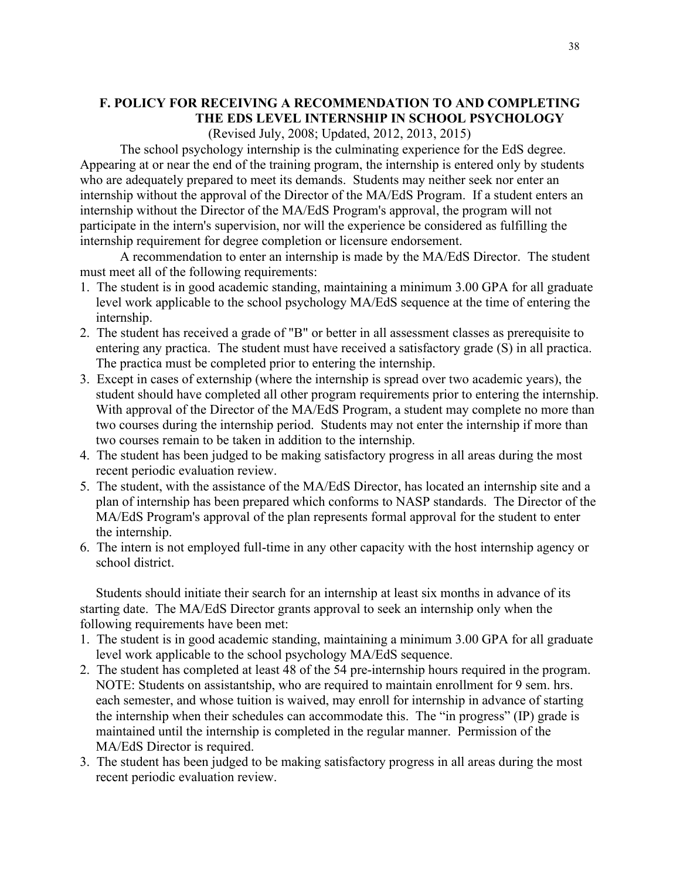## F. POLICY FOR RECEIVING A RECOMMENDATION TO AND COMPLETING THE EDS LEVEL INTERNSHIP IN SCHOOL PSYCHOLOGY

(Revised July, 2008; Updated, 2012, 2013, 2015)

The school psychology internship is the culminating experience for the EdS degree. Appearing at or near the end of the training program, the internship is entered only by students who are adequately prepared to meet its demands. Students may neither seek nor enter an internship without the approval of the Director of the MA/EdS Program. If a student enters an internship without the Director of the MA/EdS Program's approval, the program will not participate in the intern's supervision, nor will the experience be considered as fulfilling the internship requirement for degree completion or licensure endorsement.

A recommendation to enter an internship is made by the MA/EdS Director. The student must meet all of the following requirements:

1. The student is in good academic standing, maintaining a minimum 3.00 GPA for all graduate level work applicable to the school psychology MA/EdS sequence at the time of entering the internship.
2. The student has received a grade of "B" or better in all assessment classes as prerequisite to entering any practica. The student must have received a satisfactory grade (S) in all practica. The practica must be completed prior to entering the internship.
3. Except in cases of externship (where the internship is spread over two academic years), the student should have completed all other program requirements prior to entering the internship. With approval of the Director of the MA/EdS Program, a student may complete no more than two courses during the internship period. Students may not enter the internship if more than two courses remain to be taken in addition to the internship.
4. The student has been judged to be making satisfactory progress in all areas during the most recent periodic evaluation review.
5. The student, with the assistance of the MA/EdS Director, has located an internship site and a plan of internship has been prepared which conforms to NASP standards. The Director of the MA/EdS Program's approval of the plan represents formal approval for the student to enter the internship.
6. The intern is not employed full-time in any other capacity with the host internship agency or school district.

Students should initiate their search for an internship at least six months in advance of its starting date. The MA/EdS Director grants approval to seek an internship only when the following requirements have been met:

1. The student is in good academic standing, maintaining a minimum 3.00 GPA for all graduate level work applicable to the school psychology MA/EdS sequence.
2. The student has completed at least 48 of the 54 pre-internship hours required in the program. NOTE: Students on assistantship, who are required to maintain enrollment for 9 sem. hrs. each semester, and whose tuition is waived, may enroll for internship in advance of starting the internship when their schedules can accommodate this. The "in progress" (IP) grade is maintained until the internship is completed in the regular manner. Permission of the MA/EdS Director is required.
3. The student has been judged to be making satisfactory progress in all areas during the most recent periodic evaluation review.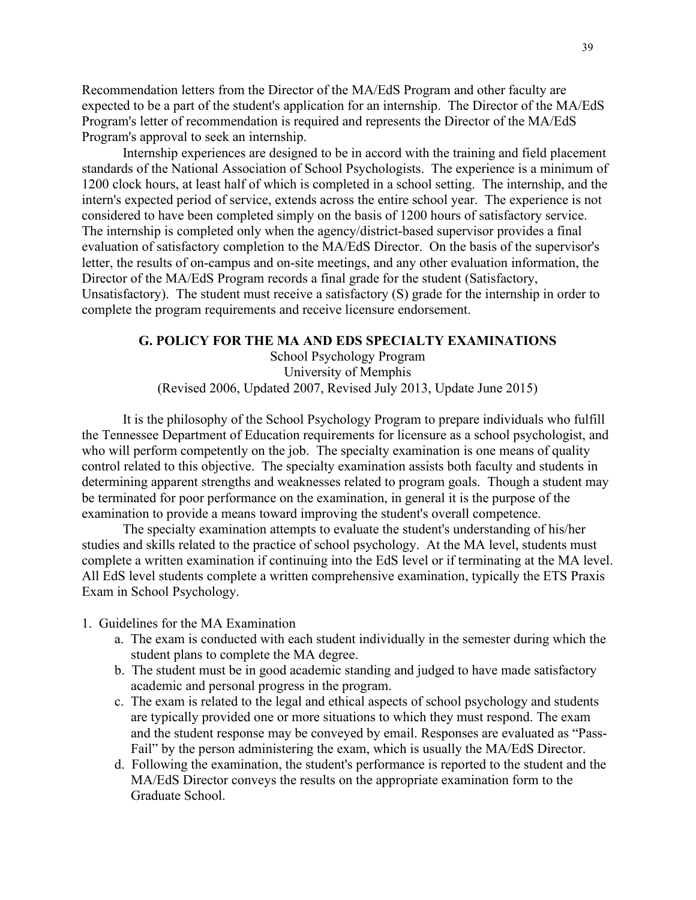Recommendation letters from the Director of the MA/EdS Program and other faculty are expected to be a part of the student's application for an internship. The Director of the MA/EdS Program's letter of recommendation is required and represents the Director of the MA/EdS Program's approval to seek an internship.

Internship experiences are designed to be in accord with the training and field placement standards of the National Association of School Psychologists. The experience is a minimum of 1200 clock hours, at least half of which is completed in a school setting. The internship, and the intern's expected period of service, extends across the entire school year. The experience is not considered to have been completed simply on the basis of 1200 hours of satisfactory service. The internship is completed only when the agency/district-based supervisor provides a final evaluation of satisfactory completion to the MA/EdS Director. On the basis of the supervisor's letter, the results of on-campus and on-site meetings, and any other evaluation information, the Director of the MA/EdS Program records a final grade for the student (Satisfactory, Unsatisfactory). The student must receive a satisfactory (S) grade for the internship in order to complete the program requirements and receive licensure endorsement.

## G. POLICY FOR THE MA AND EDS SPECIALTY EXAMINATIONS

School Psychology Program
University of Memphis
(Revised 2006, Updated 2007, Revised July 2013, Update June 2015)

It is the philosophy of the School Psychology Program to prepare individuals who fulfill the Tennessee Department of Education requirements for licensure as a school psychologist, and who will perform competently on the job. The specialty examination is one means of quality control related to this objective. The specialty examination assists both faculty and students in determining apparent strengths and weaknesses related to program goals. Though a student may be terminated for poor performance on the examination, in general it is the purpose of the examination to provide a means toward improving the student's overall competence.

The specialty examination attempts to evaluate the student's understanding of his/her studies and skills related to the practice of school psychology. At the MA level, students must complete a written examination if continuing into the EdS level or if terminating at the MA level. All EdS level students complete a written comprehensive examination, typically the ETS Praxis Exam in School Psychology.

1. Guidelines for the MA Examination
    a. The exam is conducted with each student individually in the semester during which the student plans to complete the MA degree.
    b. The student must be in good academic standing and judged to have made satisfactory academic and personal progress in the program.
    c. The exam is related to the legal and ethical aspects of school psychology and students are typically provided one or more situations to which they must respond. The exam and the student response may be conveyed by email. Responses are evaluated as "Pass-Fail" by the person administering the exam, which is usually the MA/EdS Director.
    d. Following the examination, the student's performance is reported to the student and the MA/EdS Director conveys the results on the appropriate examination form to the Graduate School.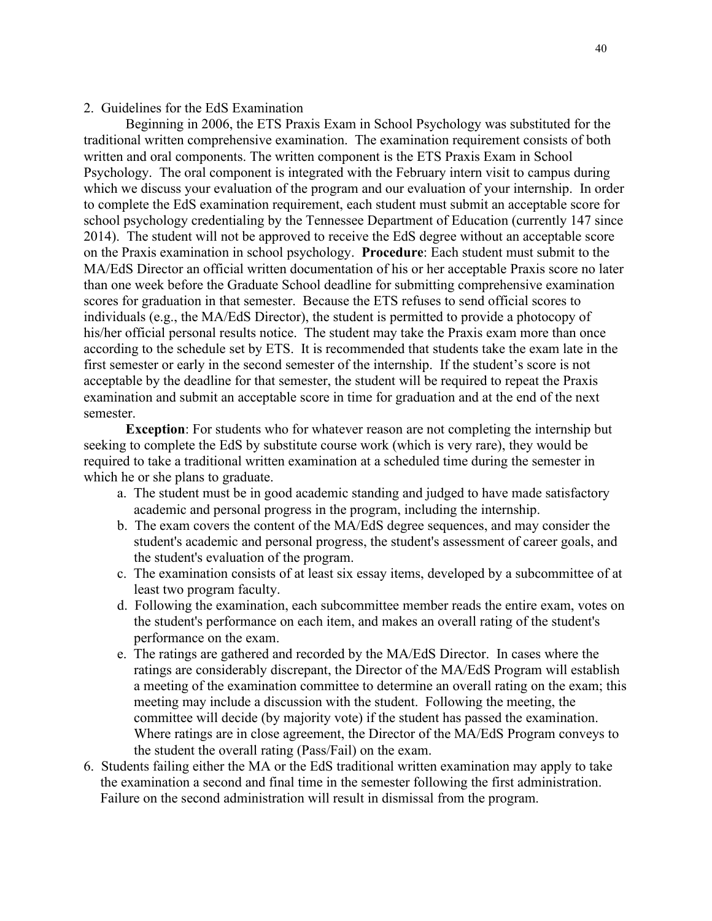2. Guidelines for the EdS Examination

Beginning in 2006, the ETS Praxis Exam in School Psychology was substituted for the traditional written comprehensive examination. The examination requirement consists of both written and oral components. The written component is the ETS Praxis Exam in School Psychology. The oral component is integrated with the February intern visit to campus during which we discuss your evaluation of the program and our evaluation of your internship. In order to complete the EdS examination requirement, each student must submit an acceptable score for school psychology credentialing by the Tennessee Department of Education (currently 147 since 2014). The student will not be approved to receive the EdS degree without an acceptable score on the Praxis examination in school psychology. **Procedure**: Each student must submit to the MA/EdS Director an official written documentation of his or her acceptable Praxis score no later than one week before the Graduate School deadline for submitting comprehensive examination scores for graduation in that semester. Because the ETS refuses to send official scores to individuals (e.g., the MA/EdS Director), the student is permitted to provide a photocopy of his/her official personal results notice. The student may take the Praxis exam more than once according to the schedule set by ETS. It is recommended that students take the exam late in the first semester or early in the second semester of the internship. If the student's score is not acceptable by the deadline for that semester, the student will be required to repeat the Praxis examination and submit an acceptable score in time for graduation and at the end of the next semester.

**Exception**: For students who for whatever reason are not completing the internship but seeking to complete the EdS by substitute course work (which is very rare), they would be required to take a traditional written examination at a scheduled time during the semester in which he or she plans to graduate.

a. The student must be in good academic standing and judged to have made satisfactory academic and personal progress in the program, including the internship.
b. The exam covers the content of the MA/EdS degree sequences, and may consider the student's academic and personal progress, the student's assessment of career goals, and the student's evaluation of the program.
c. The examination consists of at least six essay items, developed by a subcommittee of at least two program faculty.
d. Following the examination, each subcommittee member reads the entire exam, votes on the student's performance on each item, and makes an overall rating of the student's performance on the exam.
e. The ratings are gathered and recorded by the MA/EdS Director. In cases where the ratings are considerably discrepant, the Director of the MA/EdS Program will establish a meeting of the examination committee to determine an overall rating on the exam; this meeting may include a discussion with the student. Following the meeting, the committee will decide (by majority vote) if the student has passed the examination. Where ratings are in close agreement, the Director of the MA/EdS Program conveys to the student the overall rating (Pass/Fail) on the exam.

6. Students failing either the MA or the EdS traditional written examination may apply to take the examination a second and final time in the semester following the first administration. Failure on the second administration will result in dismissal from the program.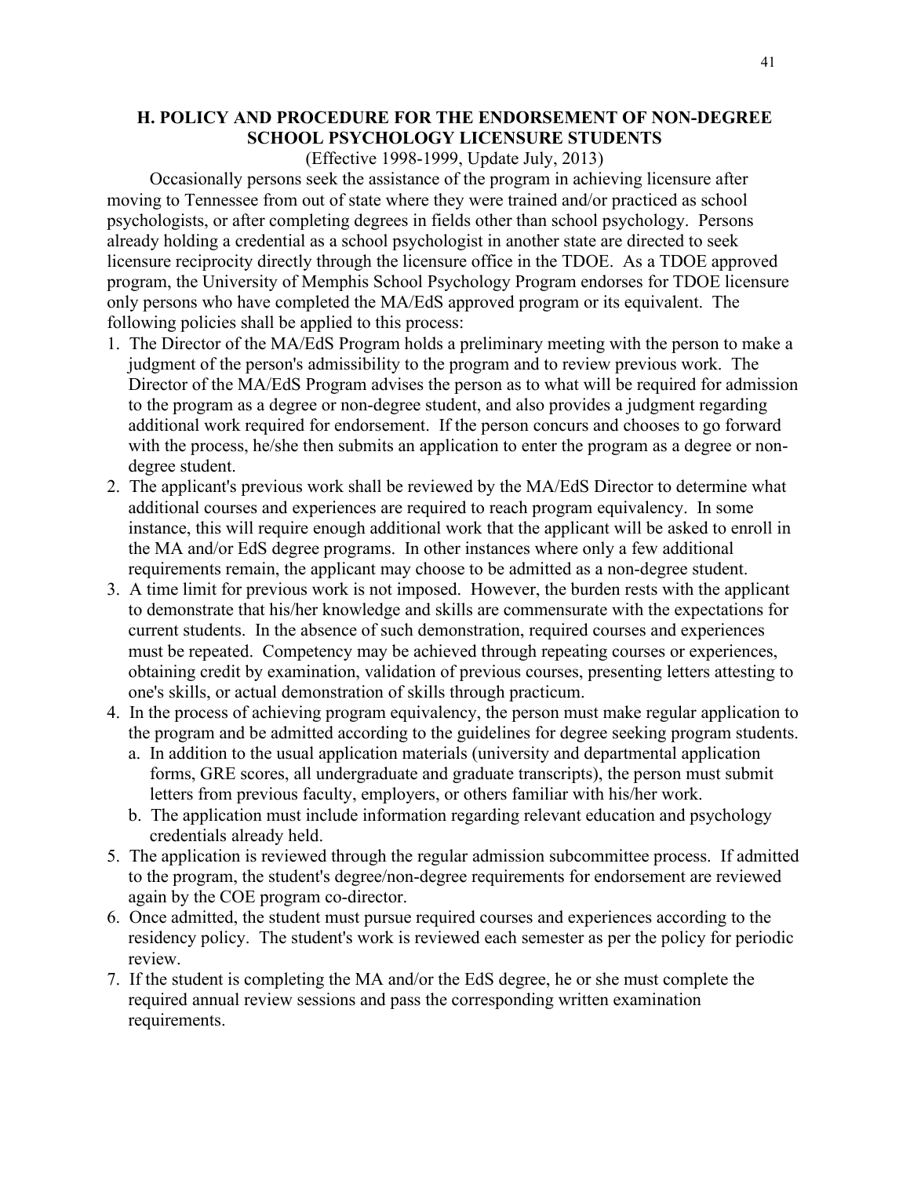### H. POLICY AND PROCEDURE FOR THE ENDORSEMENT OF NON-DEGREE SCHOOL PSYCHOLOGY LICENSURE STUDENTS

(Effective 1998-1999, Update July, 2013)

Occasionally persons seek the assistance of the program in achieving licensure after moving to Tennessee from out of state where they were trained and/or practiced as school psychologists, or after completing degrees in fields other than school psychology. Persons already holding a credential as a school psychologist in another state are directed to seek licensure reciprocity directly through the licensure office in the TDOE. As a TDOE approved program, the University of Memphis School Psychology Program endorses for TDOE licensure only persons who have completed the MA/EdS approved program or its equivalent. The following policies shall be applied to this process:

1. The Director of the MA/EdS Program holds a preliminary meeting with the person to make a judgment of the person's admissibility to the program and to review previous work. The Director of the MA/EdS Program advises the person as to what will be required for admission to the program as a degree or non-degree student, and also provides a judgment regarding additional work required for endorsement. If the person concurs and chooses to go forward with the process, he/she then submits an application to enter the program as a degree or non-degree student.
2. The applicant's previous work shall be reviewed by the MA/EdS Director to determine what additional courses and experiences are required to reach program equivalency. In some instance, this will require enough additional work that the applicant will be asked to enroll in the MA and/or EdS degree programs. In other instances where only a few additional requirements remain, the applicant may choose to be admitted as a non-degree student.
3. A time limit for previous work is not imposed. However, the burden rests with the applicant to demonstrate that his/her knowledge and skills are commensurate with the expectations for current students. In the absence of such demonstration, required courses and experiences must be repeated. Competency may be achieved through repeating courses or experiences, obtaining credit by examination, validation of previous courses, presenting letters attesting to one's skills, or actual demonstration of skills through practicum.
4. In the process of achieving program equivalency, the person must make regular application to the program and be admitted according to the guidelines for degree seeking program students.
   a. In addition to the usual application materials (university and departmental application forms, GRE scores, all undergraduate and graduate transcripts), the person must submit letters from previous faculty, employers, or others familiar with his/her work.
   b. The application must include information regarding relevant education and psychology credentials already held.
5. The application is reviewed through the regular admission subcommittee process. If admitted to the program, the student's degree/non-degree requirements for endorsement are reviewed again by the COE program co-director.
6. Once admitted, the student must pursue required courses and experiences according to the residency policy. The student's work is reviewed each semester as per the policy for periodic review.
7. If the student is completing the MA and/or the EdS degree, he or she must complete the required annual review sessions and pass the corresponding written examination requirements.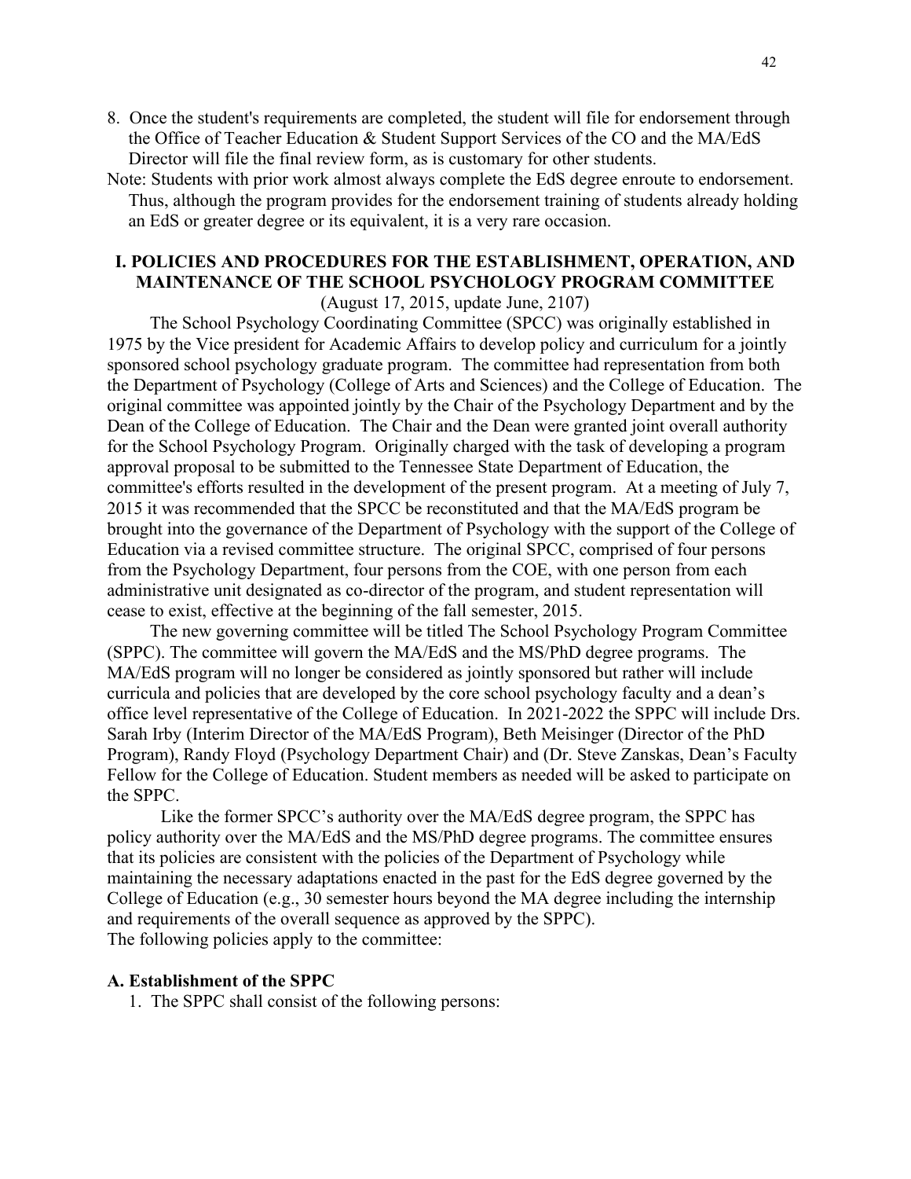8. Once the student's requirements are completed, the student will file for endorsement through the Office of Teacher Education & Student Support Services of the CO and the MA/EdS Director will file the final review form, as is customary for other students.

Note: Students with prior work almost always complete the EdS degree enroute to endorsement. Thus, although the program provides for the endorsement training of students already holding an EdS or greater degree or its equivalent, it is a very rare occasion.

## I. POLICIES AND PROCEDURES FOR THE ESTABLISHMENT, OPERATION, AND MAINTENANCE OF THE SCHOOL PSYCHOLOGY PROGRAM COMMITTEE

(August 17, 2015, update June, 2107)

The School Psychology Coordinating Committee (SPCC) was originally established in 1975 by the Vice president for Academic Affairs to develop policy and curriculum for a jointly sponsored school psychology graduate program. The committee had representation from both the Department of Psychology (College of Arts and Sciences) and the College of Education. The original committee was appointed jointly by the Chair of the Psychology Department and by the Dean of the College of Education. The Chair and the Dean were granted joint overall authority for the School Psychology Program. Originally charged with the task of developing a program approval proposal to be submitted to the Tennessee State Department of Education, the committee's efforts resulted in the development of the present program. At a meeting of July 7, 2015 it was recommended that the SPCC be reconstituted and that the MA/EdS program be brought into the governance of the Department of Psychology with the support of the College of Education via a revised committee structure. The original SPCC, comprised of four persons from the Psychology Department, four persons from the COE, with one person from each administrative unit designated as co-director of the program, and student representation will cease to exist, effective at the beginning of the fall semester, 2015.

The new governing committee will be titled The School Psychology Program Committee (SPPC). The committee will govern the MA/EdS and the MS/PhD degree programs. The MA/EdS program will no longer be considered as jointly sponsored but rather will include curricula and policies that are developed by the core school psychology faculty and a dean's office level representative of the College of Education. In 2021-2022 the SPPC will include Drs. Sarah Irby (Interim Director of the MA/EdS Program), Beth Meisinger (Director of the PhD Program), Randy Floyd (Psychology Department Chair) and (Dr. Steve Zanskas, Dean's Faculty Fellow for the College of Education. Student members as needed will be asked to participate on the SPPC.

Like the former SPCC's authority over the MA/EdS degree program, the SPPC has policy authority over the MA/EdS and the MS/PhD degree programs. The committee ensures that its policies are consistent with the policies of the Department of Psychology while maintaining the necessary adaptations enacted in the past for the EdS degree governed by the College of Education (e.g., 30 semester hours beyond the MA degree including the internship and requirements of the overall sequence as approved by the SPPC).

The following policies apply to the committee:

### A. Establishment of the SPPC

1. The SPPC shall consist of the following persons: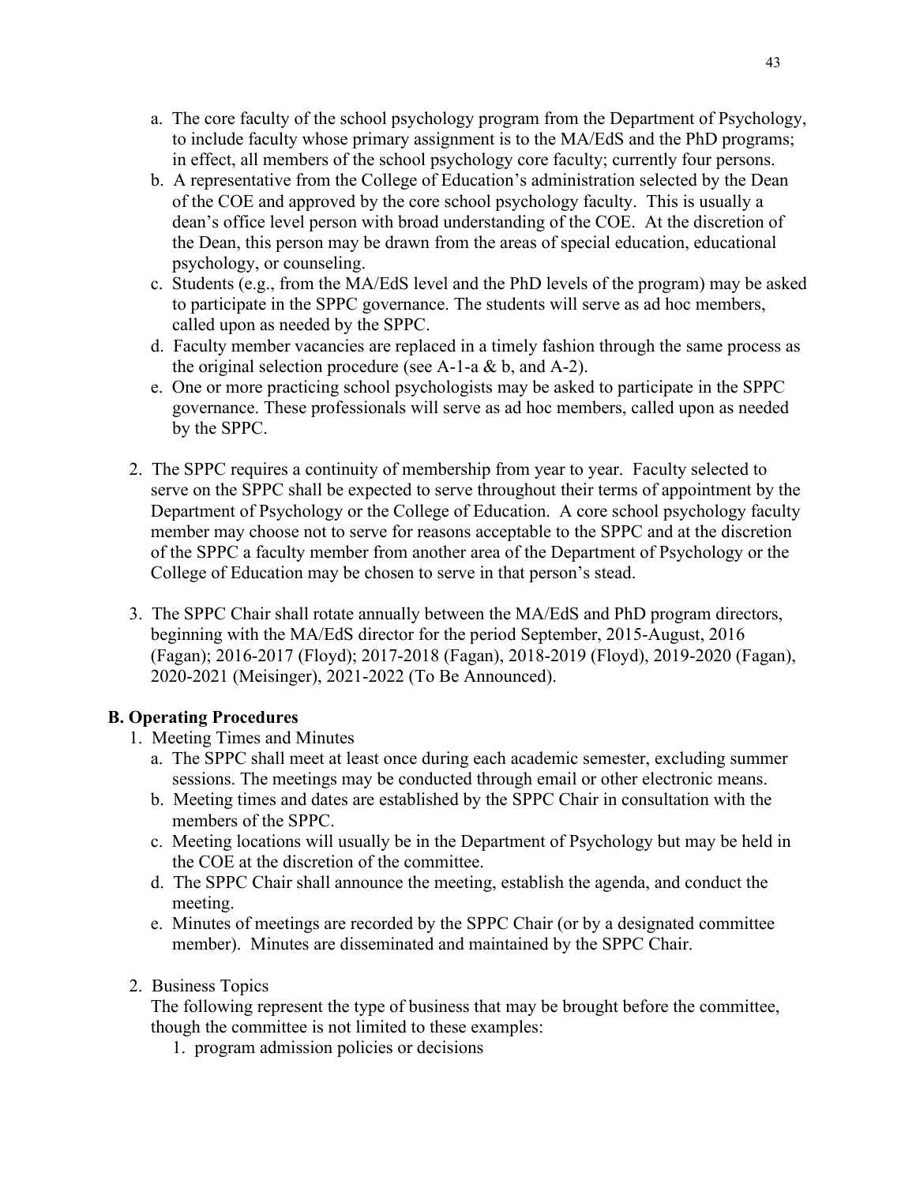a. The core faculty of the school psychology program from the Department of Psychology, to include faculty whose primary assignment is to the MA/EdS and the PhD programs; in effect, all members of the school psychology core faculty; currently four persons.
b. A representative from the College of Education's administration selected by the Dean of the COE and approved by the core school psychology faculty. This is usually a dean's office level person with broad understanding of the COE. At the discretion of the Dean, this person may be drawn from the areas of special education, educational psychology, or counseling.
c. Students (e.g., from the MA/EdS level and the PhD levels of the program) may be asked to participate in the SPPC governance. The students will serve as ad hoc members, called upon as needed by the SPPC.
d. Faculty member vacancies are replaced in a timely fashion through the same process as the original selection procedure (see A-1-a & b, and A-2).
e. One or more practicing school psychologists may be asked to participate in the SPPC governance. These professionals will serve as ad hoc members, called upon as needed by the SPPC.

2. The SPPC requires a continuity of membership from year to year. Faculty selected to serve on the SPPC shall be expected to serve throughout their terms of appointment by the Department of Psychology or the College of Education. A core school psychology faculty member may choose not to serve for reasons acceptable to the SPPC and at the discretion of the SPPC a faculty member from another area of the Department of Psychology or the College of Education may be chosen to serve in that person's stead.

3. The SPPC Chair shall rotate annually between the MA/EdS and PhD program directors, beginning with the MA/EdS director for the period September, 2015-August, 2016 (Fagan); 2016-2017 (Floyd); 2017-2018 (Fagan), 2018-2019 (Floyd), 2019-2020 (Fagan), 2020-2021 (Meisinger), 2021-2022 (To Be Announced).

**B. Operating Procedures**

1. Meeting Times and Minutes
   a. The SPPC shall meet at least once during each academic semester, excluding summer sessions. The meetings may be conducted through email or other electronic means.
   b. Meeting times and dates are established by the SPPC Chair in consultation with the members of the SPPC.
   c. Meeting locations will usually be in the Department of Psychology but may be held in the COE at the discretion of the committee.
   d. The SPPC Chair shall announce the meeting, establish the agenda, and conduct the meeting.
   e. Minutes of meetings are recorded by the SPPC Chair (or by a designated committee member). Minutes are disseminated and maintained by the SPPC Chair.

2. Business Topics

   The following represent the type of business that may be brought before the committee, though the committee is not limited to these examples:
   1. program admission policies or decisions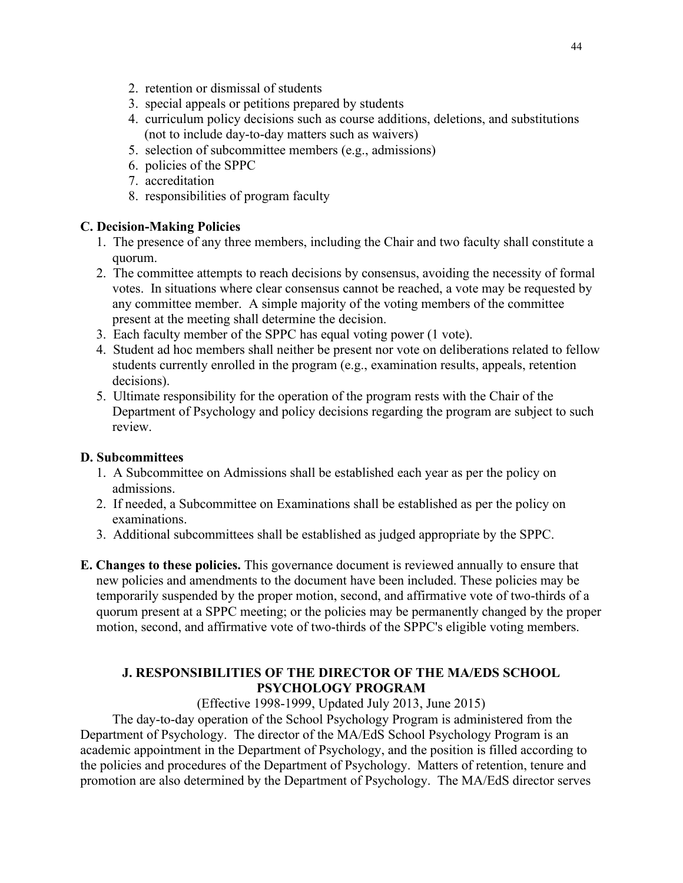2. retention or dismissal of students
3. special appeals or petitions prepared by students
4. curriculum policy decisions such as course additions, deletions, and substitutions (not to include day-to-day matters such as waivers)
5. selection of subcommittee members (e.g., admissions)
6. policies of the SPPC
7. accreditation
8. responsibilities of program faculty

**C. Decision-Making Policies**

1. The presence of any three members, including the Chair and two faculty shall constitute a quorum.
2. The committee attempts to reach decisions by consensus, avoiding the necessity of formal votes. In situations where clear consensus cannot be reached, a vote may be requested by any committee member. A simple majority of the voting members of the committee present at the meeting shall determine the decision.
3. Each faculty member of the SPPC has equal voting power (1 vote).
4. Student ad hoc members shall neither be present nor vote on deliberations related to fellow students currently enrolled in the program (e.g., examination results, appeals, retention decisions).
5. Ultimate responsibility for the operation of the program rests with the Chair of the Department of Psychology and policy decisions regarding the program are subject to such review.

**D. Subcommittees**

1. A Subcommittee on Admissions shall be established each year as per the policy on admissions.
2. If needed, a Subcommittee on Examinations shall be established as per the policy on examinations.
3. Additional subcommittees shall be established as judged appropriate by the SPPC.

**E. Changes to these policies.** This governance document is reviewed annually to ensure that new policies and amendments to the document have been included. These policies may be temporarily suspended by the proper motion, second, and affirmative vote of two-thirds of a quorum present at a SPPC meeting; or the policies may be permanently changed by the proper motion, second, and affirmative vote of two-thirds of the SPPC's eligible voting members.

## J. RESPONSIBILITIES OF THE DIRECTOR OF THE MA/EDS SCHOOL PSYCHOLOGY PROGRAM

(Effective 1998-1999, Updated July 2013, June 2015)

The day-to-day operation of the School Psychology Program is administered from the Department of Psychology. The director of the MA/EdS School Psychology Program is an academic appointment in the Department of Psychology, and the position is filled according to the policies and procedures of the Department of Psychology. Matters of retention, tenure and promotion are also determined by the Department of Psychology. The MA/EdS director serves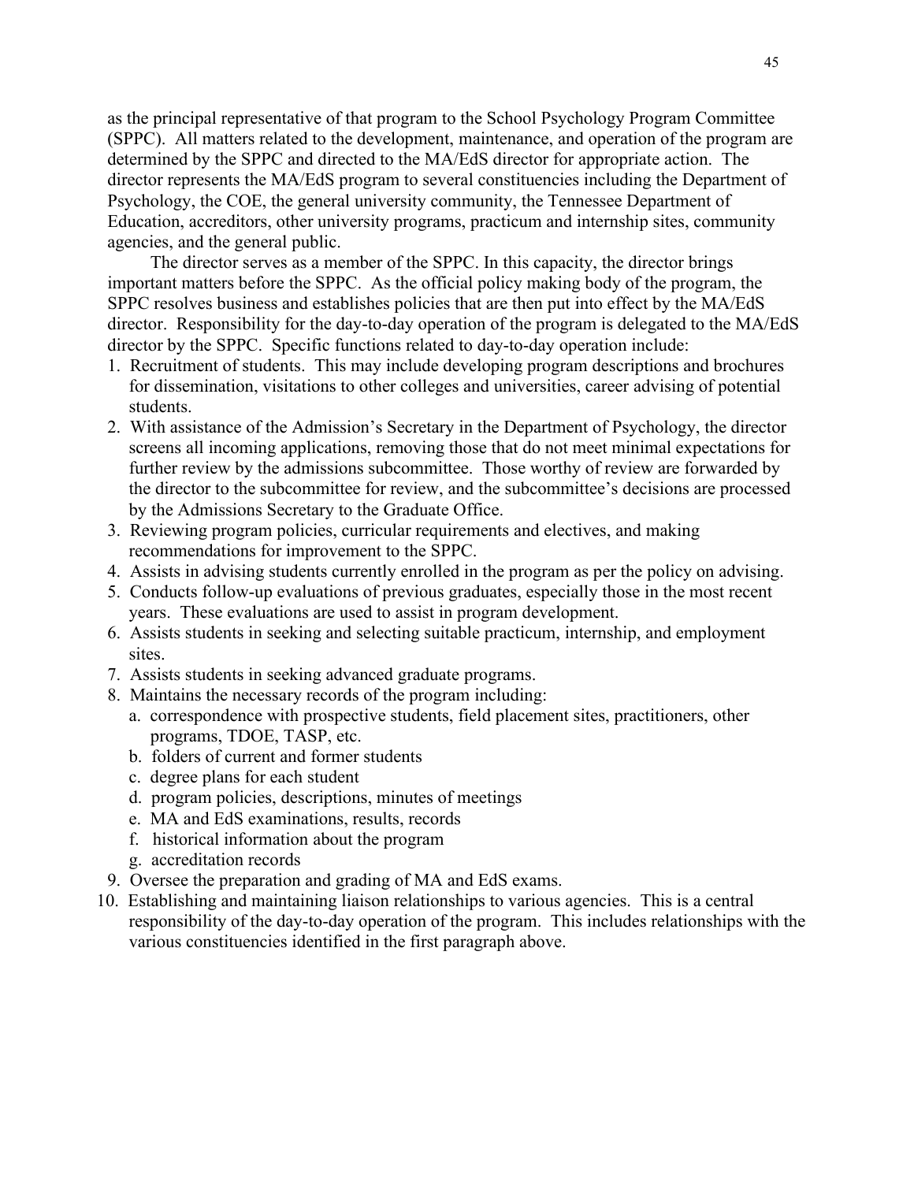as the principal representative of that program to the School Psychology Program Committee (SPPC). All matters related to the development, maintenance, and operation of the program are determined by the SPPC and directed to the MA/EdS director for appropriate action. The director represents the MA/EdS program to several constituencies including the Department of Psychology, the COE, the general university community, the Tennessee Department of Education, accreditors, other university programs, practicum and internship sites, community agencies, and the general public.

The director serves as a member of the SPPC. In this capacity, the director brings important matters before the SPPC. As the official policy making body of the program, the SPPC resolves business and establishes policies that are then put into effect by the MA/EdS director. Responsibility for the day-to-day operation of the program is delegated to the MA/EdS director by the SPPC. Specific functions related to day-to-day operation include:

1. Recruitment of students. This may include developing program descriptions and brochures for dissemination, visitations to other colleges and universities, career advising of potential students.
2. With assistance of the Admission's Secretary in the Department of Psychology, the director screens all incoming applications, removing those that do not meet minimal expectations for further review by the admissions subcommittee. Those worthy of review are forwarded by the director to the subcommittee for review, and the subcommittee's decisions are processed by the Admissions Secretary to the Graduate Office.
3. Reviewing program policies, curricular requirements and electives, and making recommendations for improvement to the SPPC.
4. Assists in advising students currently enrolled in the program as per the policy on advising.
5. Conducts follow-up evaluations of previous graduates, especially those in the most recent years. These evaluations are used to assist in program development.
6. Assists students in seeking and selecting suitable practicum, internship, and employment sites.
7. Assists students in seeking advanced graduate programs.
8. Maintains the necessary records of the program including:
   a. correspondence with prospective students, field placement sites, practitioners, other programs, TDOE, TASP, etc.
   b. folders of current and former students
   c. degree plans for each student
   d. program policies, descriptions, minutes of meetings
   e. MA and EdS examinations, results, records
   f. historical information about the program
   g. accreditation records
9. Oversee the preparation and grading of MA and EdS exams.
10. Establishing and maintaining liaison relationships to various agencies. This is a central responsibility of the day-to-day operation of the program. This includes relationships with the various constituencies identified in the first paragraph above.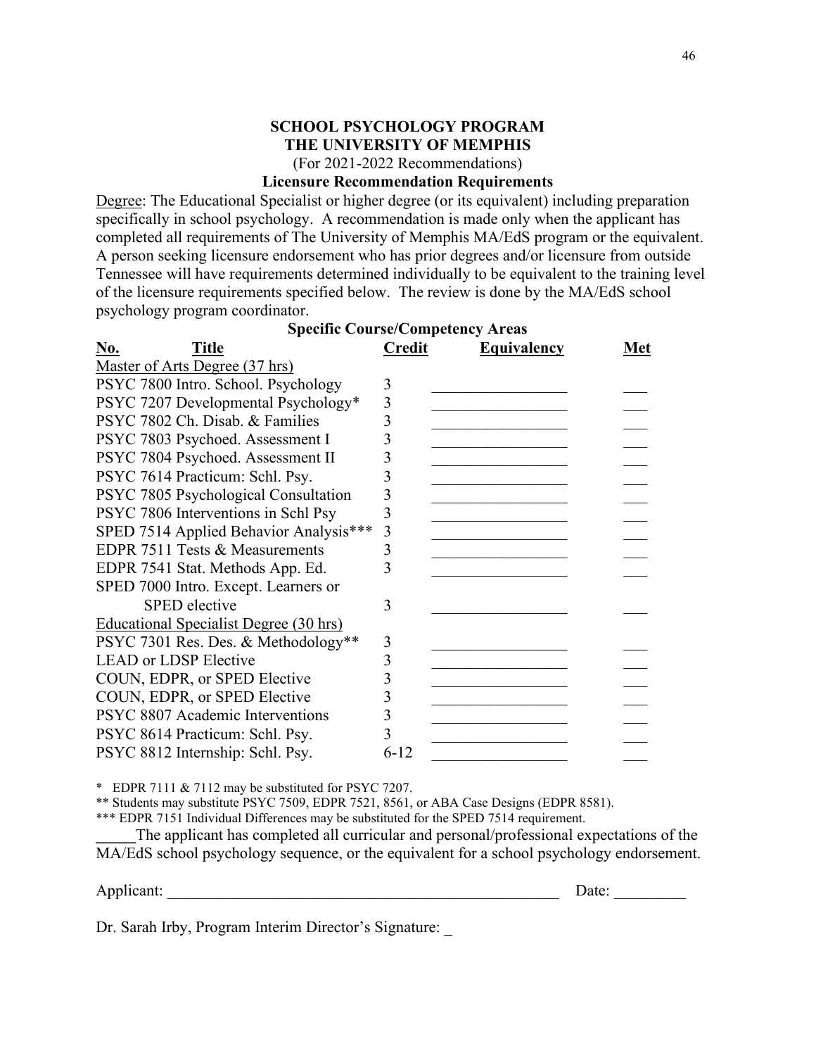**SCHOOL PSYCHOLOGY PROGRAM**
**THE UNIVERSITY OF MEMPHIS**
(For 2021-2022 Recommendations)
**Licensure Recommendation Requirements**

Degree: The Educational Specialist or higher degree (or its equivalent) including preparation specifically in school psychology. A recommendation is made only when the applicant has completed all requirements of The University of Memphis MA/EdS program or the equivalent. A person seeking licensure endorsement who has prior degrees and/or licensure from outside Tennessee will have requirements determined individually to be equivalent to the training level of the licensure requirements specified below. The review is done by the MA/EdS school psychology program coordinator.

**Specific Course/Competency Areas**

| No. Title | Credit | Equivalency | Met |
|---|---|---|---|
| Master of Arts Degree (37 hrs) | | | |
| PSYC 7800 Intro. School. Psychology | 3 | _________________ | ___ |
| PSYC 7207 Developmental Psychology* | 3 | _________________ | ___ |
| PSYC 7802 Ch. Disab. & Families | 3 | _________________ | ___ |
| PSYC 7803 Psychoed. Assessment I | 3 | _________________ | ___ |
| PSYC 7804 Psychoed. Assessment II | 3 | _________________ | ___ |
| PSYC 7614 Practicum: Schl. Psy. | 3 | _________________ | ___ |
| PSYC 7805 Psychological Consultation | 3 | _________________ | ___ |
| PSYC 7806 Interventions in Schl Psy | 3 | _________________ | ___ |
| SPED 7514 Applied Behavior Analysis*** | 3 | _________________ | ___ |
| EDPR 7511 Tests & Measurements | 3 | _________________ | ___ |
| EDPR 7541 Stat. Methods App. Ed. | 3 | _________________ | ___ |
| SPED 7000 Intro. Except. Learners or SPED elective | 3 | _________________ | ___ |
| Educational Specialist Degree (30 hrs) | | | |
| PSYC 7301 Res. Des. & Methodology** | 3 | _________________ | ___ |
| LEAD or LDSP Elective | 3 | _________________ | ___ |
| COUN, EDPR, or SPED Elective | 3 | _________________ | ___ |
| COUN, EDPR, or SPED Elective | 3 | _________________ | ___ |
| PSYC 8807 Academic Interventions | 3 | _________________ | ___ |
| PSYC 8614 Practicum: Schl. Psy. | 3 | _________________ | ___ |
| PSYC 8812 Internship: Schl. Psy. | 6-12 | _________________ | ___ |

\* EDPR 7111 & 7112 may be substituted for PSYC 7207.

** Students may substitute PSYC 7509, EDPR 7521, 8561, or ABA Case Designs (EDPR 8581).

*** EDPR 7151 Individual Differences may be substituted for the SPED 7514 requirement.

_____The applicant has completed all curricular and personal/professional expectations of the MA/EdS school psychology sequence, or the equivalent for a school psychology endorsement.

Applicant: ___________________________________________________ Date: _________

Dr. Sarah Irby, Program Interim Director's Signature: _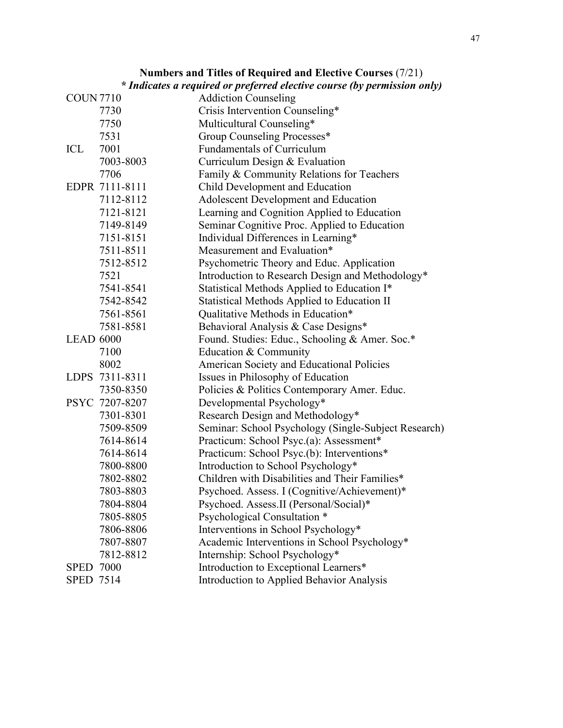**Numbers and Titles of Required and Elective Courses** (7/21)

***\* Indicates a required or preferred elective course (by permission only)***

| Prefix | Number | Title |
|---|---|---|
| COUN | 7710 | Addiction Counseling |
| | 7730 | Crisis Intervention Counseling* |
| | 7750 | Multicultural Counseling* |
| | 7531 | Group Counseling Processes* |
| ICL | 7001 | Fundamentals of Curriculum |
| | 7003-8003 | Curriculum Design & Evaluation |
| | 7706 | Family & Community Relations for Teachers |
| EDPR | 7111-8111 | Child Development and Education |
| | 7112-8112 | Adolescent Development and Education |
| | 7121-8121 | Learning and Cognition Applied to Education |
| | 7149-8149 | Seminar Cognitive Proc. Applied to Education |
| | 7151-8151 | Individual Differences in Learning* |
| | 7511-8511 | Measurement and Evaluation* |
| | 7512-8512 | Psychometric Theory and Educ. Application |
| | 7521 | Introduction to Research Design and Methodology* |
| | 7541-8541 | Statistical Methods Applied to Education I* |
| | 7542-8542 | Statistical Methods Applied to Education II |
| | 7561-8561 | Qualitative Methods in Education* |
| | 7581-8581 | Behavioral Analysis & Case Designs* |
| LEAD | 6000 | Found. Studies: Educ., Schooling & Amer. Soc.* |
| | 7100 | Education & Community |
| | 8002 | American Society and Educational Policies |
| LDPS | 7311-8311 | Issues in Philosophy of Education |
| | 7350-8350 | Policies & Politics Contemporary Amer. Educ. |
| PSYC | 7207-8207 | Developmental Psychology* |
| | 7301-8301 | Research Design and Methodology* |
| | 7509-8509 | Seminar: School Psychology (Single-Subject Research) |
| | 7614-8614 | Practicum: School Psyc.(a): Assessment* |
| | 7614-8614 | Practicum: School Psyc.(b): Interventions* |
| | 7800-8800 | Introduction to School Psychology* |
| | 7802-8802 | Children with Disabilities and Their Families* |
| | 7803-8803 | Psychoed. Assess. I (Cognitive/Achievement)* |
| | 7804-8804 | Psychoed. Assess.II (Personal/Social)* |
| | 7805-8805 | Psychological Consultation * |
| | 7806-8806 | Interventions in School Psychology* |
| | 7807-8807 | Academic Interventions in School Psychology* |
| | 7812-8812 | Internship: School Psychology* |
| SPED | 7000 | Introduction to Exceptional Learners* |
| SPED | 7514 | Introduction to Applied Behavior Analysis |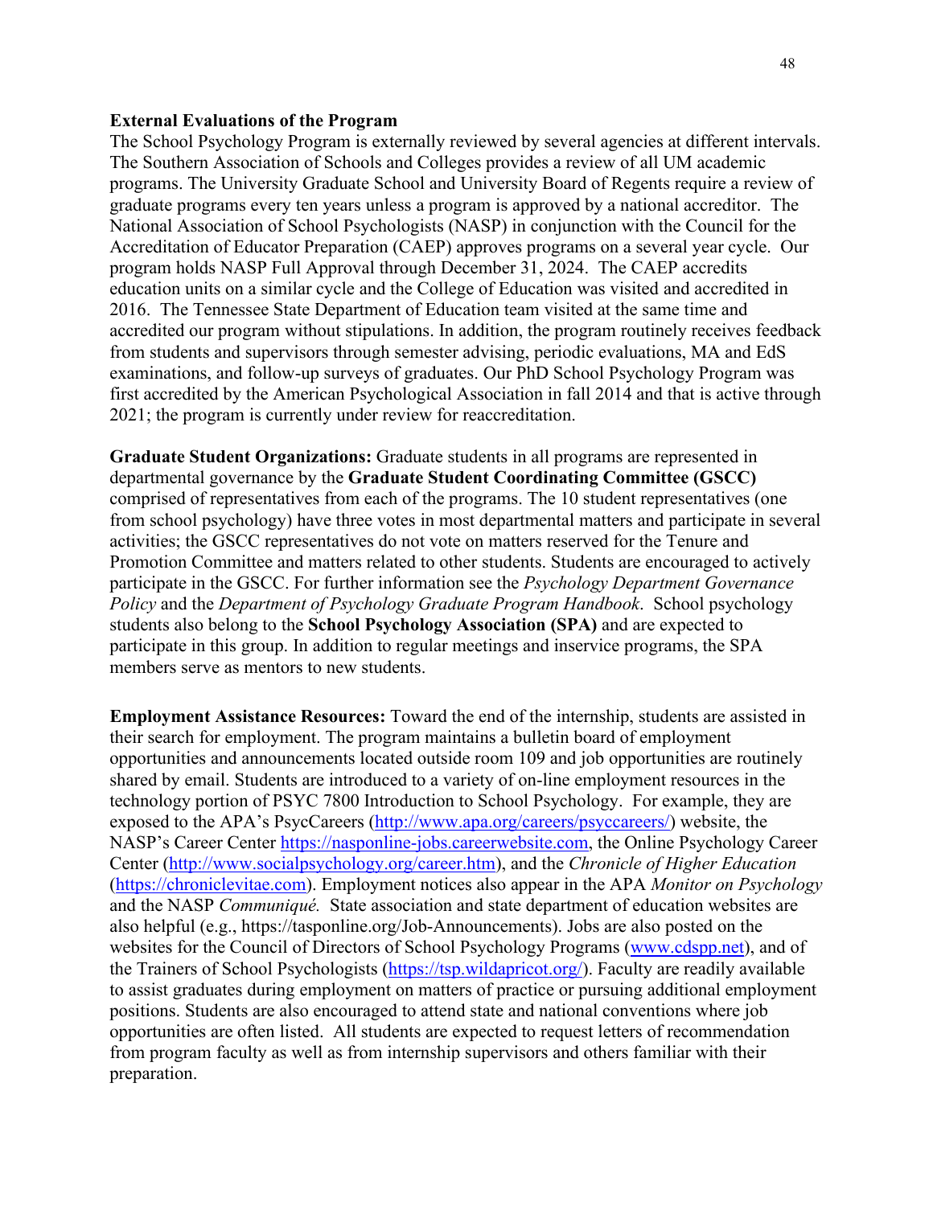**External Evaluations of the Program**

The School Psychology Program is externally reviewed by several agencies at different intervals. The Southern Association of Schools and Colleges provides a review of all UM academic programs. The University Graduate School and University Board of Regents require a review of graduate programs every ten years unless a program is approved by a national accreditor. The National Association of School Psychologists (NASP) in conjunction with the Council for the Accreditation of Educator Preparation (CAEP) approves programs on a several year cycle. Our program holds NASP Full Approval through December 31, 2024. The CAEP accredits education units on a similar cycle and the College of Education was visited and accredited in 2016. The Tennessee State Department of Education team visited at the same time and accredited our program without stipulations. In addition, the program routinely receives feedback from students and supervisors through semester advising, periodic evaluations, MA and EdS examinations, and follow-up surveys of graduates. Our PhD School Psychology Program was first accredited by the American Psychological Association in fall 2014 and that is active through 2021; the program is currently under review for reaccreditation.

**Graduate Student Organizations:** Graduate students in all programs are represented in departmental governance by the **Graduate Student Coordinating Committee (GSCC)** comprised of representatives from each of the programs. The 10 student representatives (one from school psychology) have three votes in most departmental matters and participate in several activities; the GSCC representatives do not vote on matters reserved for the Tenure and Promotion Committee and matters related to other students. Students are encouraged to actively participate in the GSCC. For further information see the *Psychology Department Governance Policy* and the *Department of Psychology Graduate Program Handbook*. School psychology students also belong to the **School Psychology Association (SPA)** and are expected to participate in this group. In addition to regular meetings and inservice programs, the SPA members serve as mentors to new students.

**Employment Assistance Resources:** Toward the end of the internship, students are assisted in their search for employment. The program maintains a bulletin board of employment opportunities and announcements located outside room 109 and job opportunities are routinely shared by email. Students are introduced to a variety of on-line employment resources in the technology portion of PSYC 7800 Introduction to School Psychology. For example, they are exposed to the APA's PsycCareers (http://www.apa.org/careers/psyccareers/) website, the NASP's Career Center https://nasponline-jobs.careerwebsite.com, the Online Psychology Career Center (http://www.socialpsychology.org/career.htm), and the *Chronicle of Higher Education* (https://chroniclevitae.com). Employment notices also appear in the APA *Monitor on Psychology* and the NASP *Communiqué.* State association and state department of education websites are also helpful (e.g., https://tasponline.org/Job-Announcements). Jobs are also posted on the websites for the Council of Directors of School Psychology Programs (www.cdspp.net), and of the Trainers of School Psychologists (https://tsp.wildapricot.org/). Faculty are readily available to assist graduates during employment on matters of practice or pursuing additional employment positions. Students are also encouraged to attend state and national conventions where job opportunities are often listed. All students are expected to request letters of recommendation from program faculty as well as from internship supervisors and others familiar with their preparation.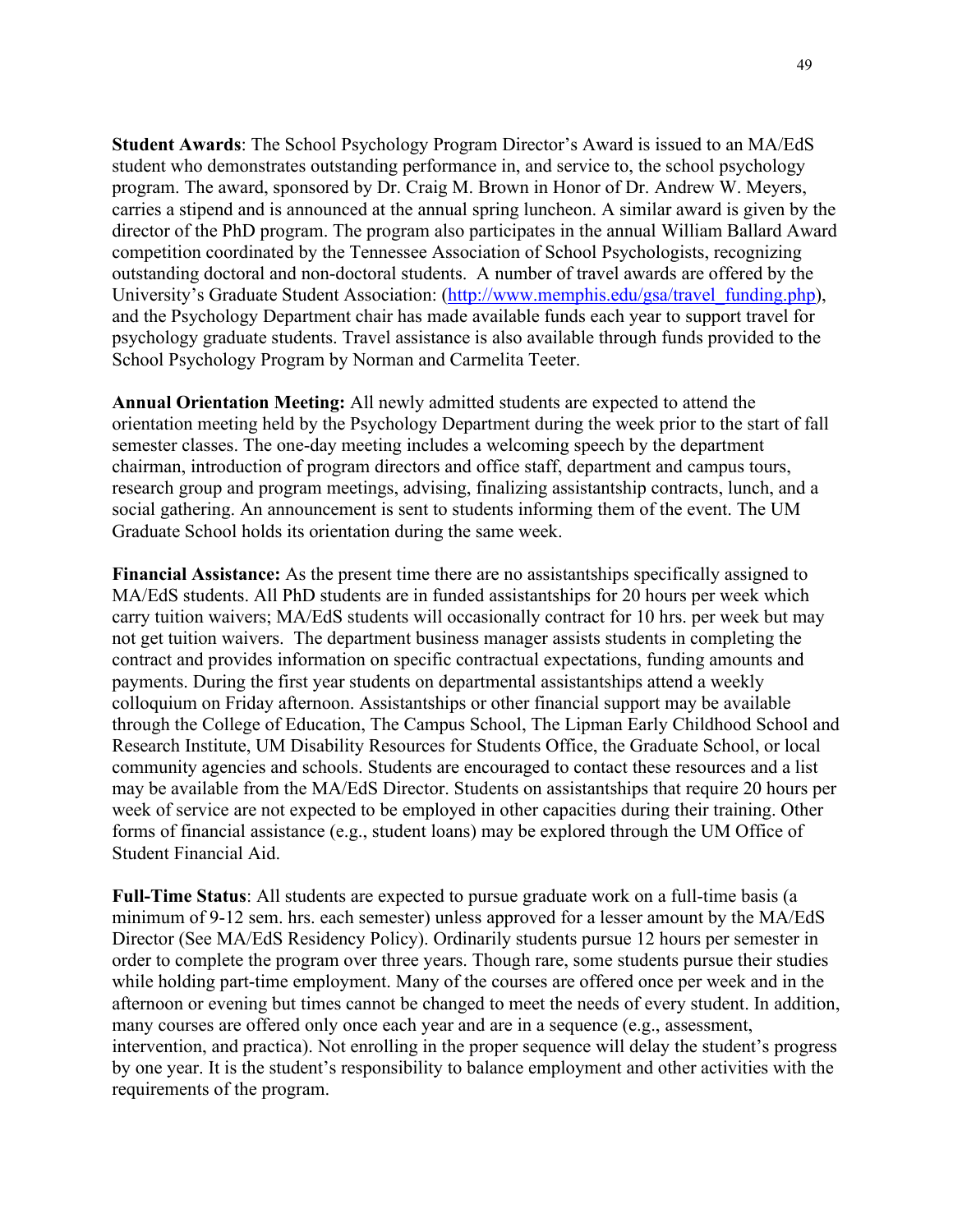**Student Awards**: The School Psychology Program Director's Award is issued to an MA/EdS student who demonstrates outstanding performance in, and service to, the school psychology program. The award, sponsored by Dr. Craig M. Brown in Honor of Dr. Andrew W. Meyers, carries a stipend and is announced at the annual spring luncheon. A similar award is given by the director of the PhD program. The program also participates in the annual William Ballard Award competition coordinated by the Tennessee Association of School Psychologists, recognizing outstanding doctoral and non-doctoral students. A number of travel awards are offered by the University's Graduate Student Association: (http://www.memphis.edu/gsa/travel_funding.php), and the Psychology Department chair has made available funds each year to support travel for psychology graduate students. Travel assistance is also available through funds provided to the School Psychology Program by Norman and Carmelita Teeter.

**Annual Orientation Meeting:** All newly admitted students are expected to attend the orientation meeting held by the Psychology Department during the week prior to the start of fall semester classes. The one-day meeting includes a welcoming speech by the department chairman, introduction of program directors and office staff, department and campus tours, research group and program meetings, advising, finalizing assistantship contracts, lunch, and a social gathering. An announcement is sent to students informing them of the event. The UM Graduate School holds its orientation during the same week.

**Financial Assistance:** As the present time there are no assistantships specifically assigned to MA/EdS students. All PhD students are in funded assistantships for 20 hours per week which carry tuition waivers; MA/EdS students will occasionally contract for 10 hrs. per week but may not get tuition waivers. The department business manager assists students in completing the contract and provides information on specific contractual expectations, funding amounts and payments. During the first year students on departmental assistantships attend a weekly colloquium on Friday afternoon. Assistantships or other financial support may be available through the College of Education, The Campus School, The Lipman Early Childhood School and Research Institute, UM Disability Resources for Students Office, the Graduate School, or local community agencies and schools. Students are encouraged to contact these resources and a list may be available from the MA/EdS Director. Students on assistantships that require 20 hours per week of service are not expected to be employed in other capacities during their training. Other forms of financial assistance (e.g., student loans) may be explored through the UM Office of Student Financial Aid.

**Full-Time Status**: All students are expected to pursue graduate work on a full-time basis (a minimum of 9-12 sem. hrs. each semester) unless approved for a lesser amount by the MA/EdS Director (See MA/EdS Residency Policy). Ordinarily students pursue 12 hours per semester in order to complete the program over three years. Though rare, some students pursue their studies while holding part-time employment. Many of the courses are offered once per week and in the afternoon or evening but times cannot be changed to meet the needs of every student. In addition, many courses are offered only once each year and are in a sequence (e.g., assessment, intervention, and practica). Not enrolling in the proper sequence will delay the student's progress by one year. It is the student's responsibility to balance employment and other activities with the requirements of the program.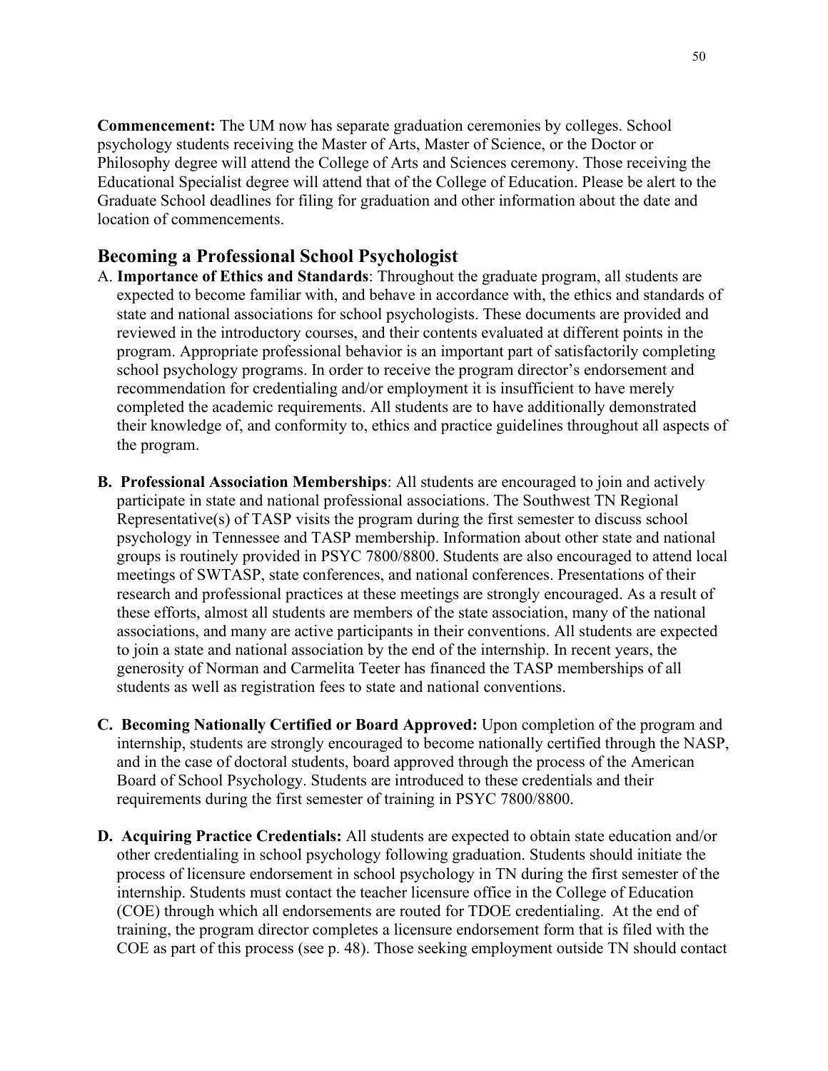**Commencement:** The UM now has separate graduation ceremonies by colleges. School psychology students receiving the Master of Arts, Master of Science, or the Doctor or Philosophy degree will attend the College of Arts and Sciences ceremony. Those receiving the Educational Specialist degree will attend that of the College of Education. Please be alert to the Graduate School deadlines for filing for graduation and other information about the date and location of commencements.

## Becoming a Professional School Psychologist

A. **Importance of Ethics and Standards**: Throughout the graduate program, all students are expected to become familiar with, and behave in accordance with, the ethics and standards of state and national associations for school psychologists. These documents are provided and reviewed in the introductory courses, and their contents evaluated at different points in the program. Appropriate professional behavior is an important part of satisfactorily completing school psychology programs. In order to receive the program director's endorsement and recommendation for credentialing and/or employment it is insufficient to have merely completed the academic requirements. All students are to have additionally demonstrated their knowledge of, and conformity to, ethics and practice guidelines throughout all aspects of the program.

**B. Professional Association Memberships**: All students are encouraged to join and actively participate in state and national professional associations. The Southwest TN Regional Representative(s) of TASP visits the program during the first semester to discuss school psychology in Tennessee and TASP membership. Information about other state and national groups is routinely provided in PSYC 7800/8800. Students are also encouraged to attend local meetings of SWTASP, state conferences, and national conferences. Presentations of their research and professional practices at these meetings are strongly encouraged. As a result of these efforts, almost all students are members of the state association, many of the national associations, and many are active participants in their conventions. All students are expected to join a state and national association by the end of the internship. In recent years, the generosity of Norman and Carmelita Teeter has financed the TASP memberships of all students as well as registration fees to state and national conventions.

**C. Becoming Nationally Certified or Board Approved:** Upon completion of the program and internship, students are strongly encouraged to become nationally certified through the NASP, and in the case of doctoral students, board approved through the process of the American Board of School Psychology. Students are introduced to these credentials and their requirements during the first semester of training in PSYC 7800/8800.

**D. Acquiring Practice Credentials:** All students are expected to obtain state education and/or other credentialing in school psychology following graduation. Students should initiate the process of licensure endorsement in school psychology in TN during the first semester of the internship. Students must contact the teacher licensure office in the College of Education (COE) through which all endorsements are routed for TDOE credentialing. At the end of training, the program director completes a licensure endorsement form that is filed with the COE as part of this process (see p. 48). Those seeking employment outside TN should contact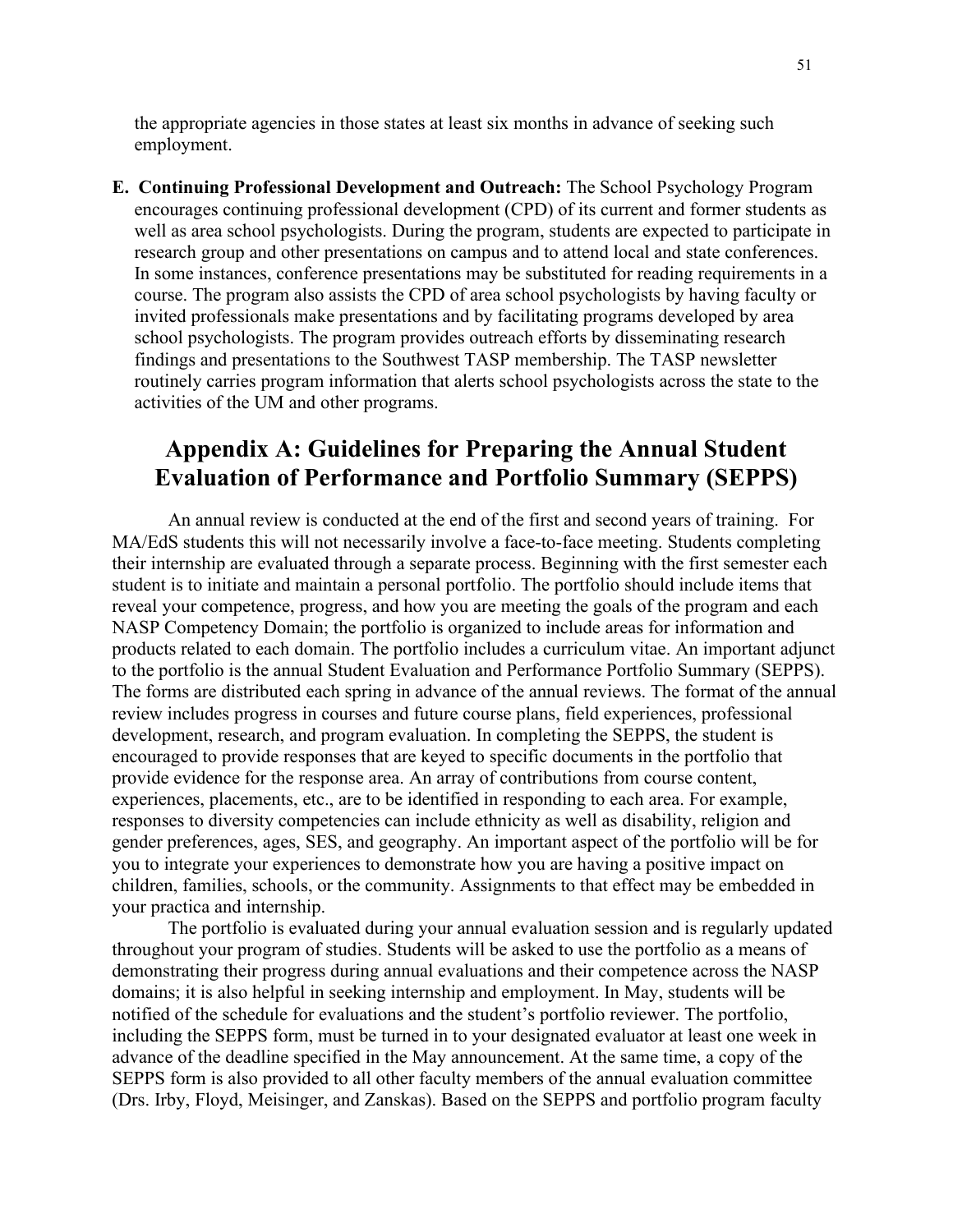the appropriate agencies in those states at least six months in advance of seeking such employment.

**E. Continuing Professional Development and Outreach:** The School Psychology Program encourages continuing professional development (CPD) of its current and former students as well as area school psychologists. During the program, students are expected to participate in research group and other presentations on campus and to attend local and state conferences. In some instances, conference presentations may be substituted for reading requirements in a course. The program also assists the CPD of area school psychologists by having faculty or invited professionals make presentations and by facilitating programs developed by area school psychologists. The program provides outreach efforts by disseminating research findings and presentations to the Southwest TASP membership. The TASP newsletter routinely carries program information that alerts school psychologists across the state to the activities of the UM and other programs.

# Appendix A: Guidelines for Preparing the Annual Student Evaluation of Performance and Portfolio Summary (SEPPS)

An annual review is conducted at the end of the first and second years of training. For MA/EdS students this will not necessarily involve a face-to-face meeting. Students completing their internship are evaluated through a separate process. Beginning with the first semester each student is to initiate and maintain a personal portfolio. The portfolio should include items that reveal your competence, progress, and how you are meeting the goals of the program and each NASP Competency Domain; the portfolio is organized to include areas for information and products related to each domain. The portfolio includes a curriculum vitae. An important adjunct to the portfolio is the annual Student Evaluation and Performance Portfolio Summary (SEPPS). The forms are distributed each spring in advance of the annual reviews. The format of the annual review includes progress in courses and future course plans, field experiences, professional development, research, and program evaluation. In completing the SEPPS, the student is encouraged to provide responses that are keyed to specific documents in the portfolio that provide evidence for the response area. An array of contributions from course content, experiences, placements, etc., are to be identified in responding to each area. For example, responses to diversity competencies can include ethnicity as well as disability, religion and gender preferences, ages, SES, and geography. An important aspect of the portfolio will be for you to integrate your experiences to demonstrate how you are having a positive impact on children, families, schools, or the community. Assignments to that effect may be embedded in your practica and internship.

The portfolio is evaluated during your annual evaluation session and is regularly updated throughout your program of studies. Students will be asked to use the portfolio as a means of demonstrating their progress during annual evaluations and their competence across the NASP domains; it is also helpful in seeking internship and employment. In May, students will be notified of the schedule for evaluations and the student's portfolio reviewer. The portfolio, including the SEPPS form, must be turned in to your designated evaluator at least one week in advance of the deadline specified in the May announcement. At the same time, a copy of the SEPPS form is also provided to all other faculty members of the annual evaluation committee (Drs. Irby, Floyd, Meisinger, and Zanskas). Based on the SEPPS and portfolio program faculty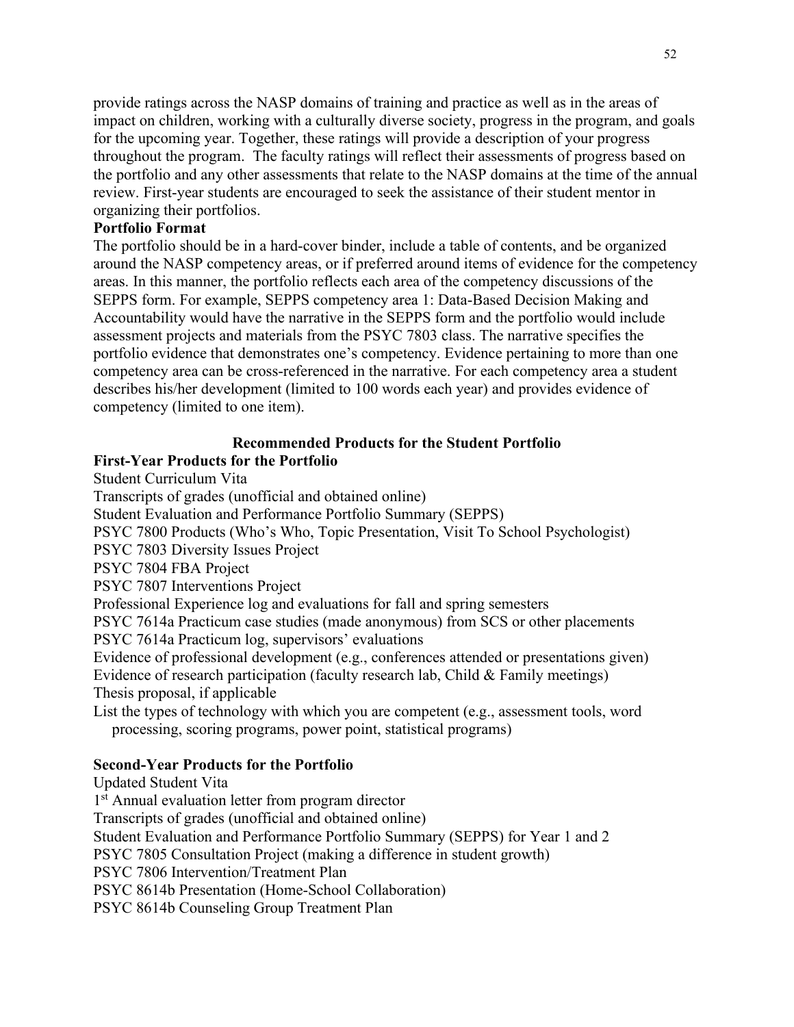provide ratings across the NASP domains of training and practice as well as in the areas of impact on children, working with a culturally diverse society, progress in the program, and goals for the upcoming year. Together, these ratings will provide a description of your progress throughout the program. The faculty ratings will reflect their assessments of progress based on the portfolio and any other assessments that relate to the NASP domains at the time of the annual review. First-year students are encouraged to seek the assistance of their student mentor in organizing their portfolios.

**Portfolio Format**

The portfolio should be in a hard-cover binder, include a table of contents, and be organized around the NASP competency areas, or if preferred around items of evidence for the competency areas. In this manner, the portfolio reflects each area of the competency discussions of the SEPPS form. For example, SEPPS competency area 1: Data-Based Decision Making and Accountability would have the narrative in the SEPPS form and the portfolio would include assessment projects and materials from the PSYC 7803 class. The narrative specifies the portfolio evidence that demonstrates one's competency. Evidence pertaining to more than one competency area can be cross-referenced in the narrative. For each competency area a student describes his/her development (limited to 100 words each year) and provides evidence of competency (limited to one item).

## Recommended Products for the Student Portfolio

**First-Year Products for the Portfolio**

Student Curriculum Vita
Transcripts of grades (unofficial and obtained online)
Student Evaluation and Performance Portfolio Summary (SEPPS)
PSYC 7800 Products (Who's Who, Topic Presentation, Visit To School Psychologist)
PSYC 7803 Diversity Issues Project
PSYC 7804 FBA Project
PSYC 7807 Interventions Project
Professional Experience log and evaluations for fall and spring semesters
PSYC 7614a Practicum case studies (made anonymous) from SCS or other placements
PSYC 7614a Practicum log, supervisors' evaluations
Evidence of professional development (e.g., conferences attended or presentations given)
Evidence of research participation (faculty research lab, Child & Family meetings)
Thesis proposal, if applicable
List the types of technology with which you are competent (e.g., assessment tools, word processing, scoring programs, power point, statistical programs)

**Second-Year Products for the Portfolio**

Updated Student Vita
1st Annual evaluation letter from program director
Transcripts of grades (unofficial and obtained online)
Student Evaluation and Performance Portfolio Summary (SEPPS) for Year 1 and 2
PSYC 7805 Consultation Project (making a difference in student growth)
PSYC 7806 Intervention/Treatment Plan
PSYC 8614b Presentation (Home-School Collaboration)
PSYC 8614b Counseling Group Treatment Plan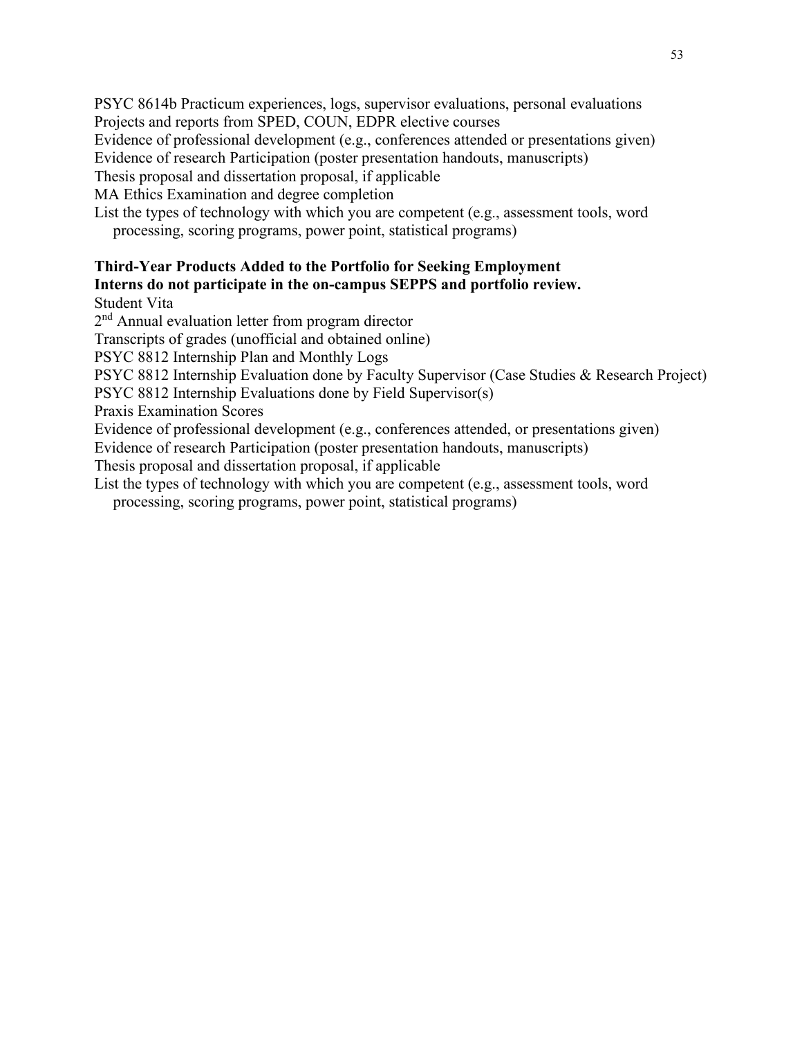PSYC 8614b Practicum experiences, logs, supervisor evaluations, personal evaluations
Projects and reports from SPED, COUN, EDPR elective courses
Evidence of professional development (e.g., conferences attended or presentations given)
Evidence of research Participation (poster presentation handouts, manuscripts)
Thesis proposal and dissertation proposal, if applicable
MA Ethics Examination and degree completion
List the types of technology with which you are competent (e.g., assessment tools, word processing, scoring programs, power point, statistical programs)

**Third-Year Products Added to the Portfolio for Seeking Employment**
**Interns do not participate in the on-campus SEPPS and portfolio review.**

Student Vita
2nd Annual evaluation letter from program director
Transcripts of grades (unofficial and obtained online)
PSYC 8812 Internship Plan and Monthly Logs
PSYC 8812 Internship Evaluation done by Faculty Supervisor (Case Studies & Research Project)
PSYC 8812 Internship Evaluations done by Field Supervisor(s)
Praxis Examination Scores
Evidence of professional development (e.g., conferences attended, or presentations given)
Evidence of research Participation (poster presentation handouts, manuscripts)
Thesis proposal and dissertation proposal, if applicable
List the types of technology with which you are competent (e.g., assessment tools, word processing, scoring programs, power point, statistical programs)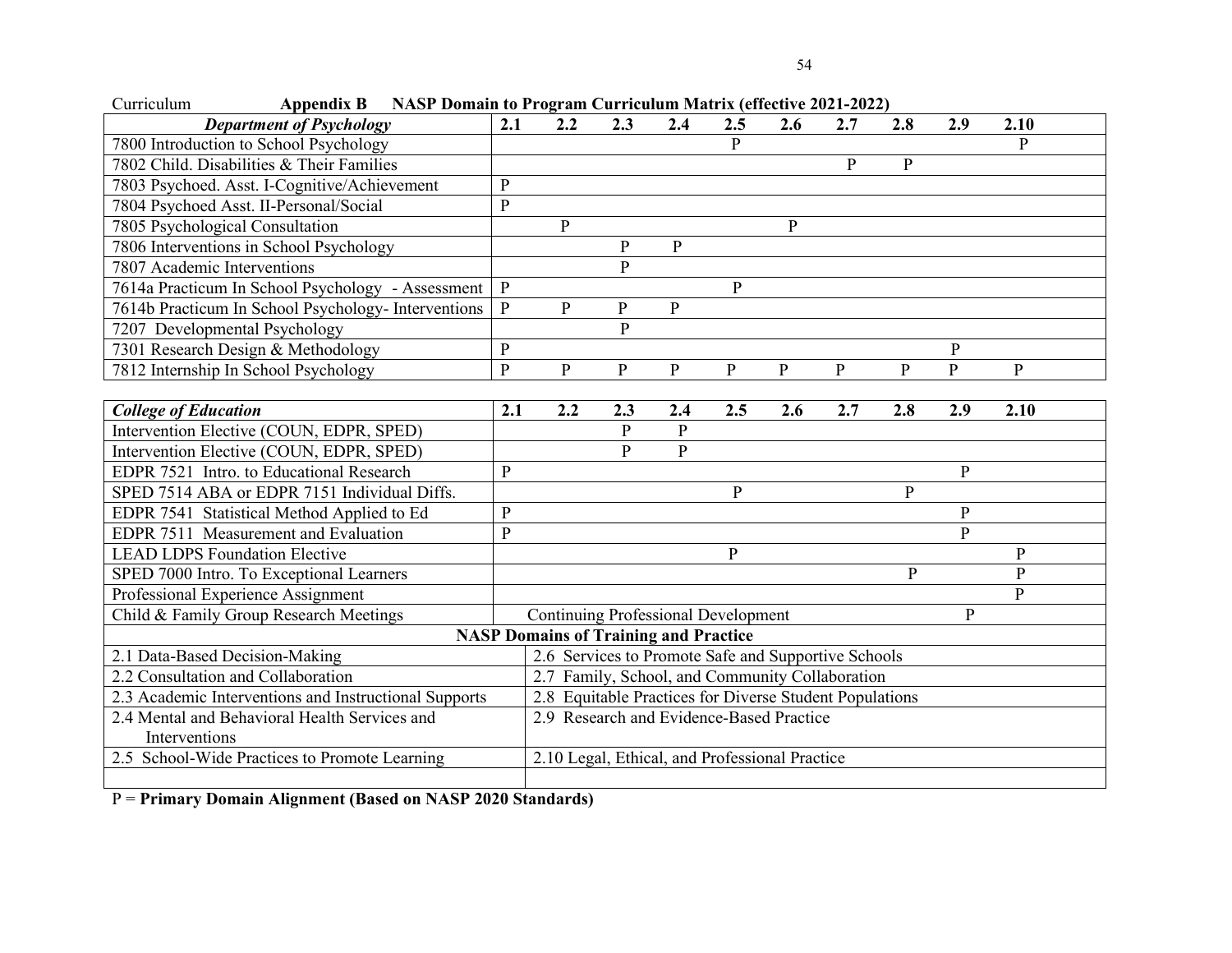Curriculum **Appendix B NASP Domain to Program Curriculum Matrix (effective 2021-2022)**

| ***Department of Psychology*** | **2.1** | **2.2** | **2.3** | **2.4** | **2.5** | **2.6** | **2.7** | **2.8** | **2.9** | **2.10** |
|---|---|---|---|---|---|---|---|---|---|---|
| 7800 Introduction to School Psychology | | | | | P | | | | | P |
| 7802 Child. Disabilities & Their Families | | | | | | | P | P | | |
| 7803 Psychoed. Asst. I-Cognitive/Achievement | P | | | | | | | | | |
| 7804 Psychoed Asst. II-Personal/Social | P | | | | | | | | | |
| 7805 Psychological Consultation | | P | | | | P | | | | |
| 7806 Interventions in School Psychology | | | P | P | | | | | | |
| 7807 Academic Interventions | | | P | | | | | | | |
| 7614a Practicum In School Psychology - Assessment | P | | | | P | | | | | |
| 7614b Practicum In School Psychology- Interventions | P | P | P | P | | | | | | |
| 7207 Developmental Psychology | | | P | | | | | | | |
| 7301 Research Design & Methodology | P | | | | | | | | P | |
| 7812 Internship In School Psychology | P | P | P | P | P | P | P | P | P | P |

| ***College of Education*** | **2.1** | **2.2** | **2.3** | **2.4** | **2.5** | **2.6** | **2.7** | **2.8** | **2.9** | **2.10** |
|---|---|---|---|---|---|---|---|---|---|---|
| Intervention Elective (COUN, EDPR, SPED) | | | P | P | | | | | | |
| Intervention Elective (COUN, EDPR, SPED) | | | P | P | | | | | | |
| EDPR 7521 Intro. to Educational Research | P | | | | | | | | P | |
| SPED 7514 ABA or EDPR 7151 Individual Diffs. | | | | | P | | | P | | |
| EDPR 7541 Statistical Method Applied to Ed | P | | | | | | | | P | |
| EDPR 7511 Measurement and Evaluation | P | | | | | | | | P | |
| LEAD LDPS Foundation Elective | | | | | P | | | | | P |
| SPED 7000 Intro. To Exceptional Learners | | | | | | | | P | | P |
| Professional Experience Assignment | | | | | | | | | | P |
| Child & Family Group Research Meetings | Continuing Professional Development | | | | | | | | P | |

| **NASP Domains of Training and Practice** | |
|---|---|
| 2.1 Data-Based Decision-Making | 2.6 Services to Promote Safe and Supportive Schools |
| 2.2 Consultation and Collaboration | 2.7 Family, School, and Community Collaboration |
| 2.3 Academic Interventions and Instructional Supports | 2.8 Equitable Practices for Diverse Student Populations |
| 2.4 Mental and Behavioral Health Services and Interventions | 2.9 Research and Evidence-Based Practice |
| 2.5 School-Wide Practices to Promote Learning | 2.10 Legal, Ethical, and Professional Practice |

P = **Primary Domain Alignment (Based on NASP 2020 Standards)**